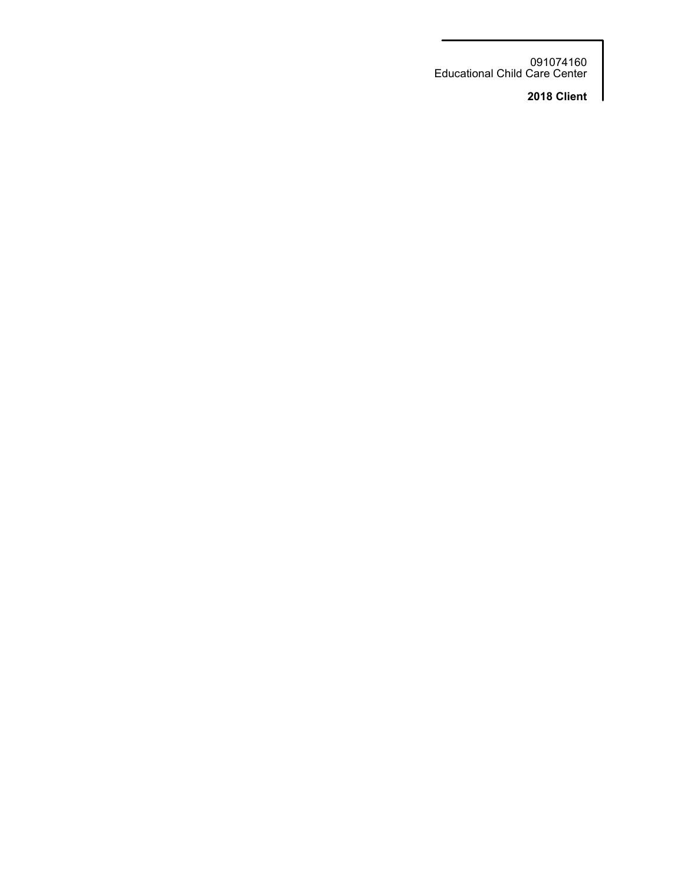091074160
Educational Child Care Center

**2018 Client**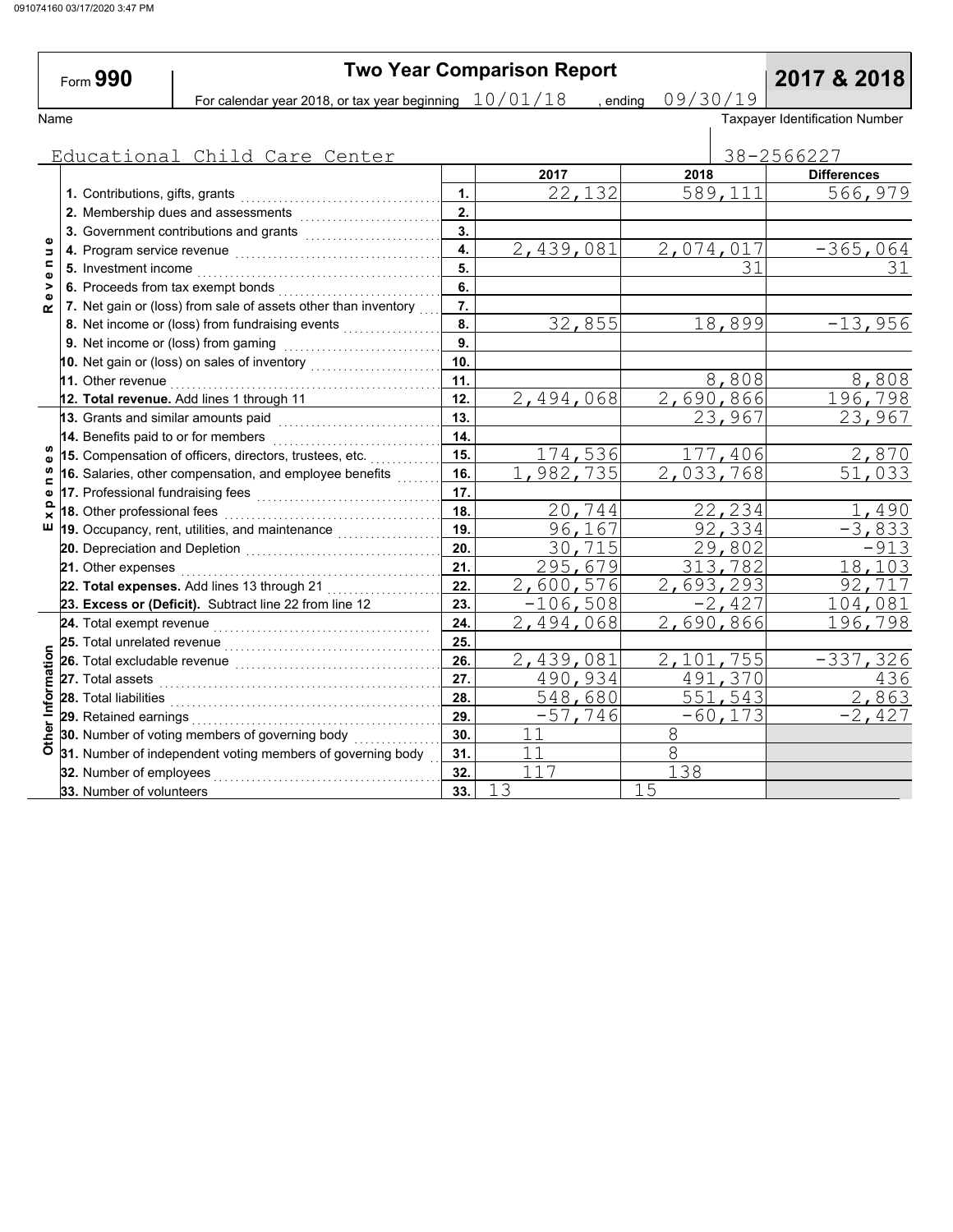# Form 990 — Two Year Comparison Report — 2017 & 2018

For calendar year 2018, or tax year beginning 10/01/18 , ending 09/30/19

Name: Educational Child Care Center

Taxpayer Identification Number: 38-2566227

| Section | Line | | 2017 | 2018 | Differences |
|---|---|---|---|---|---|
| Revenue | 1. Contributions, gifts, grants | 1. | 22,132 | 589,111 | 566,979 |
| | 2. Membership dues and assessments | 2. | | | |
| | 3. Government contributions and grants | 3. | | | |
| | 4. Program service revenue | 4. | 2,439,081 | 2,074,017 | -365,064 |
| | 5. Investment income | 5. | | 31 | 31 |
| | 6. Proceeds from tax exempt bonds | 6. | | | |
| | 7. Net gain or (loss) from sale of assets other than inventory | 7. | | | |
| | 8. Net income or (loss) from fundraising events | 8. | 32,855 | 18,899 | -13,956 |
| | 9. Net income or (loss) from gaming | 9. | | | |
| | 10. Net gain or (loss) on sales of inventory | 10. | | | |
| | 11. Other revenue | 11. | | 8,808 | 8,808 |
| | 12. **Total revenue.** Add lines 1 through 11 | 12. | 2,494,068 | 2,690,866 | 196,798 |
| Expenses | 13. Grants and similar amounts paid | 13. | | 23,967 | 23,967 |
| | 14. Benefits paid to or for members | 14. | | | |
| | 15. Compensation of officers, directors, trustees, etc. | 15. | 174,536 | 177,406 | 2,870 |
| | 16. Salaries, other compensation, and employee benefits | 16. | 1,982,735 | 2,033,768 | 51,033 |
| | 17. Professional fundraising fees | 17. | | | |
| | 18. Other professional fees | 18. | 20,744 | 22,234 | 1,490 |
| | 19. Occupancy, rent, utilities, and maintenance | 19. | 96,167 | 92,334 | -3,833 |
| | 20. Depreciation and Depletion | 20. | 30,715 | 29,802 | -913 |
| | 21. Other expenses | 21. | 295,679 | 313,782 | 18,103 |
| | 22. **Total expenses.** Add lines 13 through 21 | 22. | 2,600,576 | 2,693,293 | 92,717 |
| | 23. **Excess or (Deficit).** Subtract line 22 from line 12 | 23. | -106,508 | -2,427 | 104,081 |
| Other Information | 24. Total exempt revenue | 24. | 2,494,068 | 2,690,866 | 196,798 |
| | 25. Total unrelated revenue | 25. | | | |
| | 26. Total excludable revenue | 26. | 2,439,081 | 2,101,755 | -337,326 |
| | 27. Total assets | 27. | 490,934 | 491,370 | 436 |
| | 28. Total liabilities | 28. | 548,680 | 551,543 | 2,863 |
| | 29. Retained earnings | 29. | -57,746 | -60,173 | -2,427 |
| | 30. Number of voting members of governing body | 30. | 11 | 8 | |
| | 31. Number of independent voting members of governing body | 31. | 11 | 8 | |
| | 32. Number of employees | 32. | 117 | 138 | |
| | 33. Number of volunteers | 33. | 13 | 15 | |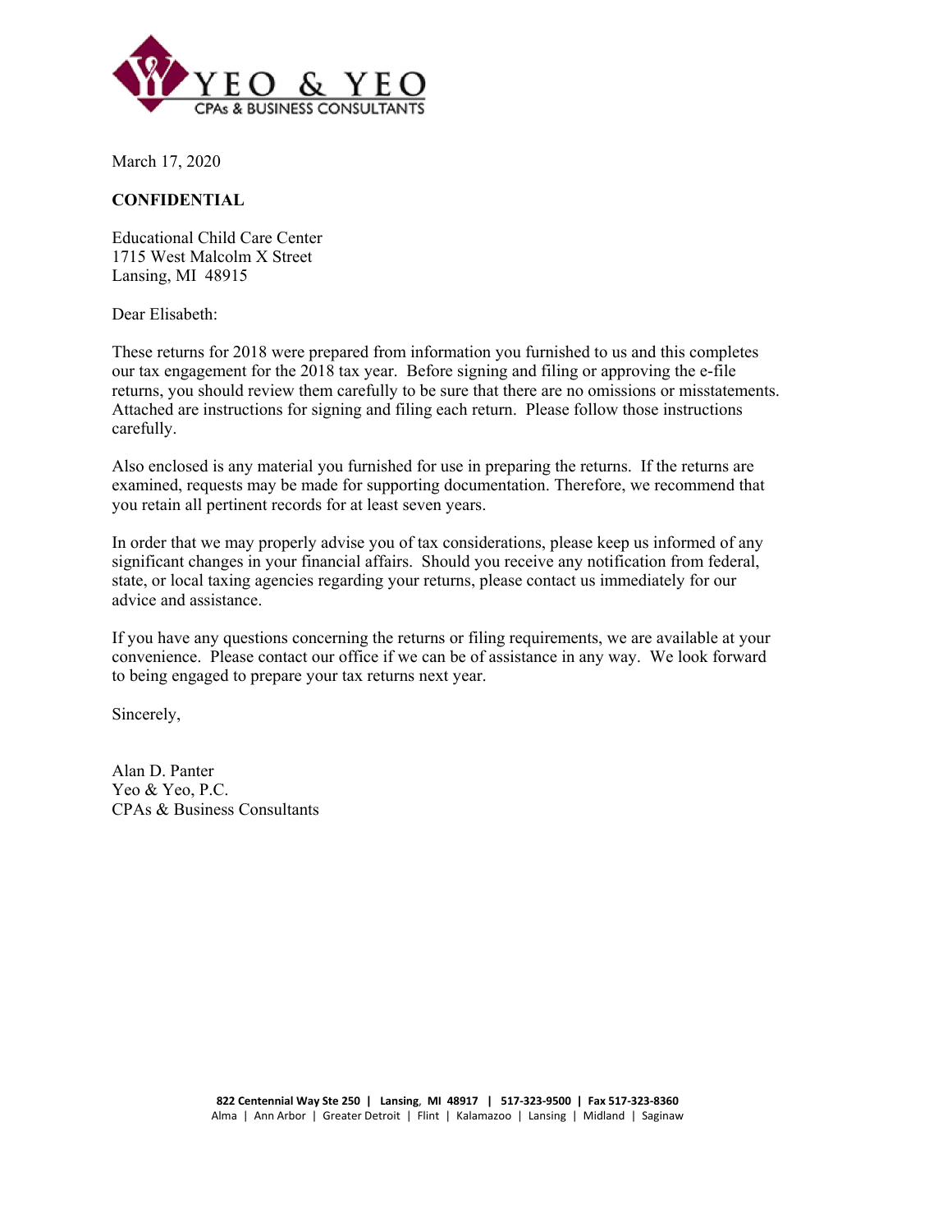YEO & YEO
CPAs & BUSINESS CONSULTANTS

March 17, 2020

**CONFIDENTIAL**

Educational Child Care Center
1715 West Malcolm X Street
Lansing, MI 48915

Dear Elisabeth:

These returns for 2018 were prepared from information you furnished to us and this completes our tax engagement for the 2018 tax year. Before signing and filing or approving the e-file returns, you should review them carefully to be sure that there are no omissions or misstatements. Attached are instructions for signing and filing each return. Please follow those instructions carefully.

Also enclosed is any material you furnished for use in preparing the returns. If the returns are examined, requests may be made for supporting documentation. Therefore, we recommend that you retain all pertinent records for at least seven years.

In order that we may properly advise you of tax considerations, please keep us informed of any significant changes in your financial affairs. Should you receive any notification from federal, state, or local taxing agencies regarding your returns, please contact us immediately for our advice and assistance.

If you have any questions concerning the returns or filing requirements, we are available at your convenience. Please contact our office if we can be of assistance in any way. We look forward to being engaged to prepare your tax returns next year.

Sincerely,

Alan D. Panter
Yeo & Yeo, P.C.
CPAs & Business Consultants

**822 Centennial Way Ste 250 | Lansing, MI 48917 | 517-323-9500 | Fax 517-323-8360**
Alma | Ann Arbor | Greater Detroit | Flint | Kalamazoo | Lansing | Midland | Saginaw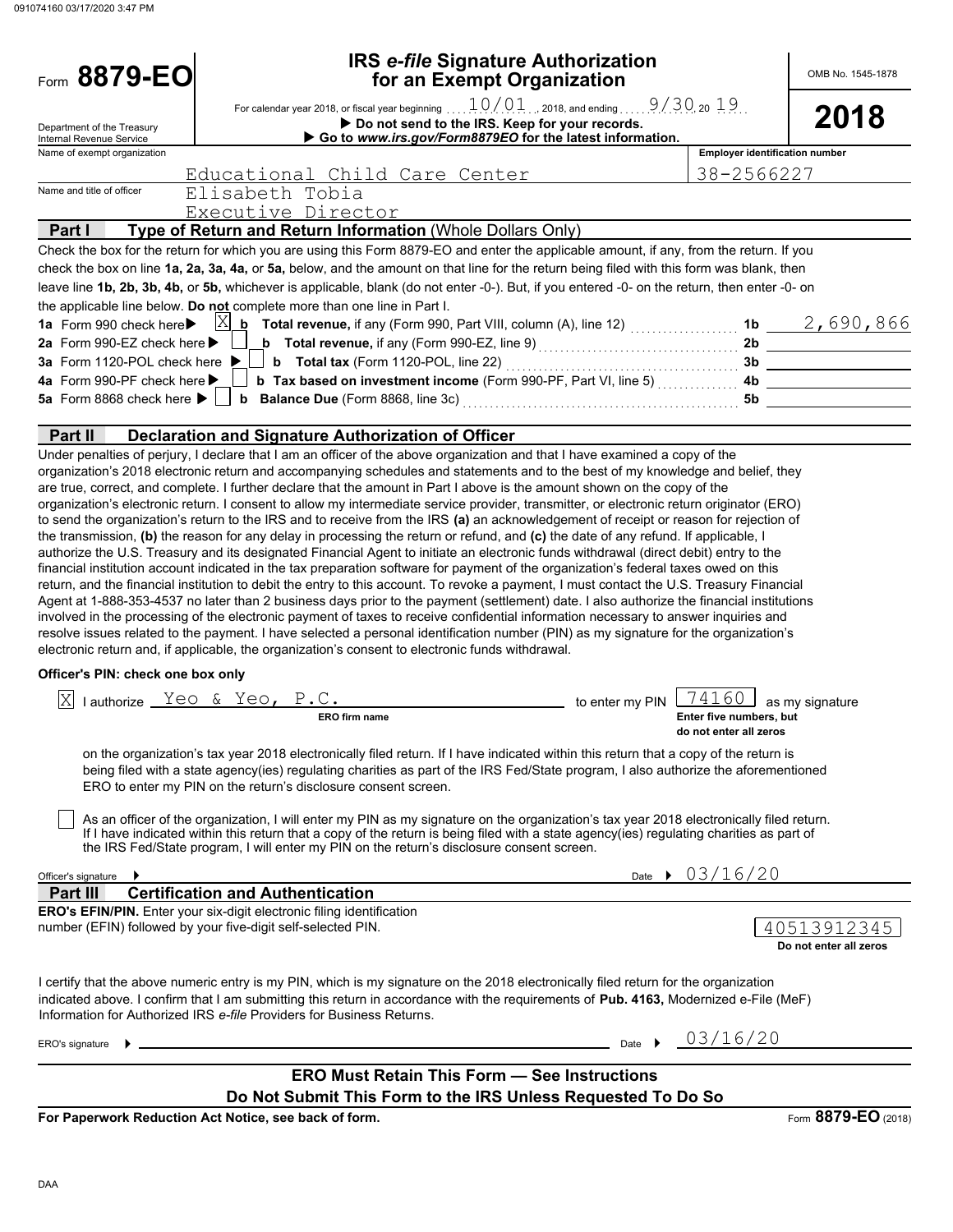Form **8879-EO**

Department of the Treasury
Internal Revenue Service

# IRS *e-file* Signature Authorization for an Exempt Organization

For calendar year 2018, or fiscal year beginning 10/01, 2018, and ending 9/30, 20 19

▶ **Do not send to the IRS. Keep for your records.**

▶ **Go to *www.irs.gov/Form8879EO* for the latest information.**

OMB No. 1545-1878

**2018**

| Name of exempt organization | Employer identification number |
|---|---|
| Educational Child Care Center | 38-2566227 |

Name and title of officer: Elisabeth Tobia
Executive Director

## Part I — Type of Return and Return Information (Whole Dollars Only)

Check the box for the return for which you are using this Form 8879-EO and enter the applicable amount, if any, from the return. If you check the box on line **1a, 2a, 3a, 4a,** or **5a,** below, and the amount on that line for the return being filed with this form was blank, then leave line **1b, 2b, 3b, 4b,** or **5b,** whichever is applicable, blank (do not enter -0-). But, if you entered -0- on the return, then enter -0- on the applicable line below. **Do not** complete more than one line in Part I.

| | | | |
|---|---|---|---|
| **1a** Form 990 check here ▶ [X] | **b** **Total revenue,** if any (Form 990, Part VIII, column (A), line 12) | **1b** | 2,690,866 |
| **2a** Form 990-EZ check here ▶ [ ] | **b** **Total revenue,** if any (Form 990-EZ, line 9) | **2b** | |
| **3a** Form 1120-POL check here ▶ [ ] | **b** **Total tax** (Form 1120-POL, line 22) | **3b** | |
| **4a** Form 990-PF check here ▶ [ ] | **b** **Tax based on investment income** (Form 990-PF, Part VI, line 5) | **4b** | |
| **5a** Form 8868 check here ▶ [ ] | **b** **Balance Due** (Form 8868, line 3c) | **5b** | |

## Part II — Declaration and Signature Authorization of Officer

Under penalties of perjury, I declare that I am an officer of the above organization and that I have examined a copy of the organization's 2018 electronic return and accompanying schedules and statements and to the best of my knowledge and belief, they are true, correct, and complete. I further declare that the amount in Part I above is the amount shown on the copy of the organization's electronic return. I consent to allow my intermediate service provider, transmitter, or electronic return originator (ERO) to send the organization's return to the IRS and to receive from the IRS **(a)** an acknowledgement of receipt or reason for rejection of the transmission, **(b)** the reason for any delay in processing the return or refund, and **(c)** the date of any refund. If applicable, I authorize the U.S. Treasury and its designated Financial Agent to initiate an electronic funds withdrawal (direct debit) entry to the financial institution account indicated in the tax preparation software for payment of the organization's federal taxes owed on this return, and the financial institution to debit the entry to this account. To revoke a payment, I must contact the U.S. Treasury Financial Agent at 1-888-353-4537 no later than 2 business days prior to the payment (settlement) date. I also authorize the financial institutions involved in the processing of the electronic payment of taxes to receive confidential information necessary to answer inquiries and resolve issues related to the payment. I have selected a personal identification number (PIN) as my signature for the organization's electronic return and, if applicable, the organization's consent to electronic funds withdrawal.

**Officer's PIN: check one box only**

[X] I authorize Yeo & Yeo, P.C. (ERO firm name) to enter my PIN 74160 as my signature (Enter five numbers, but do not enter all zeros)

on the organization's tax year 2018 electronically filed return. If I have indicated within this return that a copy of the return is being filed with a state agency(ies) regulating charities as part of the IRS Fed/State program, I also authorize the aforementioned ERO to enter my PIN on the return's disclosure consent screen.

[ ] As an officer of the organization, I will enter my PIN as my signature on the organization's tax year 2018 electronically filed return. If I have indicated within this return that a copy of the return is being filed with a state agency(ies) regulating charities as part of the IRS Fed/State program, I will enter my PIN on the return's disclosure consent screen.

Officer's signature ▶ Date ▶ 03/16/20

## Part III — Certification and Authentication

**ERO's EFIN/PIN.** Enter your six-digit electronic filing identification number (EFIN) followed by your five-digit self-selected PIN.

40513912345
**Do not enter all zeros**

I certify that the above numeric entry is my PIN, which is my signature on the 2018 electronically filed return for the organization indicated above. I confirm that I am submitting this return in accordance with the requirements of **Pub. 4163,** Modernized e-File (MeF) Information for Authorized IRS *e-file* Providers for Business Returns.

ERO's signature ▶ Date ▶ 03/16/20

**ERO Must Retain This Form — See Instructions**

**Do Not Submit This Form to the IRS Unless Requested To Do So**

**For Paperwork Reduction Act Notice, see back of form.** Form **8879-EO** (2018)

DAA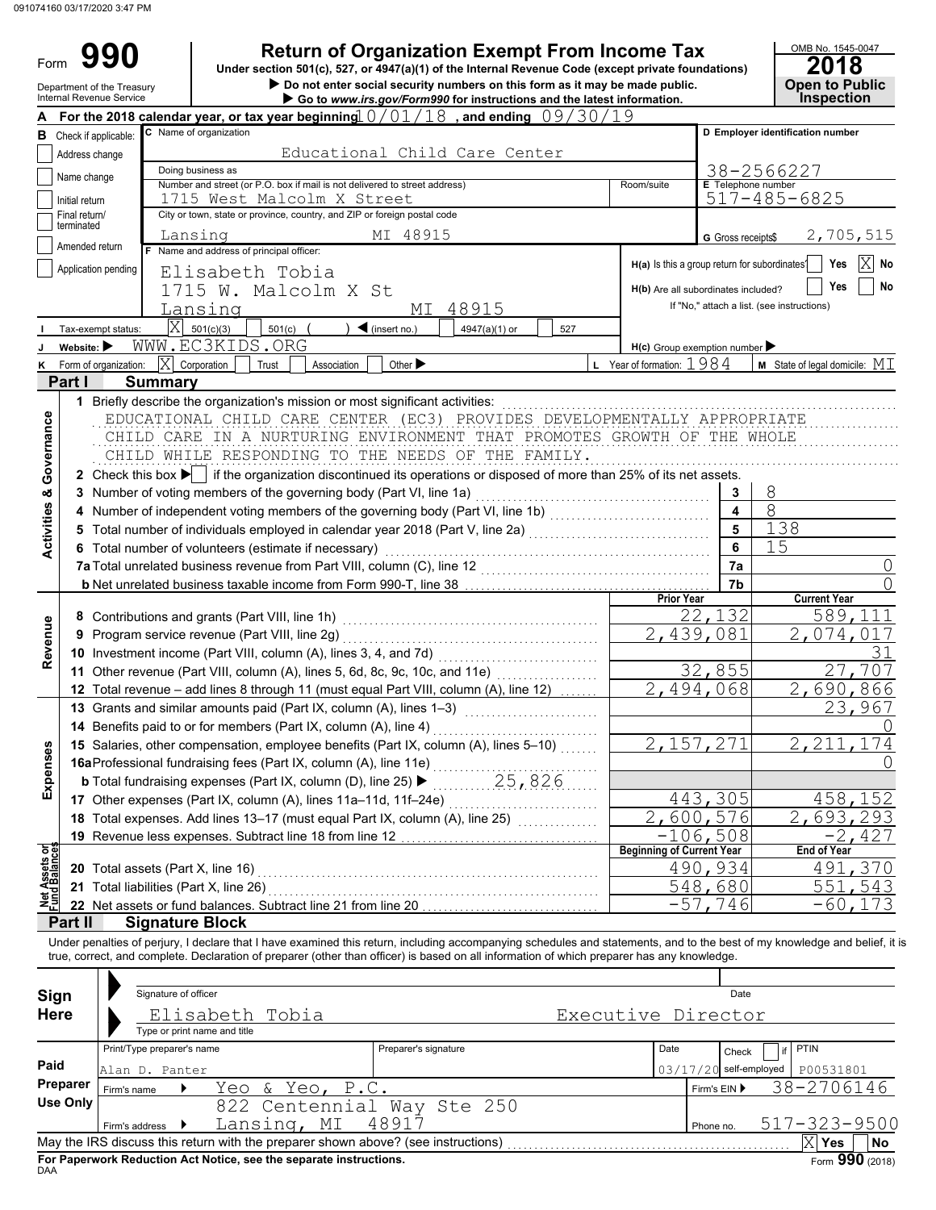091074160 03/17/2020 3:47 PM

Form **990** — Department of the Treasury, Internal Revenue Service

# Return of Organization Exempt From Income Tax

Under section 501(c), 527, or 4947(a)(1) of the Internal Revenue Code (except private foundations)

▶ Do not enter social security numbers on this form as it may be made public.

▶ Go to *www.irs.gov/Form990* for instructions and the latest information.

OMB No. 1545-0047 — **2018** — **Open to Public Inspection**

**A** For the 2018 calendar year, or tax year beginning 10/01/18 , and ending 09/30/19

**B** Check if applicable: Address change / Name change / Initial return / Final return/terminated / Amended return / Application pending

**C** Name of organization: Educational Child Care Center

Doing business as:

Number and street (or P.O. box if mail is not delivered to street address): 1715 West Malcolm X Street — Room/suite:

City or town, state or province, country, and ZIP or foreign postal code: Lansing MI 48915

**D** Employer identification number: 38-2566227

**E** Telephone number: 517-485-6825

**G** Gross receipts$ 2,705,515

**F** Name and address of principal officer: Elisabeth Tobia, 1715 W. Malcolm X St, Lansing MI 48915

**H(a)** Is this a group return for subordinates? Yes [ ] No [X]

**H(b)** Are all subordinates included? Yes [ ] No [ ] — If "No," attach a list. (see instructions)

**I** Tax-exempt status: [X] 501(c)(3) [ ] 501(c) ( ) ◀ (insert no.) [ ] 4947(a)(1) or [ ] 527

**J** Website: ▶ WWW.EC3KIDS.ORG

**H(c)** Group exemption number ▶

**K** Form of organization: [X] Corporation [ ] Trust [ ] Association [ ] Other ▶

**L** Year of formation: 1984 **M** State of legal domicile: MI

## Part I Summary

**Activities & Governance**

1 Briefly describe the organization's mission or most significant activities:
EDUCATIONAL CHILD CARE CENTER (EC3) PROVIDES DEVELOPMENTALLY APPROPRIATE CHILD CARE IN A NURTURING ENVIRONMENT THAT PROMOTES GROWTH OF THE WHOLE CHILD WHILE RESPONDING TO THE NEEDS OF THE FAMILY.

2 Check this box ▶ [ ] if the organization discontinued its operations or disposed of more than 25% of its net assets.

| | | | |
|---|---|---|---|
| 3 | Number of voting members of the governing body (Part VI, line 1a) | 3 | 8 |
| 4 | Number of independent voting members of the governing body (Part VI, line 1b) | 4 | 8 |
| 5 | Total number of individuals employed in calendar year 2018 (Part V, line 2a) | 5 | 138 |
| 6 | Total number of volunteers (estimate if necessary) | 6 | 15 |
| 7a | Total unrelated business revenue from Part VIII, column (C), line 12 | 7a | 0 |
| b | Net unrelated business taxable income from Form 990-T, line 38 | 7b | 0 |

| | | Prior Year | Current Year |
|---|---|---|---|
| **Revenue** | | | |
| 8 | Contributions and grants (Part VIII, line 1h) | 22,132 | 589,111 |
| 9 | Program service revenue (Part VIII, line 2g) | 2,439,081 | 2,074,017 |
| 10 | Investment income (Part VIII, column (A), lines 3, 4, and 7d) | | 31 |
| 11 | Other revenue (Part VIII, column (A), lines 5, 6d, 8c, 9c, 10c, and 11e) | 32,855 | 27,707 |
| 12 | Total revenue – add lines 8 through 11 (must equal Part VIII, column (A), line 12) | 2,494,068 | 2,690,866 |
| **Expenses** | | | |
| 13 | Grants and similar amounts paid (Part IX, column (A), lines 1–3) | | 23,967 |
| 14 | Benefits paid to or for members (Part IX, column (A), line 4) | | 0 |
| 15 | Salaries, other compensation, employee benefits (Part IX, column (A), lines 5–10) | 2,157,271 | 2,211,174 |
| 16a | Professional fundraising fees (Part IX, column (A), line 11e) | | 0 |
| b | Total fundraising expenses (Part IX, column (D), line 25) ▶ 25,826 | | |
| 17 | Other expenses (Part IX, column (A), lines 11a–11d, 11f–24e) | 443,305 | 458,152 |
| 18 | Total expenses. Add lines 13–17 (must equal Part IX, column (A), line 25) | 2,600,576 | 2,693,293 |
| 19 | Revenue less expenses. Subtract line 18 from line 12 | -106,508 | -2,427 |
| **Net Assets or Fund Balances** | | **Beginning of Current Year** | **End of Year** |
| 20 | Total assets (Part X, line 16) | 490,934 | 491,370 |
| 21 | Total liabilities (Part X, line 26) | 548,680 | 551,543 |
| 22 | Net assets or fund balances. Subtract line 21 from line 20 | -57,746 | -60,173 |

## Part II Signature Block

Under penalties of perjury, I declare that I have examined this return, including accompanying schedules and statements, and to the best of my knowledge and belief, it is true, correct, and complete. Declaration of preparer (other than officer) is based on all information of which preparer has any knowledge.

**Sign Here**

Signature of officer — Date

Elisabeth Tobia — Executive Director

Type or print name and title

**Paid Preparer Use Only**

| Print/Type preparer's name | Preparer's signature | Date | Check [ ] if self-employed | PTIN |
|---|---|---|---|---|
| Alan D. Panter | | 03/17/20 | | P00531801 |

Firm's name ▶ Yeo & Yeo, P.C. — Firm's EIN ▶ 38-2706146

Firm's address ▶ 822 Centennial Way Ste 250, Lansing, MI 48917 — Phone no. 517-323-9500

May the IRS discuss this return with the preparer shown above? (see instructions) [X] Yes [ ] No

**For Paperwork Reduction Act Notice, see the separate instructions.**

DAA — Form **990** (2018)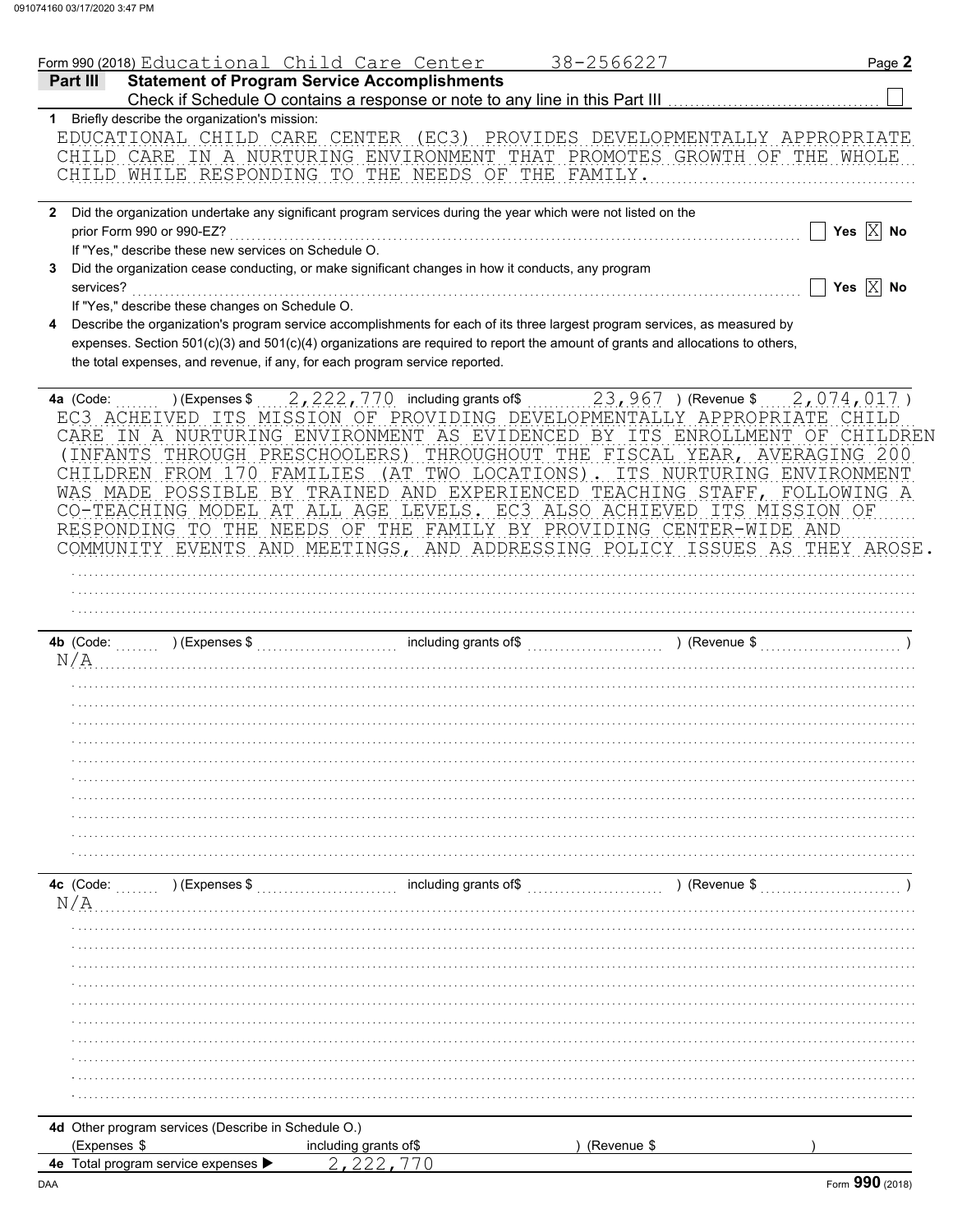Form 990 (2018) Educational Child Care Center 38-2566227 Page **2**

## Part III Statement of Program Service Accomplishments

Check if Schedule O contains a response or note to any line in this Part III [ ]

**1** Briefly describe the organization's mission:

EDUCATIONAL CHILD CARE CENTER (EC3) PROVIDES DEVELOPMENTALLY APPROPRIATE CHILD CARE IN A NURTURING ENVIRONMENT THAT PROMOTES GROWTH OF THE WHOLE CHILD WHILE RESPONDING TO THE NEEDS OF THE FAMILY.

**2** Did the organization undertake any significant program services during the year which were not listed on the prior Form 990 or 990-EZ? [ ] Yes [X] No

If "Yes," describe these new services on Schedule O.

**3** Did the organization cease conducting, or make significant changes in how it conducts, any program services? [ ] Yes [X] No

If "Yes," describe these changes on Schedule O.

**4** Describe the organization's program service accomplishments for each of its three largest program services, as measured by expenses. Section 501(c)(3) and 501(c)(4) organizations are required to report the amount of grants and allocations to others, the total expenses, and revenue, if any, for each program service reported.

**4a** (Code: ) (Expenses $ 2,222,770 including grants of$ 23,967 ) (Revenue $ 2,074,017 )

EC3 ACHEIVED ITS MISSION OF PROVIDING DEVELOPMENTALLY APPROPRIATE CHILD CARE IN A NURTURING ENVIRONMENT AS EVIDENCED BY ITS ENROLLMENT OF CHILDREN (INFANTS THROUGH PRESCHOOLERS) THROUGHOUT THE FISCAL YEAR, AVERAGING 200 CHILDREN FROM 170 FAMILIES (AT TWO LOCATIONS). ITS NURTURING ENVIRONMENT WAS MADE POSSIBLE BY TRAINED AND EXPERIENCED TEACHING STAFF, FOLLOWING A CO-TEACHING MODEL AT ALL AGE LEVELS. EC3 ALSO ACHIEVED ITS MISSION OF RESPONDING TO THE NEEDS OF THE FAMILY BY PROVIDING CENTER-WIDE AND COMMUNITY EVENTS AND MEETINGS, AND ADDRESSING POLICY ISSUES AS THEY AROSE.

**4b** (Code: ) (Expenses $ including grants of$ ) (Revenue $ )

N/A

**4c** (Code: ) (Expenses $ including grants of$ ) (Revenue $ )

N/A

**4d** Other program services (Describe in Schedule O.)

(Expenses $ including grants of$ ) (Revenue $ )

**4e** Total program service expenses ▶ 2,222,770

Form **990** (2018)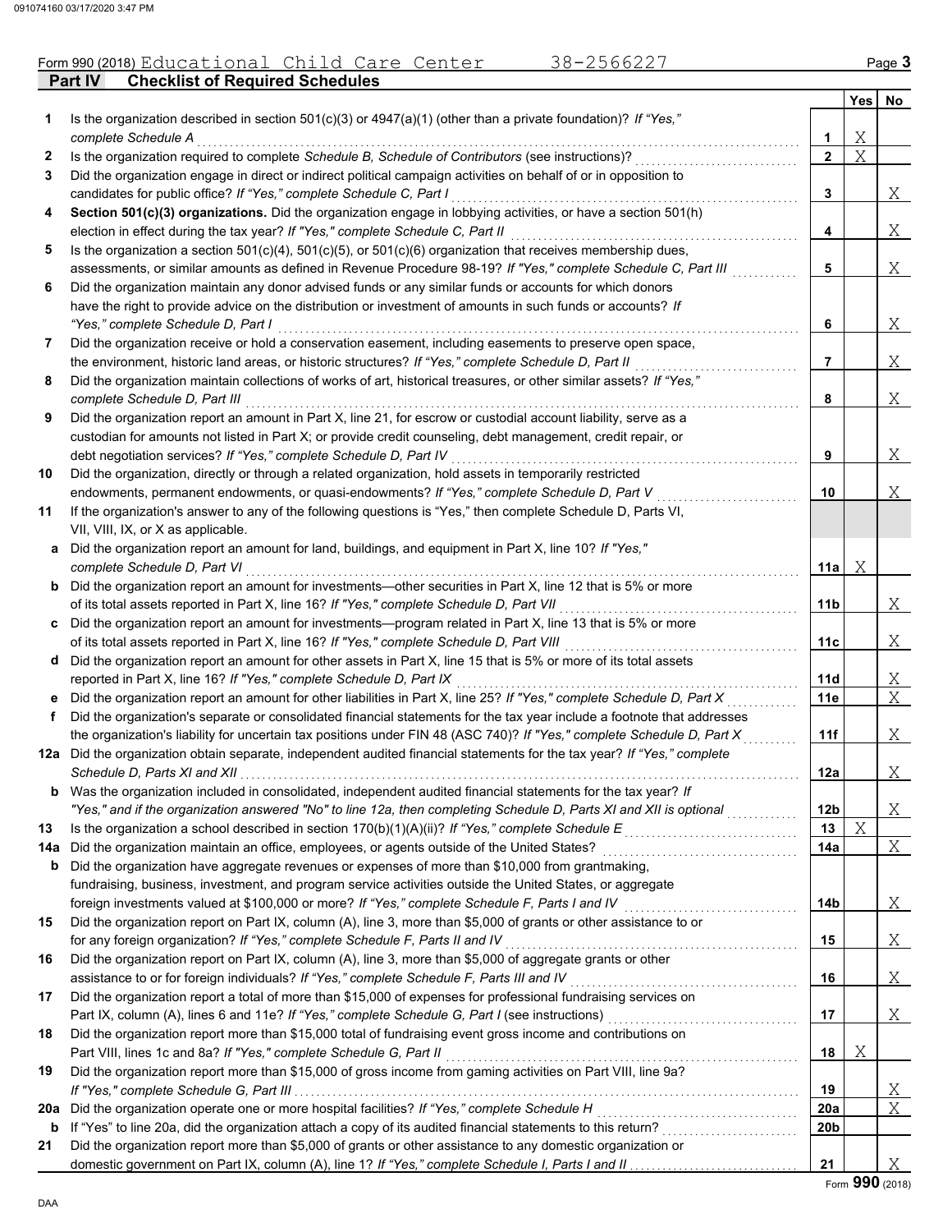Form 990 (2018) Educational Child Care Center 38-2566227 Page 3

## Part IV Checklist of Required Schedules

| | | | Yes | No |
|---|---|---|---|---|
| 1 | Is the organization described in section 501(c)(3) or 4947(a)(1) (other than a private foundation)? *If "Yes," complete Schedule A* | 1 | X | |
| 2 | Is the organization required to complete *Schedule B, Schedule of Contributors* (see instructions)? | 2 | X | |
| 3 | Did the organization engage in direct or indirect political campaign activities on behalf of or in opposition to candidates for public office? *If "Yes," complete Schedule C, Part I* | 3 | | X |
| 4 | **Section 501(c)(3) organizations.** Did the organization engage in lobbying activities, or have a section 501(h) election in effect during the tax year? *If "Yes," complete Schedule C, Part II* | 4 | | X |
| 5 | Is the organization a section 501(c)(4), 501(c)(5), or 501(c)(6) organization that receives membership dues, assessments, or similar amounts as defined in Revenue Procedure 98-19? *If "Yes," complete Schedule C, Part III* | 5 | | X |
| 6 | Did the organization maintain any donor advised funds or any similar funds or accounts for which donors have the right to provide advice on the distribution or investment of amounts in such funds or accounts? *If "Yes," complete Schedule D, Part I* | 6 | | X |
| 7 | Did the organization receive or hold a conservation easement, including easements to preserve open space, the environment, historic land areas, or historic structures? *If "Yes," complete Schedule D, Part II* | 7 | | X |
| 8 | Did the organization maintain collections of works of art, historical treasures, or other similar assets? *If "Yes," complete Schedule D, Part III* | 8 | | X |
| 9 | Did the organization report an amount in Part X, line 21, for escrow or custodial account liability, serve as a custodian for amounts not listed in Part X; or provide credit counseling, debt management, credit repair, or debt negotiation services? *If "Yes," complete Schedule D, Part IV* | 9 | | X |
| 10 | Did the organization, directly or through a related organization, hold assets in temporarily restricted endowments, permanent endowments, or quasi-endowments? *If "Yes," complete Schedule D, Part V* | 10 | | X |
| 11 | If the organization's answer to any of the following questions is "Yes," then complete Schedule D, Parts VI, VII, VIII, IX, or X as applicable. | | | |
| a | Did the organization report an amount for land, buildings, and equipment in Part X, line 10? *If "Yes," complete Schedule D, Part VI* | 11a | X | |
| b | Did the organization report an amount for investments—other securities in Part X, line 12 that is 5% or more of its total assets reported in Part X, line 16? *If "Yes," complete Schedule D, Part VII* | 11b | | X |
| c | Did the organization report an amount for investments—program related in Part X, line 13 that is 5% or more of its total assets reported in Part X, line 16? *If "Yes," complete Schedule D, Part VIII* | 11c | | X |
| d | Did the organization report an amount for other assets in Part X, line 15 that is 5% or more of its total assets reported in Part X, line 16? *If "Yes," complete Schedule D, Part IX* | 11d | | X |
| e | Did the organization report an amount for other liabilities in Part X, line 25? *If "Yes," complete Schedule D, Part X* | 11e | | X |
| f | Did the organization's separate or consolidated financial statements for the tax year include a footnote that addresses the organization's liability for uncertain tax positions under FIN 48 (ASC 740)? *If "Yes," complete Schedule D, Part X* | 11f | | X |
| 12a | Did the organization obtain separate, independent audited financial statements for the tax year? *If "Yes," complete Schedule D, Parts XI and XII* | 12a | | X |
| b | Was the organization included in consolidated, independent audited financial statements for the tax year? *If "Yes," and if the organization answered "No" to line 12a, then completing Schedule D, Parts XI and XII is optional* | 12b | | X |
| 13 | Is the organization a school described in section 170(b)(1)(A)(ii)? *If "Yes," complete Schedule E* | 13 | X | |
| 14a | Did the organization maintain an office, employees, or agents outside of the United States? | 14a | | X |
| b | Did the organization have aggregate revenues or expenses of more than $10,000 from grantmaking, fundraising, business, investment, and program service activities outside the United States, or aggregate foreign investments valued at $100,000 or more? *If "Yes," complete Schedule F, Parts I and IV* | 14b | | X |
| 15 | Did the organization report on Part IX, column (A), line 3, more than $5,000 of grants or other assistance to or for any foreign organization? *If "Yes," complete Schedule F, Parts II and IV* | 15 | | X |
| 16 | Did the organization report on Part IX, column (A), line 3, more than $5,000 of aggregate grants or other assistance to or for foreign individuals? *If "Yes," complete Schedule F, Parts III and IV* | 16 | | X |
| 17 | Did the organization report a total of more than $15,000 of expenses for professional fundraising services on Part IX, column (A), lines 6 and 11e? *If "Yes," complete Schedule G, Part I* (see instructions) | 17 | | X |
| 18 | Did the organization report more than $15,000 total of fundraising event gross income and contributions on Part VIII, lines 1c and 8a? *If "Yes," complete Schedule G, Part II* | 18 | X | |
| 19 | Did the organization report more than $15,000 of gross income from gaming activities on Part VIII, line 9a? *If "Yes," complete Schedule G, Part III* | 19 | | X |
| 20a | Did the organization operate one or more hospital facilities? *If "Yes," complete Schedule H* | 20a | | X |
| b | If "Yes" to line 20a, did the organization attach a copy of its audited financial statements to this return? | 20b | | |
| 21 | Did the organization report more than $5,000 of grants or other assistance to any domestic organization or domestic government on Part IX, column (A), line 1? *If "Yes," complete Schedule I, Parts I and II* | 21 | | X |

Form **990** (2018)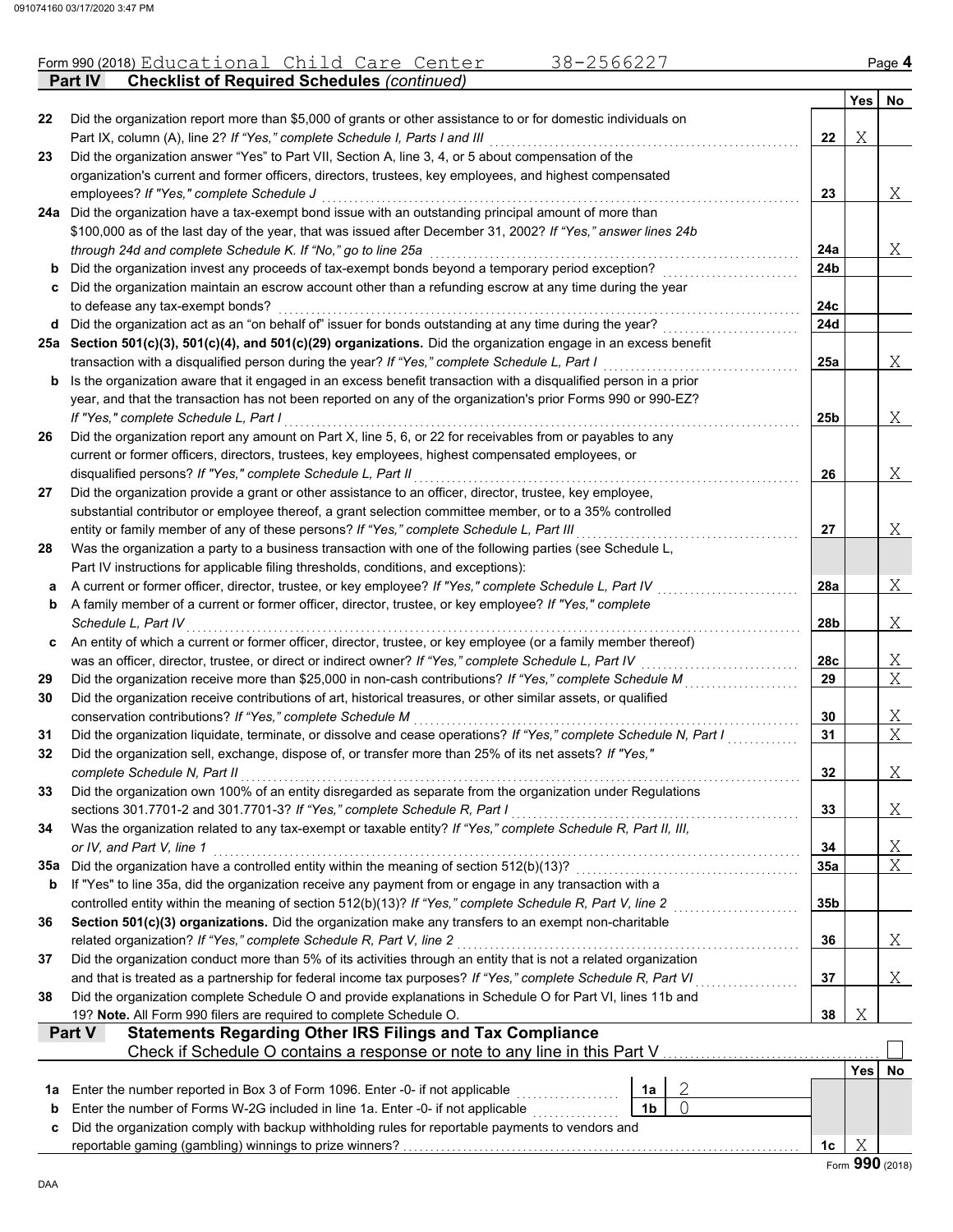Form 990 (2018) Educational Child Care Center 38-2566227 Page 4

**Part IV Checklist of Required Schedules** *(continued)*

| | | | Yes | No |
|---|---|---|---|---|
| 22 | Did the organization report more than $5,000 of grants or other assistance to or for domestic individuals on Part IX, column (A), line 2? *If "Yes," complete Schedule I, Parts I and III* | 22 | X | |
| 23 | Did the organization answer "Yes" to Part VII, Section A, line 3, 4, or 5 about compensation of the organization's current and former officers, directors, trustees, key employees, and highest compensated employees? *If "Yes," complete Schedule J* | 23 | | X |
| 24a | Did the organization have a tax-exempt bond issue with an outstanding principal amount of more than $100,000 as of the last day of the year, that was issued after December 31, 2002? *If "Yes," answer lines 24b through 24d and complete Schedule K. If "No," go to line 25a* | 24a | | X |
| b | Did the organization invest any proceeds of tax-exempt bonds beyond a temporary period exception? | 24b | | |
| c | Did the organization maintain an escrow account other than a refunding escrow at any time during the year to defease any tax-exempt bonds? | 24c | | |
| d | Did the organization act as an "on behalf of" issuer for bonds outstanding at any time during the year? | 24d | | |
| 25a | **Section 501(c)(3), 501(c)(4), and 501(c)(29) organizations.** Did the organization engage in an excess benefit transaction with a disqualified person during the year? *If "Yes," complete Schedule L, Part I* | 25a | | X |
| b | Is the organization aware that it engaged in an excess benefit transaction with a disqualified person in a prior year, and that the transaction has not been reported on any of the organization's prior Forms 990 or 990-EZ? *If "Yes," complete Schedule L, Part I* | 25b | | X |
| 26 | Did the organization report any amount on Part X, line 5, 6, or 22 for receivables from or payables to any current or former officers, directors, trustees, key employees, highest compensated employees, or disqualified persons? *If "Yes," complete Schedule L, Part II* | 26 | | X |
| 27 | Did the organization provide a grant or other assistance to an officer, director, trustee, key employee, substantial contributor or employee thereof, a grant selection committee member, or to a 35% controlled entity or family member of any of these persons? *If "Yes," complete Schedule L, Part III* | 27 | | X |
| 28 | Was the organization a party to a business transaction with one of the following parties (see Schedule L, Part IV instructions for applicable filing thresholds, conditions, and exceptions): | | | |
| a | A current or former officer, director, trustee, or key employee? *If "Yes," complete Schedule L, Part IV* | 28a | | X |
| b | A family member of a current or former officer, director, trustee, or key employee? *If "Yes," complete Schedule L, Part IV* | 28b | | X |
| c | An entity of which a current or former officer, director, trustee, or key employee (or a family member thereof) was an officer, director, trustee, or direct or indirect owner? *If "Yes," complete Schedule L, Part IV* | 28c | | X |
| 29 | Did the organization receive more than $25,000 in non-cash contributions? *If "Yes," complete Schedule M* | 29 | | X |
| 30 | Did the organization receive contributions of art, historical treasures, or other similar assets, or qualified conservation contributions? *If "Yes," complete Schedule M* | 30 | | X |
| 31 | Did the organization liquidate, terminate, or dissolve and cease operations? *If "Yes," complete Schedule N, Part I* | 31 | | X |
| 32 | Did the organization sell, exchange, dispose of, or transfer more than 25% of its net assets? *If "Yes," complete Schedule N, Part II* | 32 | | X |
| 33 | Did the organization own 100% of an entity disregarded as separate from the organization under Regulations sections 301.7701-2 and 301.7701-3? *If "Yes," complete Schedule R, Part I* | 33 | | X |
| 34 | Was the organization related to any tax-exempt or taxable entity? *If "Yes," complete Schedule R, Part II, III, or IV, and Part V, line 1* | 34 | | X |
| 35a | Did the organization have a controlled entity within the meaning of section 512(b)(13)? | 35a | | X |
| b | If "Yes" to line 35a, did the organization receive any payment from or engage in any transaction with a controlled entity within the meaning of section 512(b)(13)? *If "Yes," complete Schedule R, Part V, line 2* | 35b | | |
| 36 | **Section 501(c)(3) organizations.** Did the organization make any transfers to an exempt non-charitable related organization? *If "Yes," complete Schedule R, Part V, line 2* | 36 | | X |
| 37 | Did the organization conduct more than 5% of its activities through an entity that is not a related organization and that is treated as a partnership for federal income tax purposes? *If "Yes," complete Schedule R, Part VI* | 37 | | X |
| 38 | Did the organization complete Schedule O and provide explanations in Schedule O for Part VI, lines 11b and 19? **Note.** All Form 990 filers are required to complete Schedule O. | 38 | X | |

**Part V Statements Regarding Other IRS Filings and Tax Compliance**

Check if Schedule O contains a response or note to any line in this Part V ☐

| | | | | | Yes | No |
|---|---|---|---|---|---|---|
| 1a | Enter the number reported in Box 3 of Form 1096. Enter -0- if not applicable | 1a | 2 | | | |
| b | Enter the number of Forms W-2G included in line 1a. Enter -0- if not applicable | 1b | 0 | | | |
| c | Did the organization comply with backup withholding rules for reportable payments to vendors and reportable gaming (gambling) winnings to prize winners? | | | 1c | X | |

Form **990** (2018)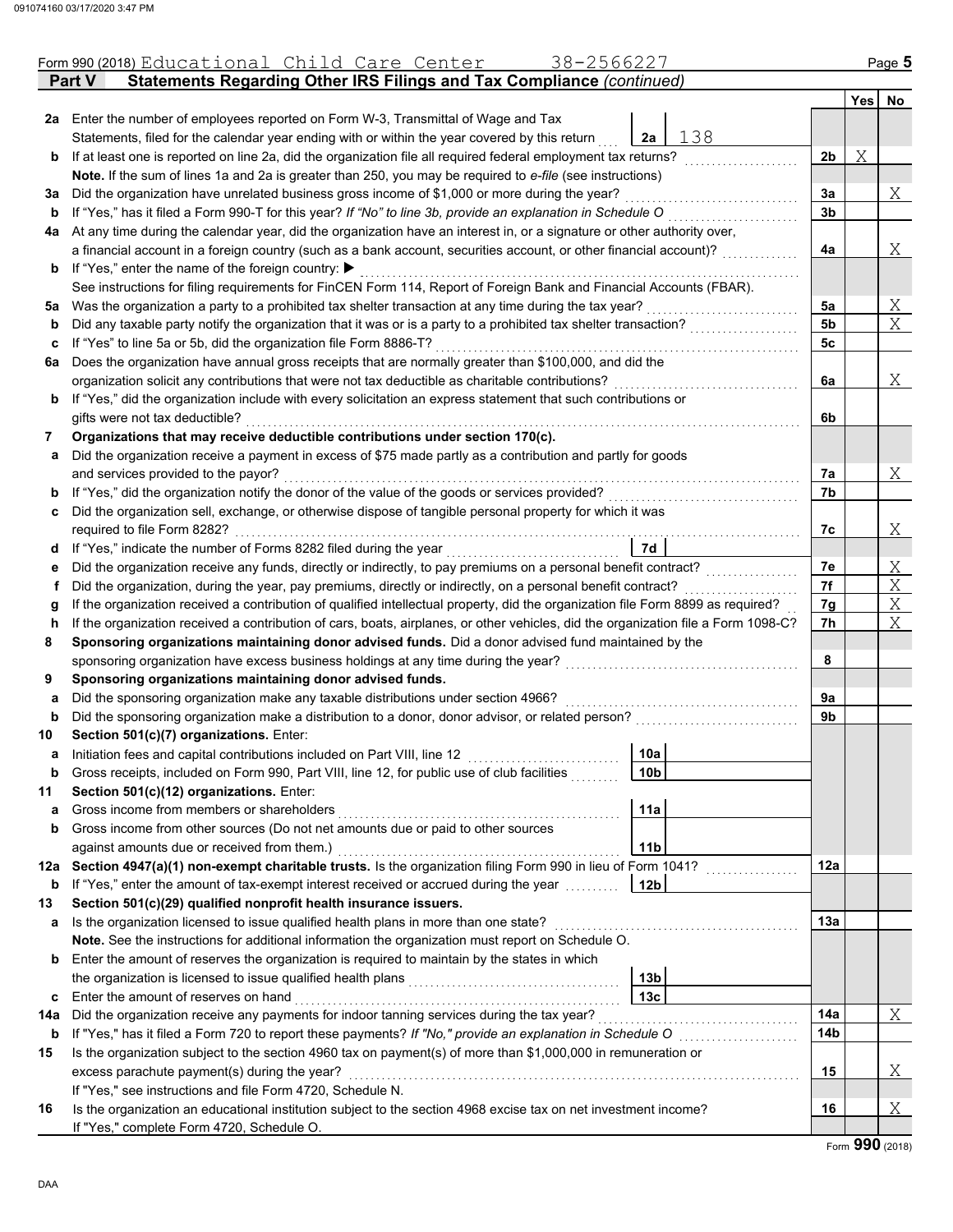Form 990 (2018) Educational Child Care Center 38-2566227

## Part V Statements Regarding Other IRS Filings and Tax Compliance *(continued)*

| | | | | Yes | No |
|---|---|---|---|---|---|
| 2a | Enter the number of employees reported on Form W-3, Transmittal of Wage and Tax Statements, filed for the calendar year ending with or within the year covered by this return | 2a: 138 | | | |
| b | If at least one is reported on line 2a, did the organization file all required federal employment tax returns? | | 2b | X | |
| | **Note.** If the sum of lines 1a and 2a is greater than 250, you may be required to *e-file* (see instructions) | | | | |
| 3a | Did the organization have unrelated business gross income of $1,000 or more during the year? | | 3a | | X |
| b | If "Yes," has it filed a Form 990-T for this year? *If "No" to line 3b, provide an explanation in Schedule O* | | 3b | | |
| 4a | At any time during the calendar year, did the organization have an interest in, or a signature or other authority over, a financial account in a foreign country (such as a bank account, securities account, or other financial account)? | | 4a | | X |
| b | If "Yes," enter the name of the foreign country: ▶ | | | | |
| | See instructions for filing requirements for FinCEN Form 114, Report of Foreign Bank and Financial Accounts (FBAR). | | | | |
| 5a | Was the organization a party to a prohibited tax shelter transaction at any time during the tax year? | | 5a | | X |
| b | Did any taxable party notify the organization that it was or is a party to a prohibited tax shelter transaction? | | 5b | | X |
| c | If "Yes" to line 5a or 5b, did the organization file Form 8886-T? | | 5c | | |
| 6a | Does the organization have annual gross receipts that are normally greater than $100,000, and did the organization solicit any contributions that were not tax deductible as charitable contributions? | | 6a | | X |
| b | If "Yes," did the organization include with every solicitation an express statement that such contributions or gifts were not tax deductible? | | 6b | | |
| 7 | **Organizations that may receive deductible contributions under section 170(c).** | | | | |
| a | Did the organization receive a payment in excess of $75 made partly as a contribution and partly for goods and services provided to the payor? | | 7a | | X |
| b | If "Yes," did the organization notify the donor of the value of the goods or services provided? | | 7b | | |
| c | Did the organization sell, exchange, or otherwise dispose of tangible personal property for which it was required to file Form 8282? | | 7c | | X |
| d | If "Yes," indicate the number of Forms 8282 filed during the year | 7d | | | |
| e | Did the organization receive any funds, directly or indirectly, to pay premiums on a personal benefit contract? | | 7e | | X |
| f | Did the organization, during the year, pay premiums, directly or indirectly, on a personal benefit contract? | | 7f | | X |
| g | If the organization received a contribution of qualified intellectual property, did the organization file Form 8899 as required? | | 7g | | X |
| h | If the organization received a contribution of cars, boats, airplanes, or other vehicles, did the organization file a Form 1098-C? | | 7h | | X |
| 8 | **Sponsoring organizations maintaining donor advised funds.** Did a donor advised fund maintained by the sponsoring organization have excess business holdings at any time during the year? | | 8 | | |
| 9 | **Sponsoring organizations maintaining donor advised funds.** | | | | |
| a | Did the sponsoring organization make any taxable distributions under section 4966? | | 9a | | |
| b | Did the sponsoring organization make a distribution to a donor, donor advisor, or related person? | | 9b | | |
| 10 | **Section 501(c)(7) organizations.** Enter: | | | | |
| a | Initiation fees and capital contributions included on Part VIII, line 12 | 10a | | | |
| b | Gross receipts, included on Form 990, Part VIII, line 12, for public use of club facilities | 10b | | | |
| 11 | **Section 501(c)(12) organizations.** Enter: | | | | |
| a | Gross income from members or shareholders | 11a | | | |
| b | Gross income from other sources (Do not net amounts due or paid to other sources against amounts due or received from them.) | 11b | | | |
| 12a | **Section 4947(a)(1) non-exempt charitable trusts.** Is the organization filing Form 990 in lieu of Form 1041? | | 12a | | |
| b | If "Yes," enter the amount of tax-exempt interest received or accrued during the year | 12b | | | |
| 13 | **Section 501(c)(29) qualified nonprofit health insurance issuers.** | | | | |
| a | Is the organization licensed to issue qualified health plans in more than one state? | | 13a | | |
| | **Note.** See the instructions for additional information the organization must report on Schedule O. | | | | |
| b | Enter the amount of reserves the organization is required to maintain by the states in which the organization is licensed to issue qualified health plans | 13b | | | |
| c | Enter the amount of reserves on hand | 13c | | | |
| 14a | Did the organization receive any payments for indoor tanning services during the tax year? | | 14a | | X |
| b | If "Yes," has it filed a Form 720 to report these payments? *If "No," provide an explanation in Schedule O* | | 14b | | |
| 15 | Is the organization subject to the section 4960 tax on payment(s) of more than $1,000,000 in remuneration or excess parachute payment(s) during the year? | | 15 | | X |
| | If "Yes," see instructions and file Form 4720, Schedule N. | | | | |
| 16 | Is the organization an educational institution subject to the section 4968 excise tax on net investment income? | | 16 | | X |
| | If "Yes," complete Form 4720, Schedule O. | | | | |

Form **990** (2018)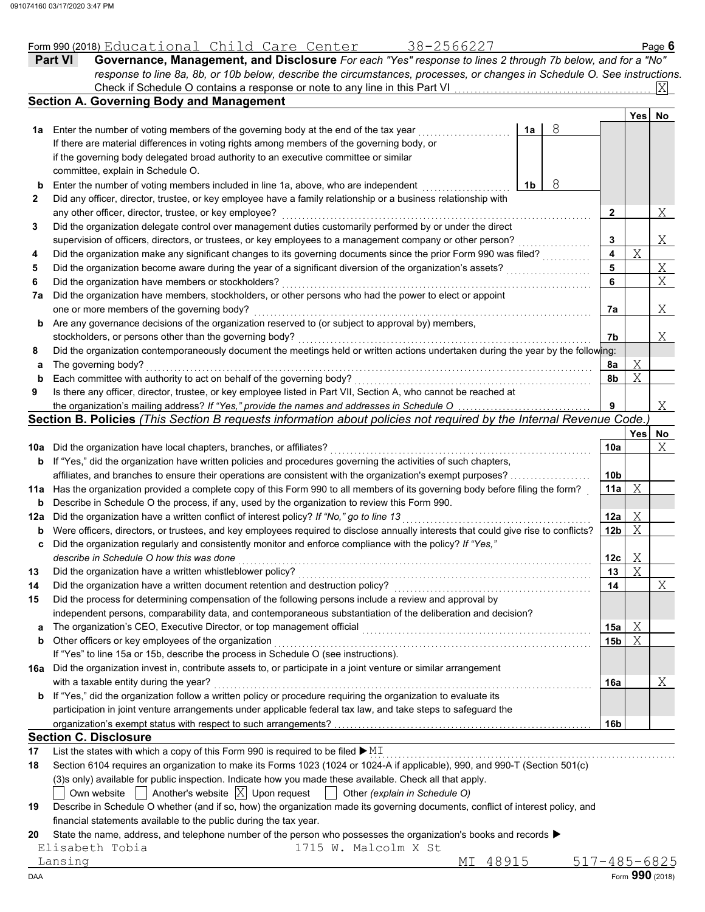Form 990 (2018) Educational Child Care Center 38-2566227

## Part VI Governance, Management, and Disclosure

*For each "Yes" response to lines 2 through 7b below, and for a "No" response to line 8a, 8b, or 10b below, describe the circumstances, processes, or changes in Schedule O. See instructions.*

Check if Schedule O contains a response or note to any line in this Part VI .......... [X]

### Section A. Governing Body and Management

| | | | | Yes | No |
|---|---|---|---|---|---|
| **1a** | Enter the number of voting members of the governing body at the end of the tax year | 1a | 8 | | |
| | If there are material differences in voting rights among members of the governing body, or if the governing body delegated broad authority to an executive committee or similar committee, explain in Schedule O. | | | | |
| **b** | Enter the number of voting members included in line 1a, above, who are independent | 1b | 8 | | |
| **2** | Did any officer, director, trustee, or key employee have a family relationship or a business relationship with any other officer, director, trustee, or key employee? | 2 | | | X |
| **3** | Did the organization delegate control over management duties customarily performed by or under the direct supervision of officers, directors, or trustees, or key employees to a management company or other person? | 3 | | | X |
| **4** | Did the organization make any significant changes to its governing documents since the prior Form 990 was filed? | 4 | | X | |
| **5** | Did the organization become aware during the year of a significant diversion of the organization's assets? | 5 | | | X |
| **6** | Did the organization have members or stockholders? | 6 | | | X |
| **7a** | Did the organization have members, stockholders, or other persons who had the power to elect or appoint one or more members of the governing body? | 7a | | | X |
| **b** | Are any governance decisions of the organization reserved to (or subject to approval by) members, stockholders, or persons other than the governing body? | 7b | | | X |
| **8** | Did the organization contemporaneously document the meetings held or written actions undertaken during the year by the following: | | | | |
| **a** | The governing body? | 8a | | X | |
| **b** | Each committee with authority to act on behalf of the governing body? | 8b | | X | |
| **9** | Is there any officer, director, trustee, or key employee listed in Part VII, Section A, who cannot be reached at the organization's mailing address? *If "Yes," provide the names and addresses in Schedule O* | 9 | | | X |

### Section B. Policies *(This Section B requests information about policies not required by the Internal Revenue Code.)*

| | | | Yes | No |
|---|---|---|---|---|
| **10a** | Did the organization have local chapters, branches, or affiliates? | 10a | | X |
| **b** | If "Yes," did the organization have written policies and procedures governing the activities of such chapters, affiliates, and branches to ensure their operations are consistent with the organization's exempt purposes? | 10b | | |
| **11a** | Has the organization provided a complete copy of this Form 990 to all members of its governing body before filing the form? | 11a | X | |
| **b** | Describe in Schedule O the process, if any, used by the organization to review this Form 990. | | | |
| **12a** | Did the organization have a written conflict of interest policy? *If "No," go to line 13* | 12a | X | |
| **b** | Were officers, directors, or trustees, and key employees required to disclose annually interests that could give rise to conflicts? | 12b | X | |
| **c** | Did the organization regularly and consistently monitor and enforce compliance with the policy? *If "Yes," describe in Schedule O how this was done* | 12c | X | |
| **13** | Did the organization have a written whistleblower policy? | 13 | X | |
| **14** | Did the organization have a written document retention and destruction policy? | 14 | | X |
| **15** | Did the process for determining compensation of the following persons include a review and approval by independent persons, comparability data, and contemporaneous substantiation of the deliberation and decision? | | | |
| **a** | The organization's CEO, Executive Director, or top management official | 15a | X | |
| **b** | Other officers or key employees of the organization | 15b | X | |
| | If "Yes" to line 15a or 15b, describe the process in Schedule O (see instructions). | | | |
| **16a** | Did the organization invest in, contribute assets to, or participate in a joint venture or similar arrangement with a taxable entity during the year? | 16a | | X |
| **b** | If "Yes," did the organization follow a written policy or procedure requiring the organization to evaluate its participation in joint venture arrangements under applicable federal tax law, and take steps to safeguard the organization's exempt status with respect to such arrangements? | 16b | | |

### Section C. Disclosure

**17** List the states with which a copy of this Form 990 is required to be filed ▶ MI

**18** Section 6104 requires an organization to make its Forms 1023 (1024 or 1024-A if applicable), 990, and 990-T (Section 501(c)(3)s only) available for public inspection. Indicate how you made these available. Check all that apply.

[ ] Own website [ ] Another's website [X] Upon request [ ] Other *(explain in Schedule O)*

**19** Describe in Schedule O whether (and if so, how) the organization made its governing documents, conflict of interest policy, and financial statements available to the public during the tax year.

**20** State the name, address, and telephone number of the person who possesses the organization's books and records ▶

Elisabeth Tobia 1715 W. Malcolm X St
Lansing MI 48915 517-485-6825

Form **990** (2018)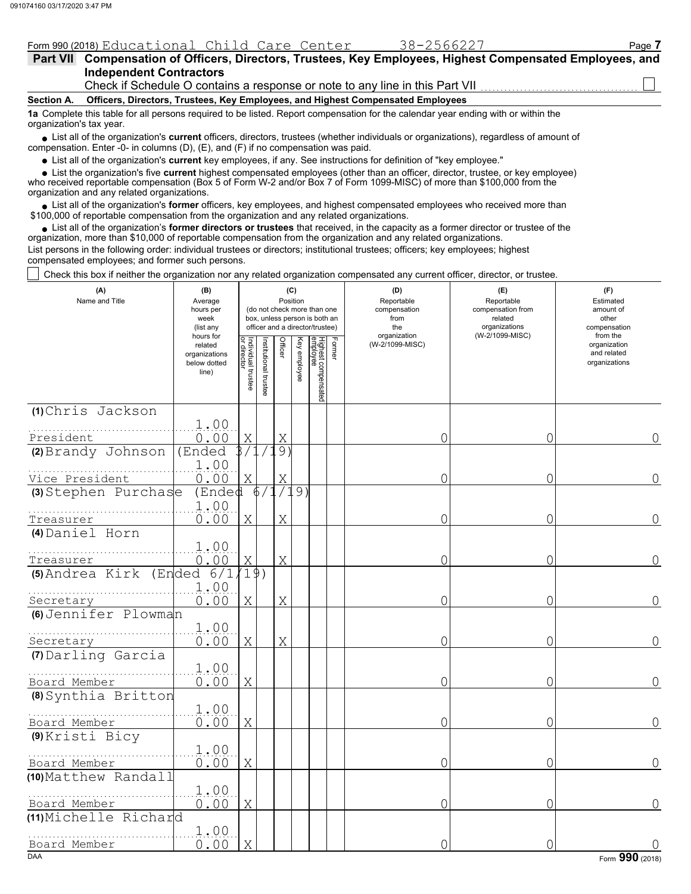Form 990 (2018) Educational Child Care Center 38-2566227

## Part VII Compensation of Officers, Directors, Trustees, Key Employees, Highest Compensated Employees, and Independent Contractors

Check if Schedule O contains a response or note to any line in this Part VII ☐

### Section A. Officers, Directors, Trustees, Key Employees, and Highest Compensated Employees

**1a** Complete this table for all persons required to be listed. Report compensation for the calendar year ending with or within the organization's tax year.

- List all of the organization's **current** officers, directors, trustees (whether individuals or organizations), regardless of amount of compensation. Enter -0- in columns (D), (E), and (F) if no compensation was paid.
- List all of the organization's **current** key employees, if any. See instructions for definition of "key employee."
- List the organization's five **current** highest compensated employees (other than an officer, director, trustee, or key employee) who received reportable compensation (Box 5 of Form W-2 and/or Box 7 of Form 1099-MISC) of more than $100,000 from the organization and any related organizations.
- List all of the organization's **former** officers, key employees, and highest compensated employees who received more than $100,000 of reportable compensation from the organization and any related organizations.
- List all of the organization's **former directors or trustees** that received, in the capacity as a former director or trustee of the organization, more than $10,000 of reportable compensation from the organization and any related organizations.

List persons in the following order: individual trustees or directors; institutional trustees; officers; key employees; highest compensated employees; and former such persons.

☐ Check this box if neither the organization nor any related organization compensated any current officer, director, or trustee.

| (A) Name and Title | (B) Average hours per week (list any hours for related organizations below dotted line) | (C) Position: Individual trustee or director | Institutional trustee | Officer | Key employee | Highest compensated employee | Former | (D) Reportable compensation from the organization (W-2/1099-MISC) | (E) Reportable compensation from related organizations (W-2/1099-MISC) | (F) Estimated amount of other compensation from the organization and related organizations |
|---|---|---|---|---|---|---|---|---|---|---|
| (1) Chris Jackson<br>President | 1.00<br>0.00 | X | | X | | | | 0 | 0 | 0 |
| (2) Brandy Johnson (Ended 3/1/19)<br>Vice President | 1.00<br>0.00 | X | | X | | | | 0 | 0 | 0 |
| (3) Stephen Purchase (Ended 6/1/19)<br>Treasurer | 1.00<br>0.00 | X | | X | | | | 0 | 0 | 0 |
| (4) Daniel Horn<br>Treasurer | 1.00<br>0.00 | X | | X | | | | 0 | 0 | 0 |
| (5) Andrea Kirk (Ended 6/1/19)<br>Secretary | 1.00<br>0.00 | X | | X | | | | 0 | 0 | 0 |
| (6) Jennifer Plowman<br>Secretary | 1.00<br>0.00 | X | | X | | | | 0 | 0 | 0 |
| (7) Darling Garcia<br>Board Member | 1.00<br>0.00 | X | | | | | | 0 | 0 | 0 |
| (8) Synthia Britton<br>Board Member | 1.00<br>0.00 | X | | | | | | 0 | 0 | 0 |
| (9) Kristi Bicy<br>Board Member | 1.00<br>0.00 | X | | | | | | 0 | 0 | 0 |
| (10) Matthew Randall<br>Board Member | 1.00<br>0.00 | X | | | | | | 0 | 0 | 0 |
| (11) Michelle Richard<br>Board Member | 1.00<br>0.00 | X | | | | | | 0 | 0 | 0 |

Form **990** (2018)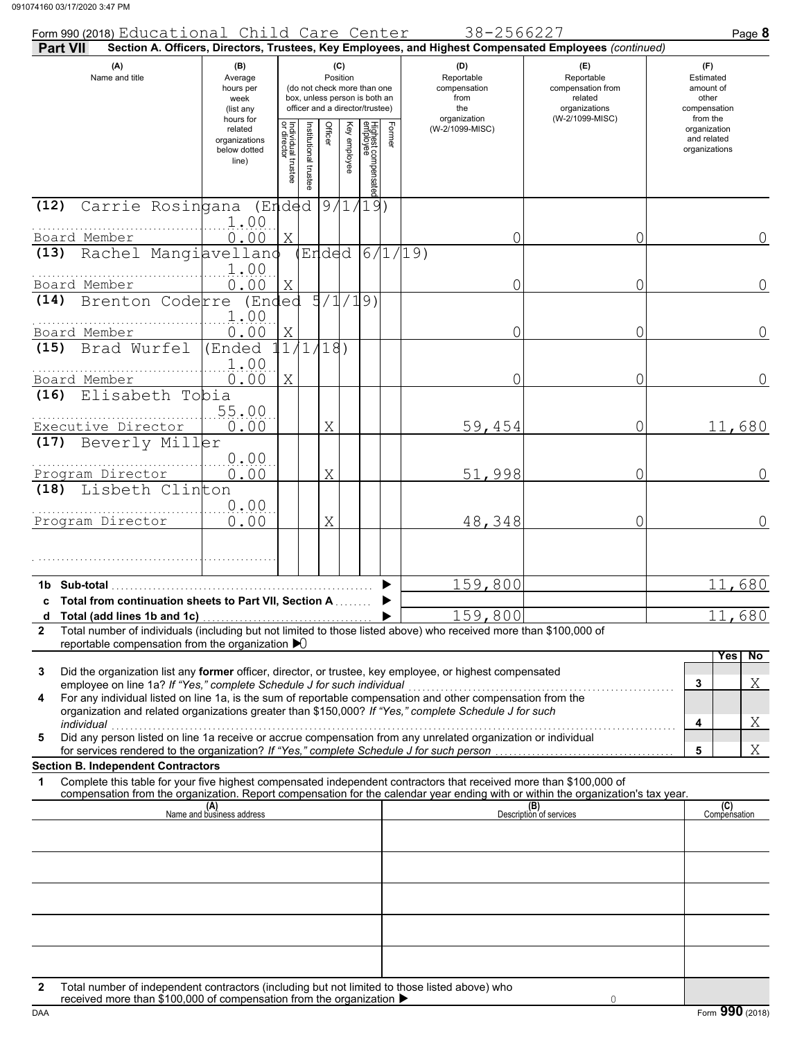Form 990 (2018) Educational Child Care Center 38-2566227 Page **8**

**Part VII** **Section A. Officers, Directors, Trustees, Key Employees, and Highest Compensated Employees** *(continued)*

| (A) Name and title | (B) Average hours per week (list any hours for related organizations below dotted line) | (C) Position: Individual trustee or director | Institutional trustee | Officer | Key employee | Highest compensated employee | Former | (D) Reportable compensation from the organization (W-2/1099-MISC) | (E) Reportable compensation from related organizations (W-2/1099-MISC) | (F) Estimated amount of other compensation from the organization and related organizations |
|---|---|---|---|---|---|---|---|---|---|---|
| (12) Carrie Rosingana (Ended 9/1/19) Board Member | 1.00 / 0.00 | X | | | | | | 0 | 0 | 0 |
| (13) Rachel Mangiavellano (Ended 6/1/19) Board Member | 1.00 / 0.00 | X | | | | | | 0 | 0 | 0 |
| (14) Brenton Coderre (Ended 5/1/19) Board Member | 1.00 / 0.00 | X | | | | | | 0 | 0 | 0 |
| (15) Brad Wurfel (Ended 11/1/18) Board Member | 1.00 / 0.00 | X | | | | | | 0 | 0 | 0 |
| (16) Elisabeth Tobia Executive Director | 55.00 / 0.00 | | | X | | | | 59,454 | 0 | 11,680 |
| (17) Beverly Miller Program Director | 0.00 / 0.00 | | | X | | | | 51,998 | 0 | 0 |
| (18) Lisbeth Clinton Program Director | 0.00 / 0.00 | | | X | | | | 48,348 | 0 | 0 |
| | | | | | | | | | | |
| **1b Sub-total** | | | | | | | | 159,800 | | 11,680 |
| **c Total from continuation sheets to Part VII, Section A** | | | | | | | | | | |
| **d Total (add lines 1b and 1c)** | | | | | | | | 159,800 | | 11,680 |

**2** Total number of individuals (including but not limited to those listed above) who received more than $100,000 of reportable compensation from the organization ▶ 0

| | | Yes | No |
|---|---|---|---|
| **3** Did the organization list any **former** officer, director, or trustee, key employee, or highest compensated employee on line 1a? *If "Yes," complete Schedule J for such individual* | 3 | | X |
| **4** For any individual listed on line 1a, is the sum of reportable compensation and other compensation from the organization and related organizations greater than $150,000? *If "Yes," complete Schedule J for such individual* | 4 | | X |
| **5** Did any person listed on line 1a receive or accrue compensation from any unrelated organization or individual for services rendered to the organization? *If "Yes," complete Schedule J for such person* | 5 | | X |

**Section B. Independent Contractors**

**1** Complete this table for your five highest compensated independent contractors that received more than $100,000 of compensation from the organization. Report compensation for the calendar year ending with or within the organization's tax year.

| (A) Name and business address | (B) Description of services | (C) Compensation |
|---|---|---|
| | | |
| | | |
| | | |
| | | |
| | | |

**2** Total number of independent contractors (including but not limited to those listed above) who received more than $100,000 of compensation from the organization ▶ 0

Form **990** (2018)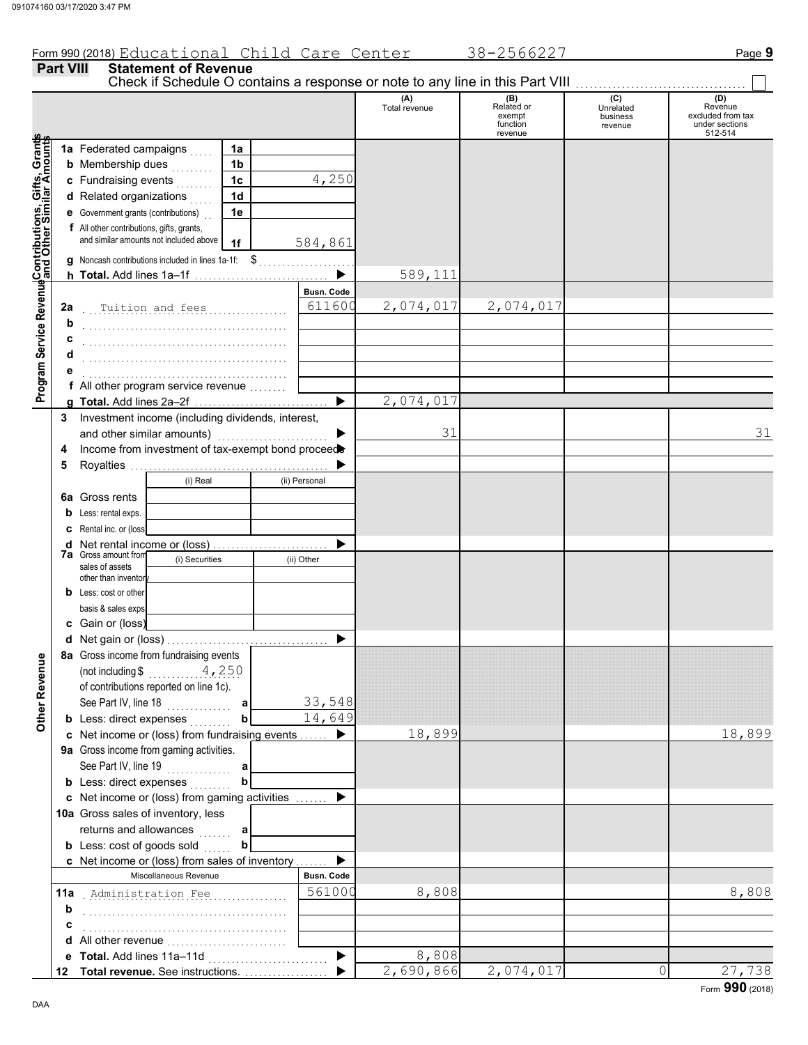Form 990 (2018) Educational Child Care Center 38-2566227 Page 9

## Part VIII Statement of Revenue

Check if Schedule O contains a response or note to any line in this Part VIII ☐

| | | | | (A) Total revenue | (B) Related or exempt function revenue | (C) Unrelated business revenue | (D) Revenue excluded from tax under sections 512-514 |
|---|---|---|---|---|---|---|---|
| **Contributions, Gifts, Grants and Other Similar Amounts** | 1a Federated campaigns | 1a | | | | | |
| | b Membership dues | 1b | | | | | |
| | c Fundraising events | 1c | 4,250 | | | | |
| | d Related organizations | 1d | | | | | |
| | e Government grants (contributions) | 1e | | | | | |
| | f All other contributions, gifts, grants, and similar amounts not included above | 1f | 584,861 | | | | |
| | g Noncash contributions included in lines 1a-1f: $ | | | | | | |
| | h **Total.** Add lines 1a–1f | | ▶ | 589,111 | | | |
| **Program Service Revenue** | | | Busn. Code | | | | |
| | 2a Tuition and fees | | 611600 | 2,074,017 | 2,074,017 | | |
| | b | | | | | | |
| | c | | | | | | |
| | d | | | | | | |
| | e | | | | | | |
| | f All other program service revenue | | | | | | |
| | g **Total.** Add lines 2a–2f | | ▶ | 2,074,017 | | | |
| **Other Revenue** | 3 Investment income (including dividends, interest, and other similar amounts) | | ▶ | 31 | | | 31 |
| | 4 Income from investment of tax-exempt bond proceeds | | ▶ | | | | |
| | 5 Royalties | | ▶ | | | | |
| | | (i) Real | (ii) Personal | | | | |
| | 6a Gross rents | | | | | | |
| | b Less: rental exps. | | | | | | |
| | c Rental inc. or (loss) | | | | | | |
| | d Net rental income or (loss) | | ▶ | | | | |
| | 7a Gross amount from sales of assets other than inventory | (i) Securities | (ii) Other | | | | |
| | b Less: cost or other basis & sales exps. | | | | | | |
| | c Gain or (loss) | | | | | | |
| | d Net gain or (loss) | | ▶ | | | | |
| | 8a Gross income from fundraising events (not including $ 4,250 of contributions reported on line 1c). See Part IV, line 18 | a | 33,548 | | | | |
| | b Less: direct expenses | b | 14,649 | | | | |
| | c Net income or (loss) from fundraising events | | ▶ | 18,899 | | | 18,899 |
| | 9a Gross income from gaming activities. See Part IV, line 19 | a | | | | | |
| | b Less: direct expenses | b | | | | | |
| | c Net income or (loss) from gaming activities | | ▶ | | | | |
| | 10a Gross sales of inventory, less returns and allowances | a | | | | | |
| | b Less: cost of goods sold | b | | | | | |
| | c Net income or (loss) from sales of inventory | | ▶ | | | | |
| | Miscellaneous Revenue | | Busn. Code | | | | |
| | 11a Administration Fee | | 561000 | 8,808 | | | 8,808 |
| | b | | | | | | |
| | c | | | | | | |
| | d All other revenue | | | | | | |
| | e **Total.** Add lines 11a–11d | | ▶ | 8,808 | | | |
| | 12 **Total revenue.** See instructions. | | ▶ | 2,690,866 | 2,074,017 | 0 | 27,738 |

Form **990** (2018)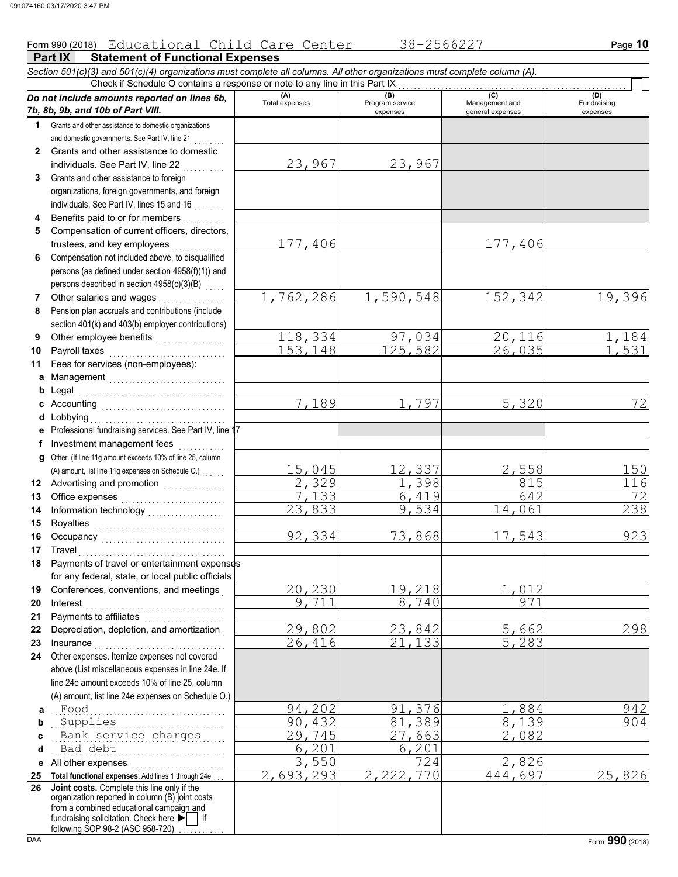Form 990 (2018) Educational Child Care Center 38-2566227 Page **10**

## Part IX Statement of Functional Expenses

*Section 501(c)(3) and 501(c)(4) organizations must complete all columns. All other organizations must complete column (A).*

Check if Schedule O contains a response or note to any line in this Part IX ☐

| *Do not include amounts reported on lines 6b, 7b, 8b, 9b, and 10b of Part VIII.* | (A) Total expenses | (B) Program service expenses | (C) Management and general expenses | (D) Fundraising expenses |
|---|---|---|---|---|
| **1** Grants and other assistance to domestic organizations and domestic governments. See Part IV, line 21 | | | | |
| **2** Grants and other assistance to domestic individuals. See Part IV, line 22 | 23,967 | 23,967 | | |
| **3** Grants and other assistance to foreign organizations, foreign governments, and foreign individuals. See Part IV, lines 15 and 16 | | | | |
| **4** Benefits paid to or for members | | | | |
| **5** Compensation of current officers, directors, trustees, and key employees | 177,406 | | 177,406 | |
| **6** Compensation not included above, to disqualified persons (as defined under section 4958(f)(1)) and persons described in section 4958(c)(3)(B) | | | | |
| **7** Other salaries and wages | 1,762,286 | 1,590,548 | 152,342 | 19,396 |
| **8** Pension plan accruals and contributions (include section 401(k) and 403(b) employer contributions) | | | | |
| **9** Other employee benefits | 118,334 | 97,034 | 20,116 | 1,184 |
| **10** Payroll taxes | 153,148 | 125,582 | 26,035 | 1,531 |
| **11** Fees for services (non-employees): | | | | |
| **a** Management | | | | |
| **b** Legal | | | | |
| **c** Accounting | 7,189 | 1,797 | 5,320 | 72 |
| **d** Lobbying | | | | |
| **e** Professional fundraising services. See Part IV, line 17 | | | | |
| **f** Investment management fees | | | | |
| **g** Other. (If line 11g amount exceeds 10% of line 25, column (A) amount, list line 11g expenses on Schedule O.) | 15,045 | 12,337 | 2,558 | 150 |
| **12** Advertising and promotion | 2,329 | 1,398 | 815 | 116 |
| **13** Office expenses | 7,133 | 6,419 | 642 | 72 |
| **14** Information technology | 23,833 | 9,534 | 14,061 | 238 |
| **15** Royalties | | | | |
| **16** Occupancy | 92,334 | 73,868 | 17,543 | 923 |
| **17** Travel | | | | |
| **18** Payments of travel or entertainment expenses for any federal, state, or local public officials | | | | |
| **19** Conferences, conventions, and meetings | 20,230 | 19,218 | 1,012 | |
| **20** Interest | 9,711 | 8,740 | 971 | |
| **21** Payments to affiliates | | | | |
| **22** Depreciation, depletion, and amortization | 29,802 | 23,842 | 5,662 | 298 |
| **23** Insurance | 26,416 | 21,133 | 5,283 | |
| **24** Other expenses. Itemize expenses not covered above (List miscellaneous expenses in line 24e. If line 24e amount exceeds 10% of line 25, column (A) amount, list line 24e expenses on Schedule O.) | | | | |
| **a** Food | 94,202 | 91,376 | 1,884 | 942 |
| **b** Supplies | 90,432 | 81,389 | 8,139 | 904 |
| **c** Bank service charges | 29,745 | 27,663 | 2,082 | |
| **d** Bad debt | 6,201 | 6,201 | | |
| **e** All other expenses | 3,550 | 724 | 2,826 | |
| **25 Total functional expenses.** Add lines 1 through 24e | 2,693,293 | 2,222,770 | 444,697 | 25,826 |
| **26 Joint costs.** Complete this line only if the organization reported in column (B) joint costs from a combined educational campaign and fundraising solicitation. Check here ▶ ☐ if following SOP 98-2 (ASC 958-720) | | | | |

Form **990** (2018)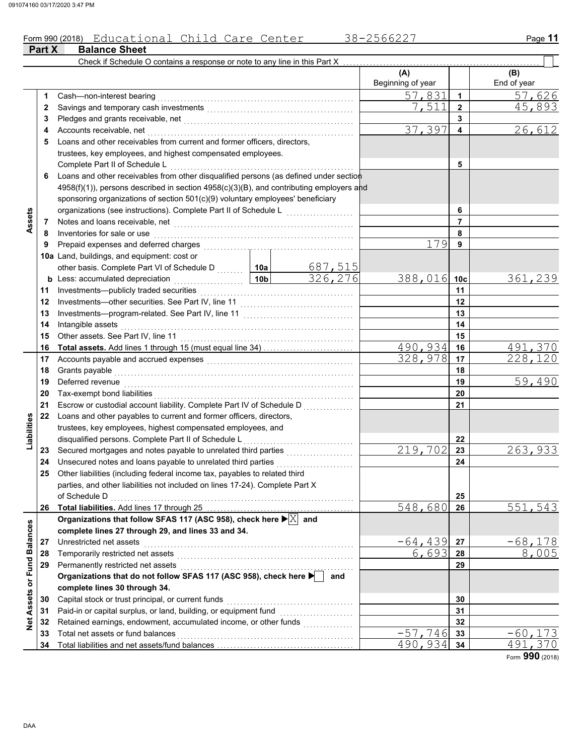Form 990 (2018) Educational Child Care Center 38-2566227

## Part X Balance Sheet

Check if Schedule O contains a response or note to any line in this Part X

| | | | | (A) Beginning of year | | (B) End of year |
|---|---|---|---|---|---|---|
| **Assets** | 1 | Cash—non-interest bearing | | 57,831 | 1 | 57,626 |
| | 2 | Savings and temporary cash investments | | 7,511 | 2 | 45,893 |
| | 3 | Pledges and grants receivable, net | | | 3 | |
| | 4 | Accounts receivable, net | | 37,397 | 4 | 26,612 |
| | 5 | Loans and other receivables from current and former officers, directors, trustees, key employees, and highest compensated employees. Complete Part II of Schedule L | | | 5 | |
| | 6 | Loans and other receivables from other disqualified persons (as defined under section 4958(f)(1)), persons described in section 4958(c)(3)(B), and contributing employers and sponsoring organizations of section 501(c)(9) voluntary employees' beneficiary organizations (see instructions). Complete Part II of Schedule L | | | 6 | |
| | 7 | Notes and loans receivable, net | | | 7 | |
| | 8 | Inventories for sale or use | | | 8 | |
| | 9 | Prepaid expenses and deferred charges | | 179 | 9 | |
| | 10a | Land, buildings, and equipment: cost or other basis. Complete Part VI of Schedule D | 10a 687,515 | | | |
| | b | Less: accumulated depreciation | 10b 326,276 | 388,016 | 10c | 361,239 |
| | 11 | Investments—publicly traded securities | | | 11 | |
| | 12 | Investments—other securities. See Part IV, line 11 | | | 12 | |
| | 13 | Investments—program-related. See Part IV, line 11 | | | 13 | |
| | 14 | Intangible assets | | | 14 | |
| | 15 | Other assets. See Part IV, line 11 | | | 15 | |
| | 16 | **Total assets.** Add lines 1 through 15 (must equal line 34) | | 490,934 | 16 | 491,370 |
| **Liabilities** | 17 | Accounts payable and accrued expenses | | 328,978 | 17 | 228,120 |
| | 18 | Grants payable | | | 18 | |
| | 19 | Deferred revenue | | | 19 | 59,490 |
| | 20 | Tax-exempt bond liabilities | | | 20 | |
| | 21 | Escrow or custodial account liability. Complete Part IV of Schedule D | | | 21 | |
| | 22 | Loans and other payables to current and former officers, directors, trustees, key employees, highest compensated employees, and disqualified persons. Complete Part II of Schedule L | | | 22 | |
| | 23 | Secured mortgages and notes payable to unrelated third parties | | 219,702 | 23 | 263,933 |
| | 24 | Unsecured notes and loans payable to unrelated third parties | | | 24 | |
| | 25 | Other liabilities (including federal income tax, payables to related third parties, and other liabilities not included on lines 17-24). Complete Part X of Schedule D | | | 25 | |
| | 26 | **Total liabilities.** Add lines 17 through 25 | | 548,680 | 26 | 551,543 |
| **Net Assets or Fund Balances** | | **Organizations that follow SFAS 117 (ASC 958), check here ▶ [X] and complete lines 27 through 29, and lines 33 and 34.** | | | | |
| | 27 | Unrestricted net assets | | -64,439 | 27 | -68,178 |
| | 28 | Temporarily restricted net assets | | 6,693 | 28 | 8,005 |
| | 29 | Permanently restricted net assets | | | 29 | |
| | | **Organizations that do not follow SFAS 117 (ASC 958), check here ▶ [ ] and complete lines 30 through 34.** | | | | |
| | 30 | Capital stock or trust principal, or current funds | | | 30 | |
| | 31 | Paid-in or capital surplus, or land, building, or equipment fund | | | 31 | |
| | 32 | Retained earnings, endowment, accumulated income, or other funds | | | 32 | |
| | 33 | Total net assets or fund balances | | -57,746 | 33 | -60,173 |
| | 34 | Total liabilities and net assets/fund balances | | 490,934 | 34 | 491,370 |

Form **990** (2018)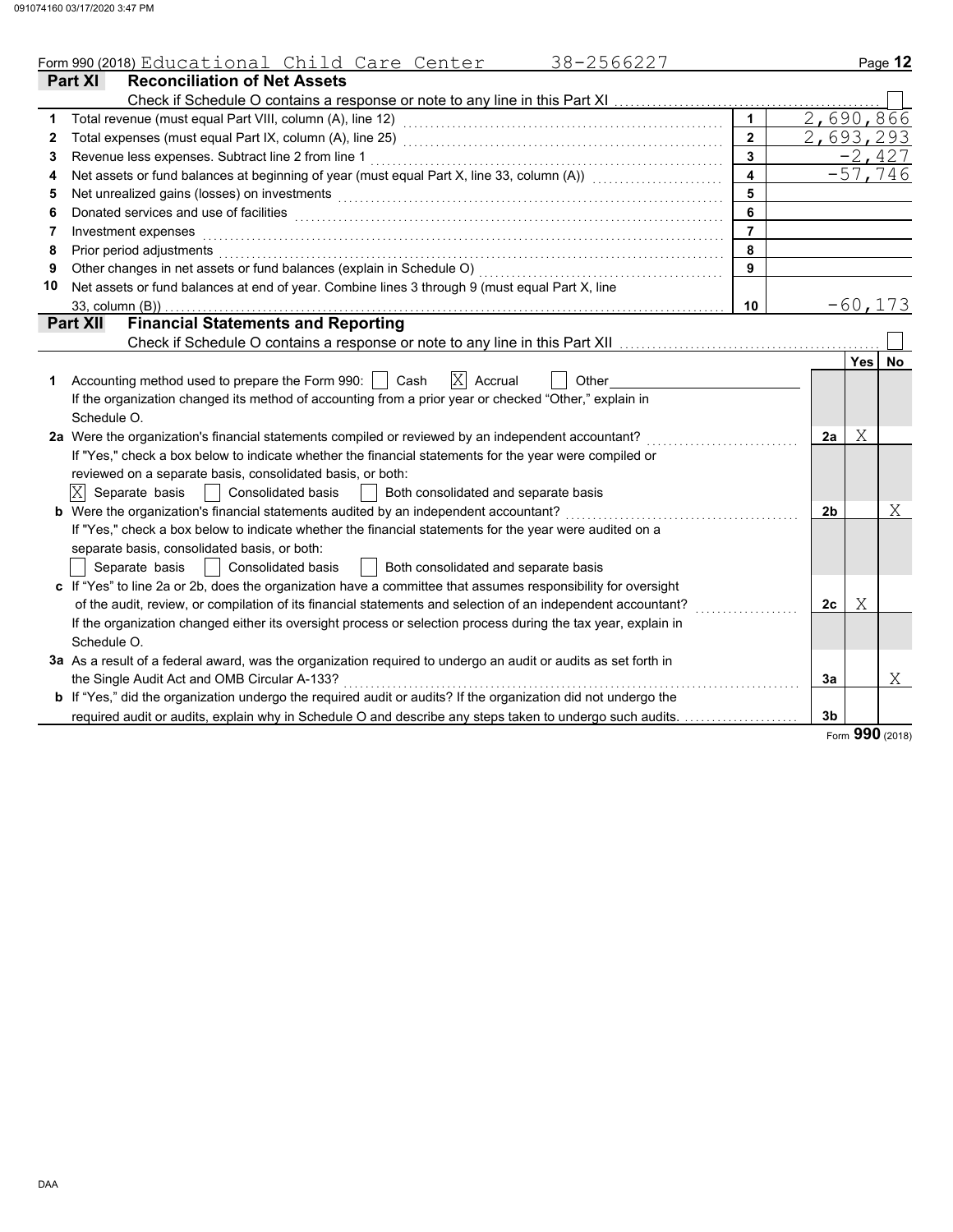Form 990 (2018) Educational Child Care Center 38-2566227

## Part XI Reconciliation of Net Assets

Check if Schedule O contains a response or note to any line in this Part XI ☐

| | | | |
|---|---|---|---|
| 1 | Total revenue (must equal Part VIII, column (A), line 12) | 1 | 2,690,866 |
| 2 | Total expenses (must equal Part IX, column (A), line 25) | 2 | 2,693,293 |
| 3 | Revenue less expenses. Subtract line 2 from line 1 | 3 | -2,427 |
| 4 | Net assets or fund balances at beginning of year (must equal Part X, line 33, column (A)) | 4 | -57,746 |
| 5 | Net unrealized gains (losses) on investments | 5 | |
| 6 | Donated services and use of facilities | 6 | |
| 7 | Investment expenses | 7 | |
| 8 | Prior period adjustments | 8 | |
| 9 | Other changes in net assets or fund balances (explain in Schedule O) | 9 | |
| 10 | Net assets or fund balances at end of year. Combine lines 3 through 9 (must equal Part X, line 33, column (B)) | 10 | -60,173 |

## Part XII Financial Statements and Reporting

Check if Schedule O contains a response or note to any line in this Part XII ☐

| | | | Yes | No |
|---|---|---|---|---|
| 1 | Accounting method used to prepare the Form 990: ☐ Cash ☒ Accrual ☐ Other<br>If the organization changed its method of accounting from a prior year or checked "Other," explain in Schedule O. | | | |
| 2a | Were the organization's financial statements compiled or reviewed by an independent accountant?<br>If "Yes," check a box below to indicate whether the financial statements for the year were compiled or reviewed on a separate basis, consolidated basis, or both:<br>☒ Separate basis ☐ Consolidated basis ☐ Both consolidated and separate basis | 2a | X | |
| b | Were the organization's financial statements audited by an independent accountant?<br>If "Yes," check a box below to indicate whether the financial statements for the year were audited on a separate basis, consolidated basis, or both:<br>☐ Separate basis ☐ Consolidated basis ☐ Both consolidated and separate basis | 2b | | X |
| c | If "Yes" to line 2a or 2b, does the organization have a committee that assumes responsibility for oversight of the audit, review, or compilation of its financial statements and selection of an independent accountant?<br>If the organization changed either its oversight process or selection process during the tax year, explain in Schedule O. | 2c | X | |
| 3a | As a result of a federal award, was the organization required to undergo an audit or audits as set forth in the Single Audit Act and OMB Circular A-133? | 3a | | X |
| b | If "Yes," did the organization undergo the required audit or audits? If the organization did not undergo the required audit or audits, explain why in Schedule O and describe any steps taken to undergo such audits. | 3b | | |

Form **990** (2018)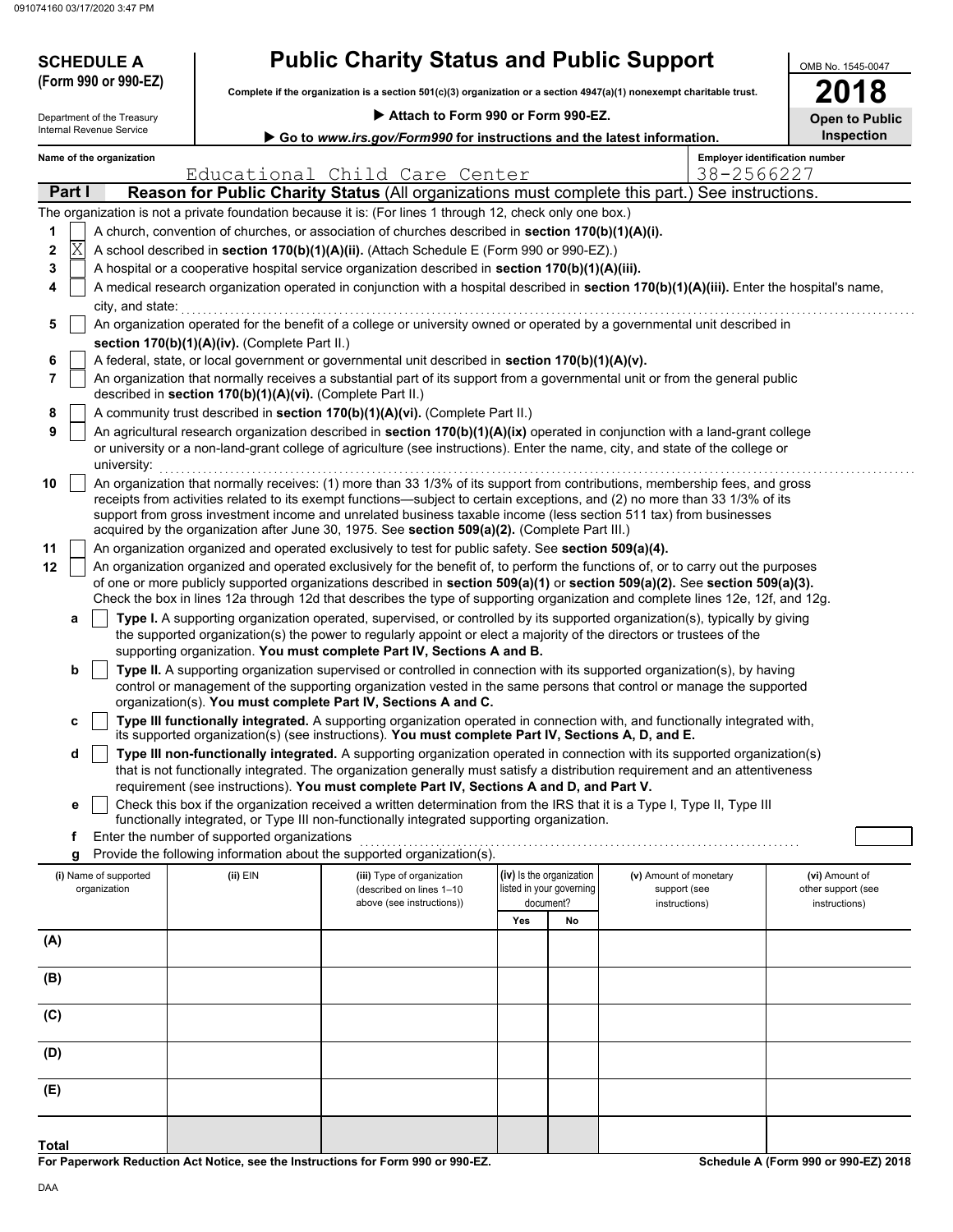**SCHEDULE A (Form 990 or 990-EZ)**

Department of the Treasury
Internal Revenue Service

# Public Charity Status and Public Support

**Complete if the organization is a section 501(c)(3) organization or a section 4947(a)(1) nonexempt charitable trust.**

▶ **Attach to Form 990 or Form 990-EZ.**

▶ **Go to *www.irs.gov/Form990* for instructions and the latest information.**

OMB No. 1545-0047

**2018**

**Open to Public Inspection**

**Name of the organization:** Educational Child Care Center

**Employer identification number:** 38-2566227

## Part I — Reason for Public Charity Status (All organizations must complete this part.) See instructions.

The organization is not a private foundation because it is: (For lines 1 through 12, check only one box.)

1. [ ] A church, convention of churches, or association of churches described in **section 170(b)(1)(A)(i).**
2. [X] A school described in **section 170(b)(1)(A)(ii).** (Attach Schedule E (Form 990 or 990-EZ).)
3. [ ] A hospital or a cooperative hospital service organization described in **section 170(b)(1)(A)(iii).**
4. [ ] A medical research organization operated in conjunction with a hospital described in **section 170(b)(1)(A)(iii).** Enter the hospital's name, city, and state:
5. [ ] An organization operated for the benefit of a college or university owned or operated by a governmental unit described in **section 170(b)(1)(A)(iv).** (Complete Part II.)
6. [ ] A federal, state, or local government or governmental unit described in **section 170(b)(1)(A)(v).**
7. [ ] An organization that normally receives a substantial part of its support from a governmental unit or from the general public described in **section 170(b)(1)(A)(vi).** (Complete Part II.)
8. [ ] A community trust described in **section 170(b)(1)(A)(vi).** (Complete Part II.)
9. [ ] An agricultural research organization described in **section 170(b)(1)(A)(ix)** operated in conjunction with a land-grant college or university or a non-land-grant college of agriculture (see instructions). Enter the name, city, and state of the college or university:
10. [ ] An organization that normally receives: (1) more than 33 1/3% of its support from contributions, membership fees, and gross receipts from activities related to its exempt functions—subject to certain exceptions, and (2) no more than 33 1/3% of its support from gross investment income and unrelated business taxable income (less section 511 tax) from businesses acquired by the organization after June 30, 1975. See **section 509(a)(2).** (Complete Part III.)
11. [ ] An organization organized and operated exclusively to test for public safety. See **section 509(a)(4).**
12. [ ] An organization organized and operated exclusively for the benefit of, to perform the functions of, or to carry out the purposes of one or more publicly supported organizations described in **section 509(a)(1)** or **section 509(a)(2).** See **section 509(a)(3).** Check the box in lines 12a through 12d that describes the type of supporting organization and complete lines 12e, 12f, and 12g.
   - **a** [ ] **Type I.** A supporting organization operated, supervised, or controlled by its supported organization(s), typically by giving the supported organization(s) the power to regularly appoint or elect a majority of the directors or trustees of the supporting organization. **You must complete Part IV, Sections A and B.**
   - **b** [ ] **Type II.** A supporting organization supervised or controlled in connection with its supported organization(s), by having control or management of the supporting organization vested in the same persons that control or manage the supported organization(s). **You must complete Part IV, Sections A and C.**
   - **c** [ ] **Type III functionally integrated.** A supporting organization operated in connection with, and functionally integrated with, its supported organization(s) (see instructions). **You must complete Part IV, Sections A, D, and E.**
   - **d** [ ] **Type III non-functionally integrated.** A supporting organization operated in connection with its supported organization(s) that is not functionally integrated. The organization generally must satisfy a distribution requirement and an attentiveness requirement (see instructions). **You must complete Part IV, Sections A and D, and Part V.**
   - **e** [ ] Check this box if the organization received a written determination from the IRS that it is a Type I, Type II, Type III functionally integrated, or Type III non-functionally integrated supporting organization.
   - **f** Enter the number of supported organizations
   - **g** Provide the following information about the supported organization(s).

| (i) Name of supported organization | (ii) EIN | (iii) Type of organization (described on lines 1–10 above (see instructions)) | (iv) Is the organization listed in your governing document? Yes | No | (v) Amount of monetary support (see instructions) | (vi) Amount of other support (see instructions) |
|---|---|---|---|---|---|---|
| (A) | | | | | | |
| (B) | | | | | | |
| (C) | | | | | | |
| (D) | | | | | | |
| (E) | | | | | | |
| **Total** | | | | | | |

**For Paperwork Reduction Act Notice, see the Instructions for Form 990 or 990-EZ.**

**Schedule A (Form 990 or 990-EZ) 2018**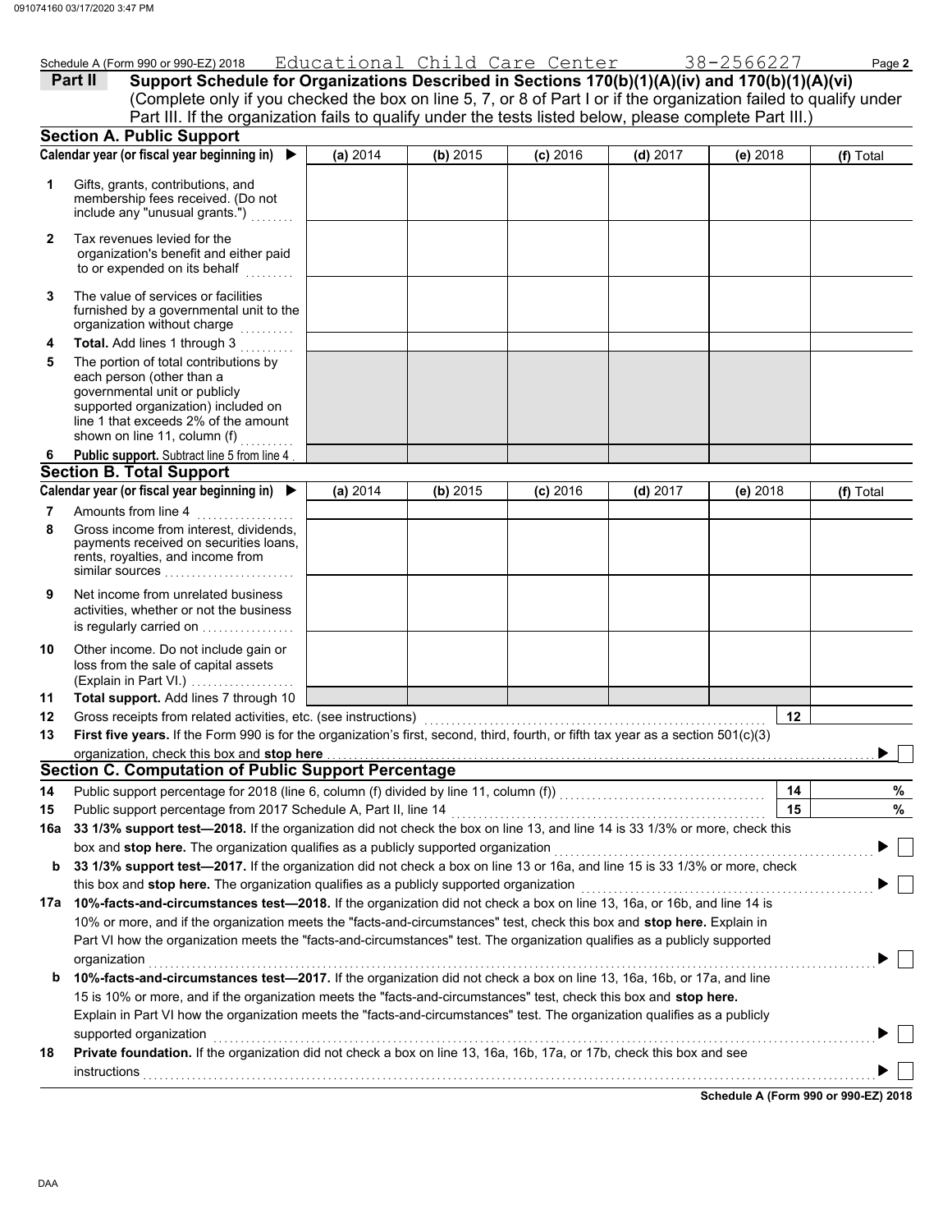Schedule A (Form 990 or 990-EZ) 2018 Educational Child Care Center 38-2566227

**Part II** **Support Schedule for Organizations Described in Sections 170(b)(1)(A)(iv) and 170(b)(1)(A)(vi)**
(Complete only if you checked the box on line 5, 7, or 8 of Part I or if the organization failed to qualify under Part III. If the organization fails to qualify under the tests listed below, please complete Part III.)

## Section A. Public Support

| Calendar year (or fiscal year beginning in) ▶ | (a) 2014 | (b) 2015 | (c) 2016 | (d) 2017 | (e) 2018 | (f) Total |
|---|---|---|---|---|---|---|
| 1 Gifts, grants, contributions, and membership fees received. (Do not include any "unusual grants.") | | | | | | |
| 2 Tax revenues levied for the organization's benefit and either paid to or expended on its behalf | | | | | | |
| 3 The value of services or facilities furnished by a governmental unit to the organization without charge | | | | | | |
| 4 **Total.** Add lines 1 through 3 | | | | | | |
| 5 The portion of total contributions by each person (other than a governmental unit or publicly supported organization) included on line 1 that exceeds 2% of the amount shown on line 11, column (f) | | | | | | |
| 6 **Public support.** Subtract line 5 from line 4 | | | | | | |

## Section B. Total Support

| Calendar year (or fiscal year beginning in) ▶ | (a) 2014 | (b) 2015 | (c) 2016 | (d) 2017 | (e) 2018 | (f) Total |
|---|---|---|---|---|---|---|
| 7 Amounts from line 4 | | | | | | |
| 8 Gross income from interest, dividends, payments received on securities loans, rents, royalties, and income from similar sources | | | | | | |
| 9 Net income from unrelated business activities, whether or not the business is regularly carried on | | | | | | |
| 10 Other income. Do not include gain or loss from the sale of capital assets (Explain in Part VI.) | | | | | | |
| 11 **Total support.** Add lines 7 through 10 | | | | | | |

12 Gross receipts from related activities, etc. (see instructions) | 12 |

13 **First five years.** If the Form 990 is for the organization's first, second, third, fourth, or fifth tax year as a section 501(c)(3) organization, check this box and **stop here** ▶ ☐

## Section C. Computation of Public Support Percentage

14 Public support percentage for 2018 (line 6, column (f) divided by line 11, column (f)) | 14 | %

15 Public support percentage from 2017 Schedule A, Part II, line 14 | 15 | %

16a **33 1/3% support test—2018.** If the organization did not check the box on line 13, and line 14 is 33 1/3% or more, check this box and **stop here.** The organization qualifies as a publicly supported organization ▶ ☐

**b** **33 1/3% support test—2017.** If the organization did not check a box on line 13 or 16a, and line 15 is 33 1/3% or more, check this box and **stop here.** The organization qualifies as a publicly supported organization ▶ ☐

17a **10%-facts-and-circumstances test—2018.** If the organization did not check a box on line 13, 16a, or 16b, and line 14 is 10% or more, and if the organization meets the "facts-and-circumstances" test, check this box and **stop here.** Explain in Part VI how the organization meets the "facts-and-circumstances" test. The organization qualifies as a publicly supported organization ▶ ☐

**b** **10%-facts-and-circumstances test—2017.** If the organization did not check a box on line 13, 16a, 16b, or 17a, and line 15 is 10% or more, and if the organization meets the "facts-and-circumstances" test, check this box and **stop here.** Explain in Part VI how the organization meets the "facts-and-circumstances" test. The organization qualifies as a publicly supported organization ▶ ☐

18 **Private foundation.** If the organization did not check a box on line 13, 16a, 16b, 17a, or 17b, check this box and see instructions ▶ ☐

**Schedule A (Form 990 or 990-EZ) 2018**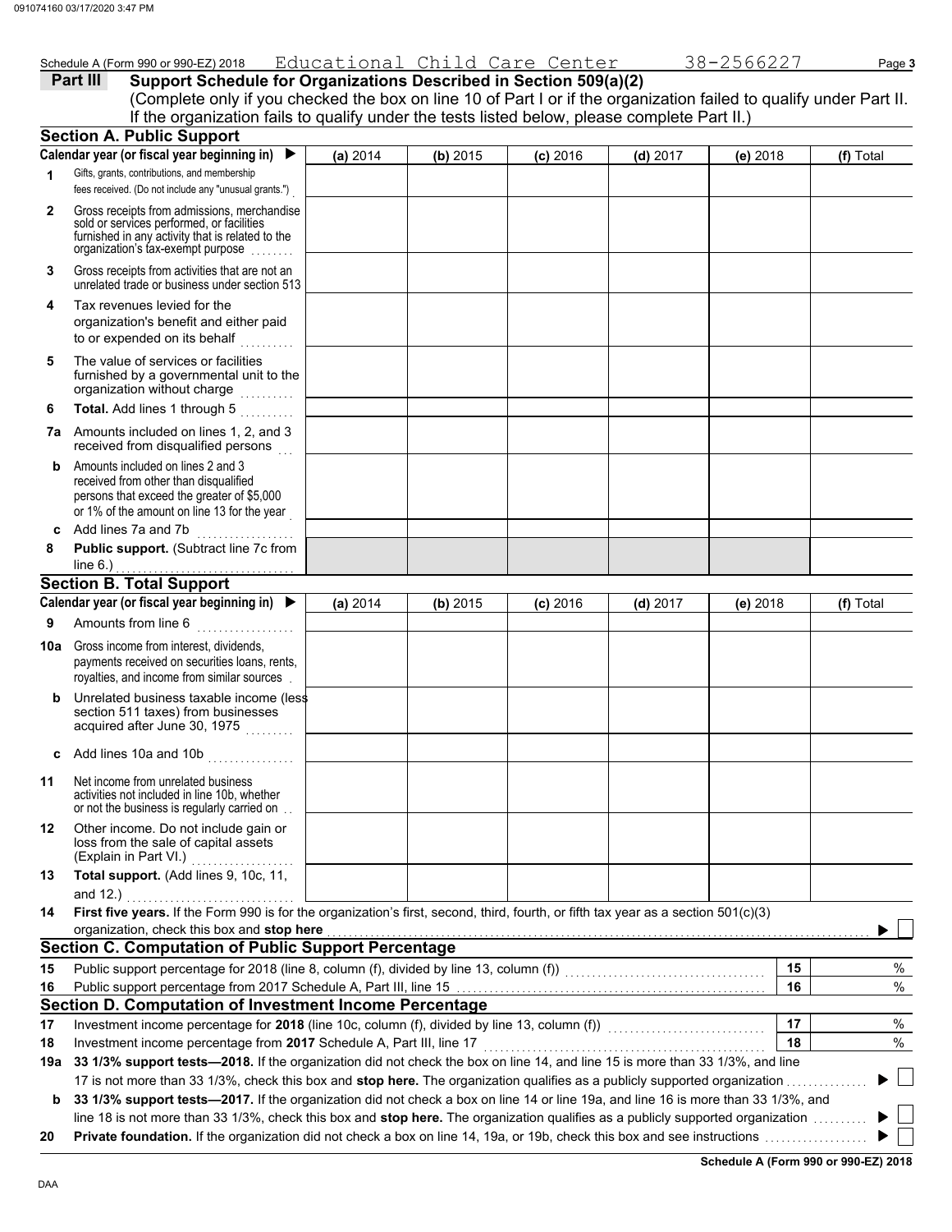Schedule A (Form 990 or 990-EZ) 2018 Educational Child Care Center 38-2566227 Page 3

**Part III** **Support Schedule for Organizations Described in Section 509(a)(2)**
(Complete only if you checked the box on line 10 of Part I or if the organization failed to qualify under Part II. If the organization fails to qualify under the tests listed below, please complete Part II.)

## Section A. Public Support

| Calendar year (or fiscal year beginning in) ▶ | (a) 2014 | (b) 2015 | (c) 2016 | (d) 2017 | (e) 2018 | (f) Total |
|---|---|---|---|---|---|---|
| **1** Gifts, grants, contributions, and membership fees received. (Do not include any "unusual grants.") | | | | | | |
| **2** Gross receipts from admissions, merchandise sold or services performed, or facilities furnished in any activity that is related to the organization's tax-exempt purpose | | | | | | |
| **3** Gross receipts from activities that are not an unrelated trade or business under section 513 | | | | | | |
| **4** Tax revenues levied for the organization's benefit and either paid to or expended on its behalf | | | | | | |
| **5** The value of services or facilities furnished by a governmental unit to the organization without charge | | | | | | |
| **6** **Total.** Add lines 1 through 5 | | | | | | |
| **7a** Amounts included on lines 1, 2, and 3 received from disqualified persons | | | | | | |
| **b** Amounts included on lines 2 and 3 received from other than disqualified persons that exceed the greater of $5,000 or 1% of the amount on line 13 for the year | | | | | | |
| **c** Add lines 7a and 7b | | | | | | |
| **8** **Public support.** (Subtract line 7c from line 6.) | | | | | | |

## Section B. Total Support

| Calendar year (or fiscal year beginning in) ▶ | (a) 2014 | (b) 2015 | (c) 2016 | (d) 2017 | (e) 2018 | (f) Total |
|---|---|---|---|---|---|---|
| **9** Amounts from line 6 | | | | | | |
| **10a** Gross income from interest, dividends, payments received on securities loans, rents, royalties, and income from similar sources | | | | | | |
| **b** Unrelated business taxable income (less section 511 taxes) from businesses acquired after June 30, 1975 | | | | | | |
| **c** Add lines 10a and 10b | | | | | | |
| **11** Net income from unrelated business activities not included in line 10b, whether or not the business is regularly carried on | | | | | | |
| **12** Other income. Do not include gain or loss from the sale of capital assets (Explain in Part VI.) | | | | | | |
| **13** **Total support.** (Add lines 9, 10c, 11, and 12.) | | | | | | |

**14** **First five years.** If the Form 990 is for the organization's first, second, third, fourth, or fifth tax year as a section 501(c)(3) organization, check this box and **stop here** ▶ ☐

## Section C. Computation of Public Support Percentage

| | | | |
|---|---|---|---|
| **15** | Public support percentage for 2018 (line 8, column (f), divided by line 13, column (f)) | 15 | % |
| **16** | Public support percentage from 2017 Schedule A, Part III, line 15 | 16 | % |

## Section D. Computation of Investment Income Percentage

| | | | |
|---|---|---|---|
| **17** | Investment income percentage for **2018** (line 10c, column (f), divided by line 13, column (f)) | 17 | % |
| **18** | Investment income percentage from **2017** Schedule A, Part III, line 17 | 18 | % |

**19a** **33 1/3% support tests—2018.** If the organization did not check the box on line 14, and line 15 is more than 33 1/3%, and line 17 is not more than 33 1/3%, check this box and **stop here.** The organization qualifies as a publicly supported organization ▶ ☐

**b** **33 1/3% support tests—2017.** If the organization did not check a box on line 14 or line 19a, and line 16 is more than 33 1/3%, and line 18 is not more than 33 1/3%, check this box and **stop here.** The organization qualifies as a publicly supported organization ▶ ☐

**20** **Private foundation.** If the organization did not check a box on line 14, 19a, or 19b, check this box and see instructions ▶ ☐

**Schedule A (Form 990 or 990-EZ) 2018**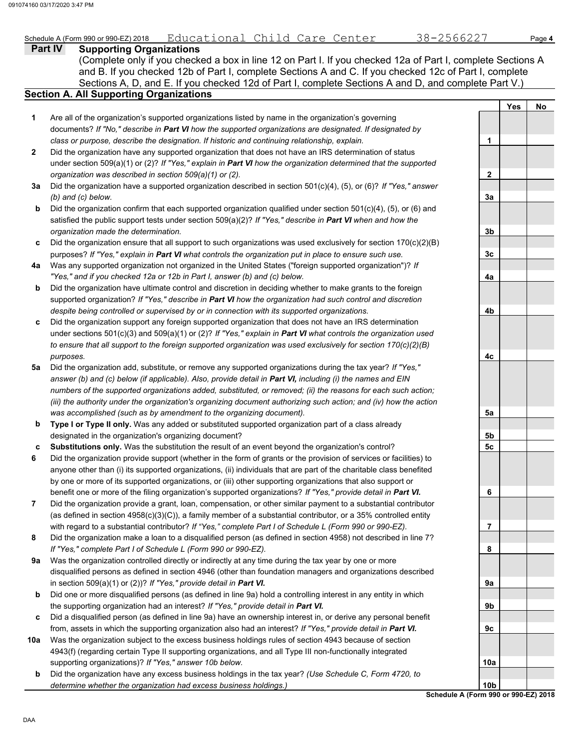Schedule A (Form 990 or 990-EZ) 2018 Educational Child Care Center 38-2566227

## Part IV Supporting Organizations

(Complete only if you checked a box in line 12 on Part I. If you checked 12a of Part I, complete Sections A and B. If you checked 12b of Part I, complete Sections A and C. If you checked 12c of Part I, complete Sections A, D, and E. If you checked 12d of Part I, complete Sections A and D, and complete Part V.)

### Section A. All Supporting Organizations

| | | | Yes | No |
|---|---|---|---|---|
| **1** | Are all of the organization's supported organizations listed by name in the organization's governing documents? *If "No," describe in **Part VI** how the supported organizations are designated. If designated by class or purpose, describe the designation. If historic and continuing relationship, explain.* | 1 | | |
| **2** | Did the organization have any supported organization that does not have an IRS determination of status under section 509(a)(1) or (2)? *If "Yes," explain in **Part VI** how the organization determined that the supported organization was described in section 509(a)(1) or (2).* | 2 | | |
| **3a** | Did the organization have a supported organization described in section 501(c)(4), (5), or (6)? *If "Yes," answer (b) and (c) below.* | 3a | | |
| **b** | Did the organization confirm that each supported organization qualified under section 501(c)(4), (5), or (6) and satisfied the public support tests under section 509(a)(2)? *If "Yes," describe in **Part VI** when and how the organization made the determination.* | 3b | | |
| **c** | Did the organization ensure that all support to such organizations was used exclusively for section 170(c)(2)(B) purposes? *If "Yes," explain in **Part VI** what controls the organization put in place to ensure such use.* | 3c | | |
| **4a** | Was any supported organization not organized in the United States ("foreign supported organization")? *If "Yes," and if you checked 12a or 12b in Part I, answer (b) and (c) below.* | 4a | | |
| **b** | Did the organization have ultimate control and discretion in deciding whether to make grants to the foreign supported organization? *If "Yes," describe in **Part VI** how the organization had such control and discretion despite being controlled or supervised by or in connection with its supported organizations.* | 4b | | |
| **c** | Did the organization support any foreign supported organization that does not have an IRS determination under sections 501(c)(3) and 509(a)(1) or (2)? *If "Yes," explain in **Part VI** what controls the organization used to ensure that all support to the foreign supported organization was used exclusively for section 170(c)(2)(B) purposes.* | 4c | | |
| **5a** | Did the organization add, substitute, or remove any supported organizations during the tax year? *If "Yes," answer (b) and (c) below (if applicable). Also, provide detail in **Part VI,** including (i) the names and EIN numbers of the supported organizations added, substituted, or removed; (ii) the reasons for each such action; (iii) the authority under the organization's organizing document authorizing such action; and (iv) how the action was accomplished (such as by amendment to the organizing document).* | 5a | | |
| **b** | **Type I or Type II only.** Was any added or substituted supported organization part of a class already designated in the organization's organizing document? | 5b | | |
| **c** | **Substitutions only.** Was the substitution the result of an event beyond the organization's control? | 5c | | |
| **6** | Did the organization provide support (whether in the form of grants or the provision of services or facilities) to anyone other than (i) its supported organizations, (ii) individuals that are part of the charitable class benefited by one or more of its supported organizations, or (iii) other supporting organizations that also support or benefit one or more of the filing organization's supported organizations? *If "Yes," provide detail in **Part VI.*** | 6 | | |
| **7** | Did the organization provide a grant, loan, compensation, or other similar payment to a substantial contributor (as defined in section 4958(c)(3)(C)), a family member of a substantial contributor, or a 35% controlled entity with regard to a substantial contributor? *If "Yes," complete Part I of Schedule L (Form 990 or 990-EZ).* | 7 | | |
| **8** | Did the organization make a loan to a disqualified person (as defined in section 4958) not described in line 7? *If "Yes," complete Part I of Schedule L (Form 990 or 990-EZ).* | 8 | | |
| **9a** | Was the organization controlled directly or indirectly at any time during the tax year by one or more disqualified persons as defined in section 4946 (other than foundation managers and organizations described in section 509(a)(1) or (2))? *If "Yes," provide detail in **Part VI.*** | 9a | | |
| **b** | Did one or more disqualified persons (as defined in line 9a) hold a controlling interest in any entity in which the supporting organization had an interest? *If "Yes," provide detail in **Part VI.*** | 9b | | |
| **c** | Did a disqualified person (as defined in line 9a) have an ownership interest in, or derive any personal benefit from, assets in which the supporting organization also had an interest? *If "Yes," provide detail in **Part VI.*** | 9c | | |
| **10a** | Was the organization subject to the excess business holdings rules of section 4943 because of section 4943(f) (regarding certain Type II supporting organizations, and all Type III non-functionally integrated supporting organizations)? *If "Yes," answer 10b below.* | 10a | | |
| **b** | Did the organization have any excess business holdings in the tax year? *(Use Schedule C, Form 4720, to determine whether the organization had excess business holdings.)* | 10b | | |

**Schedule A (Form 990 or 990-EZ) 2018**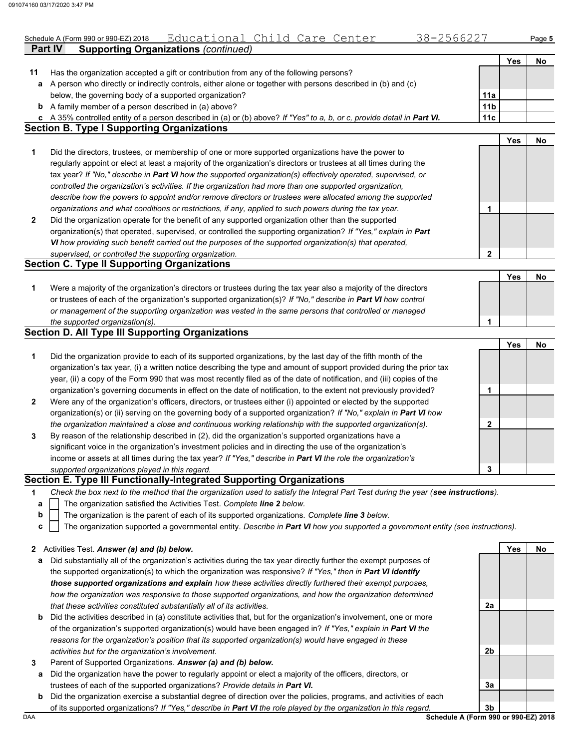Schedule A (Form 990 or 990-EZ) 2018 Educational Child Care Center 38-2566227 Page 5

**Part IV Supporting Organizations** *(continued)*

| | | | Yes | No |
|---|---|---|---|---|
| **11** | Has the organization accepted a gift or contribution from any of the following persons? | | | |
| **a** | A person who directly or indirectly controls, either alone or together with persons described in (b) and (c) below, the governing body of a supported organization? | **11a** | | |
| **b** | A family member of a person described in (a) above? | **11b** | | |
| **c** | A 35% controlled entity of a person described in (a) or (b) above? *If "Yes" to a, b, or c, provide detail in* ***Part VI.*** | **11c** | | |

## Section B. Type I Supporting Organizations

| | | | Yes | No |
|---|---|---|---|---|
| **1** | Did the directors, trustees, or membership of one or more supported organizations have the power to regularly appoint or elect at least a majority of the organization's directors or trustees at all times during the tax year? *If "No," describe in* ***Part VI*** *how the supported organization(s) effectively operated, supervised, or controlled the organization's activities. If the organization had more than one supported organization, describe how the powers to appoint and/or remove directors or trustees were allocated among the supported organizations and what conditions or restrictions, if any, applied to such powers during the tax year.* | **1** | | |
| **2** | Did the organization operate for the benefit of any supported organization other than the supported organization(s) that operated, supervised, or controlled the supporting organization? *If "Yes," explain in* ***Part VI*** *how providing such benefit carried out the purposes of the supported organization(s) that operated, supervised, or controlled the supporting organization.* | **2** | | |

## Section C. Type II Supporting Organizations

| | | | Yes | No |
|---|---|---|---|---|
| **1** | Were a majority of the organization's directors or trustees during the tax year also a majority of the directors or trustees of each of the organization's supported organization(s)? *If "No," describe in* ***Part VI*** *how control or management of the supporting organization was vested in the same persons that controlled or managed the supported organization(s).* | **1** | | |

## Section D. All Type III Supporting Organizations

| | | | Yes | No |
|---|---|---|---|---|
| **1** | Did the organization provide to each of its supported organizations, by the last day of the fifth month of the organization's tax year, (i) a written notice describing the type and amount of support provided during the prior tax year, (ii) a copy of the Form 990 that was most recently filed as of the date of notification, and (iii) copies of the organization's governing documents in effect on the date of notification, to the extent not previously provided? | **1** | | |
| **2** | Were any of the organization's officers, directors, or trustees either (i) appointed or elected by the supported organization(s) or (ii) serving on the governing body of a supported organization? *If "No," explain in* ***Part VI*** *how the organization maintained a close and continuous working relationship with the supported organization(s).* | **2** | | |
| **3** | By reason of the relationship described in (2), did the organization's supported organizations have a significant voice in the organization's investment policies and in directing the use of the organization's income or assets at all times during the tax year? *If "Yes," describe in* ***Part VI*** *the role the organization's supported organizations played in this regard.* | **3** | | |

## Section E. Type III Functionally-Integrated Supporting Organizations

**1** *Check the box next to the method that the organization used to satisfy the Integral Part Test during the year (****see instructions****).*

- **a** ☐ The organization satisfied the Activities Test. *Complete* ***line 2*** *below.*
- **b** ☐ The organization is the parent of each of its supported organizations. *Complete* ***line 3*** *below.*
- **c** ☐ The organization supported a governmental entity. *Describe in* ***Part VI*** *how you supported a government entity (see instructions).*

| | | | Yes | No |
|---|---|---|---|---|
| **2** | Activities Test. ***Answer (a) and (b) below.*** | | | |
| **a** | Did substantially all of the organization's activities during the tax year directly further the exempt purposes of the supported organization(s) to which the organization was responsive? *If "Yes," then in* ***Part VI identify those supported organizations and explain*** *how these activities directly furthered their exempt purposes, how the organization was responsive to those supported organizations, and how the organization determined that these activities constituted substantially all of its activities.* | **2a** | | |
| **b** | Did the activities described in (a) constitute activities that, but for the organization's involvement, one or more of the organization's supported organization(s) would have been engaged in? *If "Yes," explain in* ***Part VI*** *the reasons for the organization's position that its supported organization(s) would have engaged in these activities but for the organization's involvement.* | **2b** | | |
| **3** | Parent of Supported Organizations. ***Answer (a) and (b) below.*** | | | |
| **a** | Did the organization have the power to regularly appoint or elect a majority of the officers, directors, or trustees of each of the supported organizations? *Provide details in* ***Part VI.*** | **3a** | | |
| **b** | Did the organization exercise a substantial degree of direction over the policies, programs, and activities of each of its supported organizations? *If "Yes," describe in* ***Part VI*** *the role played by the organization in this regard.* | **3b** | | |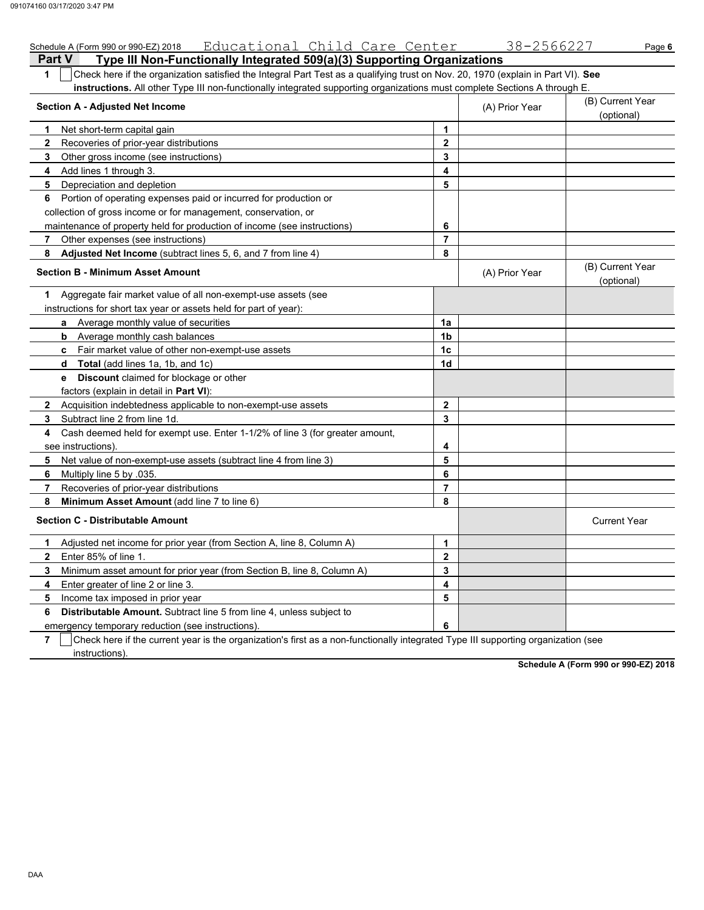Schedule A (Form 990 or 990-EZ) 2018 Educational Child Care Center 38-2566227

## Part V Type III Non-Functionally Integrated 509(a)(3) Supporting Organizations

**1** ☐ Check here if the organization satisfied the Integral Part Test as a qualifying trust on Nov. 20, 1970 (explain in Part VI). **See instructions.** All other Type III non-functionally integrated supporting organizations must complete Sections A through E.

| Section A - Adjusted Net Income | | (A) Prior Year | (B) Current Year (optional) |
|---|---|---|---|
| 1 Net short-term capital gain | 1 | | |
| 2 Recoveries of prior-year distributions | 2 | | |
| 3 Other gross income (see instructions) | 3 | | |
| 4 Add lines 1 through 3. | 4 | | |
| 5 Depreciation and depletion | 5 | | |
| 6 Portion of operating expenses paid or incurred for production or collection of gross income or for management, conservation, or maintenance of property held for production of income (see instructions) | 6 | | |
| 7 Other expenses (see instructions) | 7 | | |
| 8 **Adjusted Net Income** (subtract lines 5, 6, and 7 from line 4) | 8 | | |

| Section B - Minimum Asset Amount | | (A) Prior Year | (B) Current Year (optional) |
|---|---|---|---|
| 1 Aggregate fair market value of all non-exempt-use assets (see instructions for short tax year or assets held for part of year): | | | |
| a Average monthly value of securities | 1a | | |
| b Average monthly cash balances | 1b | | |
| c Fair market value of other non-exempt-use assets | 1c | | |
| d **Total** (add lines 1a, 1b, and 1c) | 1d | | |
| e **Discount** claimed for blockage or other factors (explain in detail in **Part VI**): | | | |
| 2 Acquisition indebtedness applicable to non-exempt-use assets | 2 | | |
| 3 Subtract line 2 from line 1d. | 3 | | |
| 4 Cash deemed held for exempt use. Enter 1-1/2% of line 3 (for greater amount, see instructions). | 4 | | |
| 5 Net value of non-exempt-use assets (subtract line 4 from line 3) | 5 | | |
| 6 Multiply line 5 by .035. | 6 | | |
| 7 Recoveries of prior-year distributions | 7 | | |
| 8 **Minimum Asset Amount** (add line 7 to line 6) | 8 | | |

| Section C - Distributable Amount | | | Current Year |
|---|---|---|---|
| 1 Adjusted net income for prior year (from Section A, line 8, Column A) | 1 | | |
| 2 Enter 85% of line 1. | 2 | | |
| 3 Minimum asset amount for prior year (from Section B, line 8, Column A) | 3 | | |
| 4 Enter greater of line 2 or line 3. | 4 | | |
| 5 Income tax imposed in prior year | 5 | | |
| 6 **Distributable Amount.** Subtract line 5 from line 4, unless subject to emergency temporary reduction (see instructions). | 6 | | |

**7** ☐ Check here if the current year is the organization's first as a non-functionally integrated Type III supporting organization (see instructions).

**Schedule A (Form 990 or 990-EZ) 2018**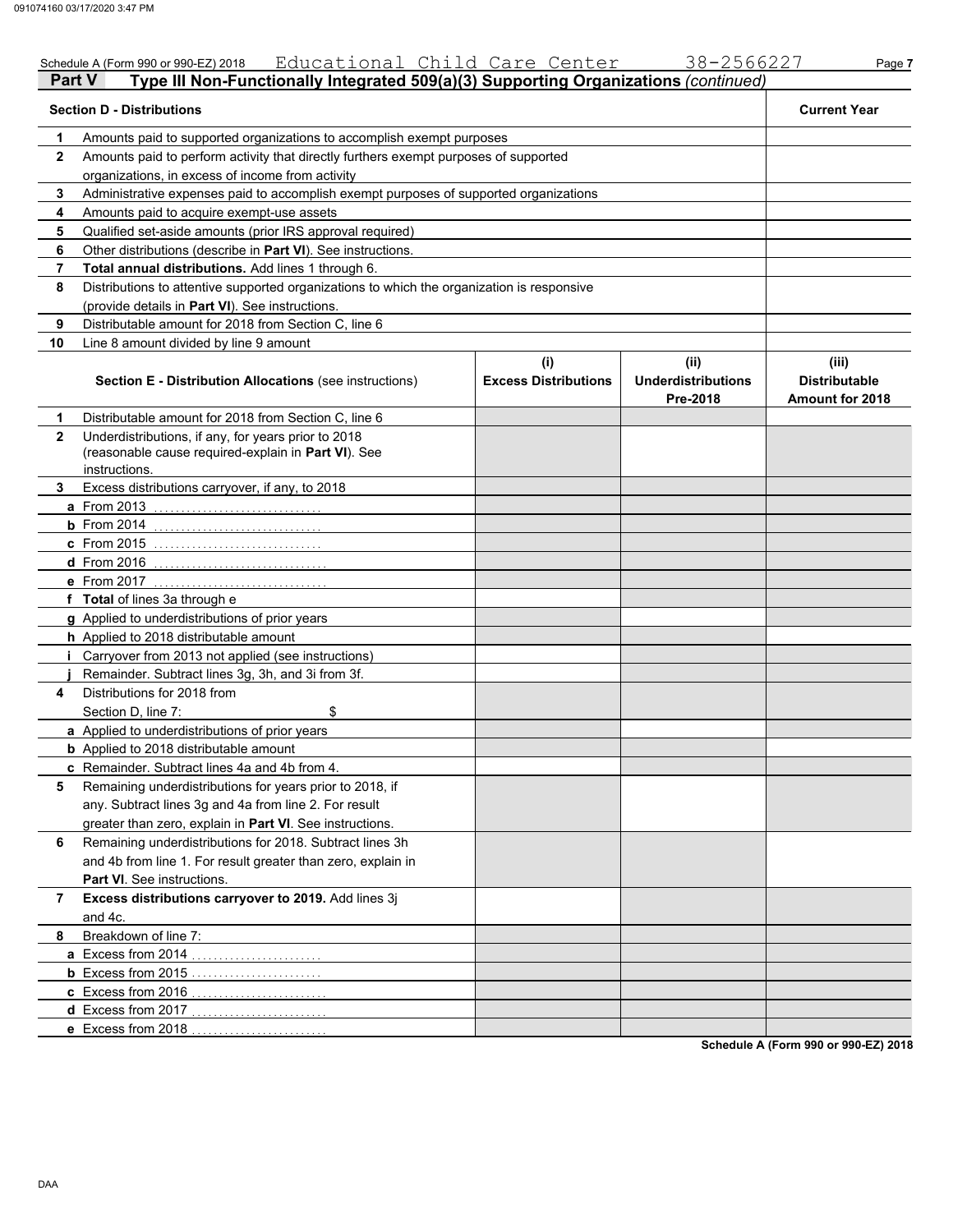Schedule A (Form 990 or 990-EZ) 2018 Educational Child Care Center 38-2566227 Page **7**

## Part V Type III Non-Functionally Integrated 509(a)(3) Supporting Organizations *(continued)*

| **Section D - Distributions** | | **Current Year** |
|---|---|---|
| **1** | Amounts paid to supported organizations to accomplish exempt purposes | |
| **2** | Amounts paid to perform activity that directly furthers exempt purposes of supported organizations, in excess of income from activity | |
| **3** | Administrative expenses paid to accomplish exempt purposes of supported organizations | |
| **4** | Amounts paid to acquire exempt-use assets | |
| **5** | Qualified set-aside amounts (prior IRS approval required) | |
| **6** | Other distributions (describe in **Part VI**). See instructions. | |
| **7** | **Total annual distributions.** Add lines 1 through 6. | |
| **8** | Distributions to attentive supported organizations to which the organization is responsive (provide details in **Part VI**). See instructions. | |
| **9** | Distributable amount for 2018 from Section C, line 6 | |
| **10** | Line 8 amount divided by line 9 amount | |

| | **Section E - Distribution Allocations** (see instructions) | **(i) Excess Distributions** | **(ii) Underdistributions Pre-2018** | **(iii) Distributable Amount for 2018** |
|---|---|---|---|---|
| **1** | Distributable amount for 2018 from Section C, line 6 | | | |
| **2** | Underdistributions, if any, for years prior to 2018 (reasonable cause required-explain in **Part VI**). See instructions. | | | |
| **3** | Excess distributions carryover, if any, to 2018 | | | |
| **a** | From 2013 | | | |
| **b** | From 2014 | | | |
| **c** | From 2015 | | | |
| **d** | From 2016 | | | |
| **e** | From 2017 | | | |
| **f** | **Total** of lines 3a through e | | | |
| **g** | Applied to underdistributions of prior years | | | |
| **h** | Applied to 2018 distributable amount | | | |
| **i** | Carryover from 2013 not applied (see instructions) | | | |
| **j** | Remainder. Subtract lines 3g, 3h, and 3i from 3f. | | | |
| **4** | Distributions for 2018 from Section D, line 7: $ | | | |
| **a** | Applied to underdistributions of prior years | | | |
| **b** | Applied to 2018 distributable amount | | | |
| **c** | Remainder. Subtract lines 4a and 4b from 4. | | | |
| **5** | Remaining underdistributions for years prior to 2018, if any. Subtract lines 3g and 4a from line 2. For result greater than zero, explain in **Part VI**. See instructions. | | | |
| **6** | Remaining underdistributions for 2018. Subtract lines 3h and 4b from line 1. For result greater than zero, explain in **Part VI**. See instructions. | | | |
| **7** | **Excess distributions carryover to 2019.** Add lines 3j and 4c. | | | |
| **8** | Breakdown of line 7: | | | |
| **a** | Excess from 2014 | | | |
| **b** | Excess from 2015 | | | |
| **c** | Excess from 2016 | | | |
| **d** | Excess from 2017 | | | |
| **e** | Excess from 2018 | | | |

**Schedule A (Form 990 or 990-EZ) 2018**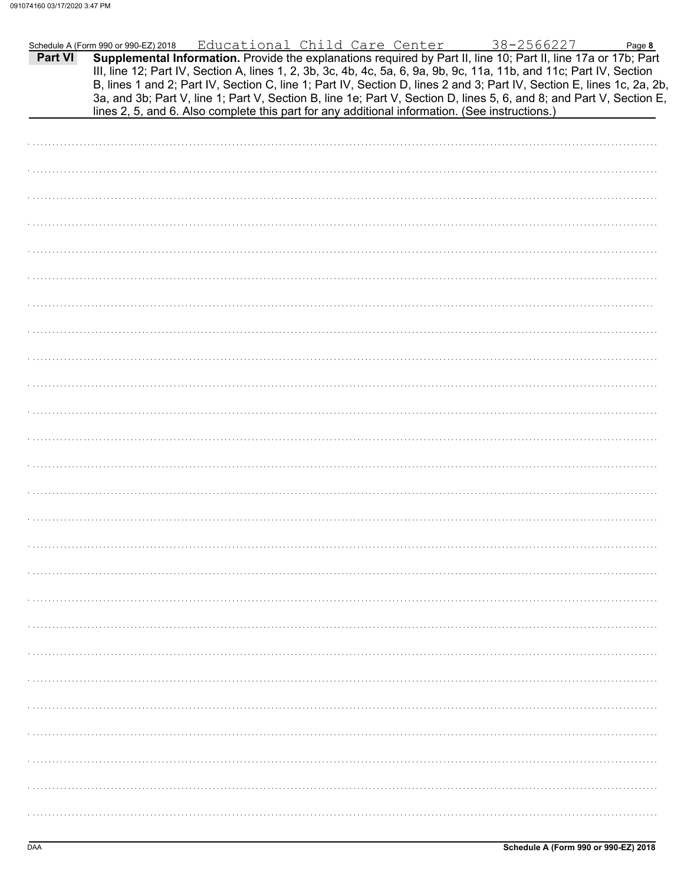Schedule A (Form 990 or 990-EZ) 2018 Educational Child Care Center 38-2566227

**Part VI** **Supplemental Information.** Provide the explanations required by Part II, line 10; Part II, line 17a or 17b; Part III, line 12; Part IV, Section A, lines 1, 2, 3b, 3c, 4b, 4c, 5a, 6, 9a, 9b, 9c, 11a, 11b, and 11c; Part IV, Section B, lines 1 and 2; Part IV, Section C, line 1; Part IV, Section D, lines 2 and 3; Part IV, Section E, lines 1c, 2a, 2b, 3a, and 3b; Part V, line 1; Part V, Section B, line 1e; Part V, Section D, lines 5, 6, and 8; and Part V, Section E, lines 2, 5, and 6. Also complete this part for any additional information. (See instructions.)

DAA Schedule A (Form 990 or 990-EZ) 2018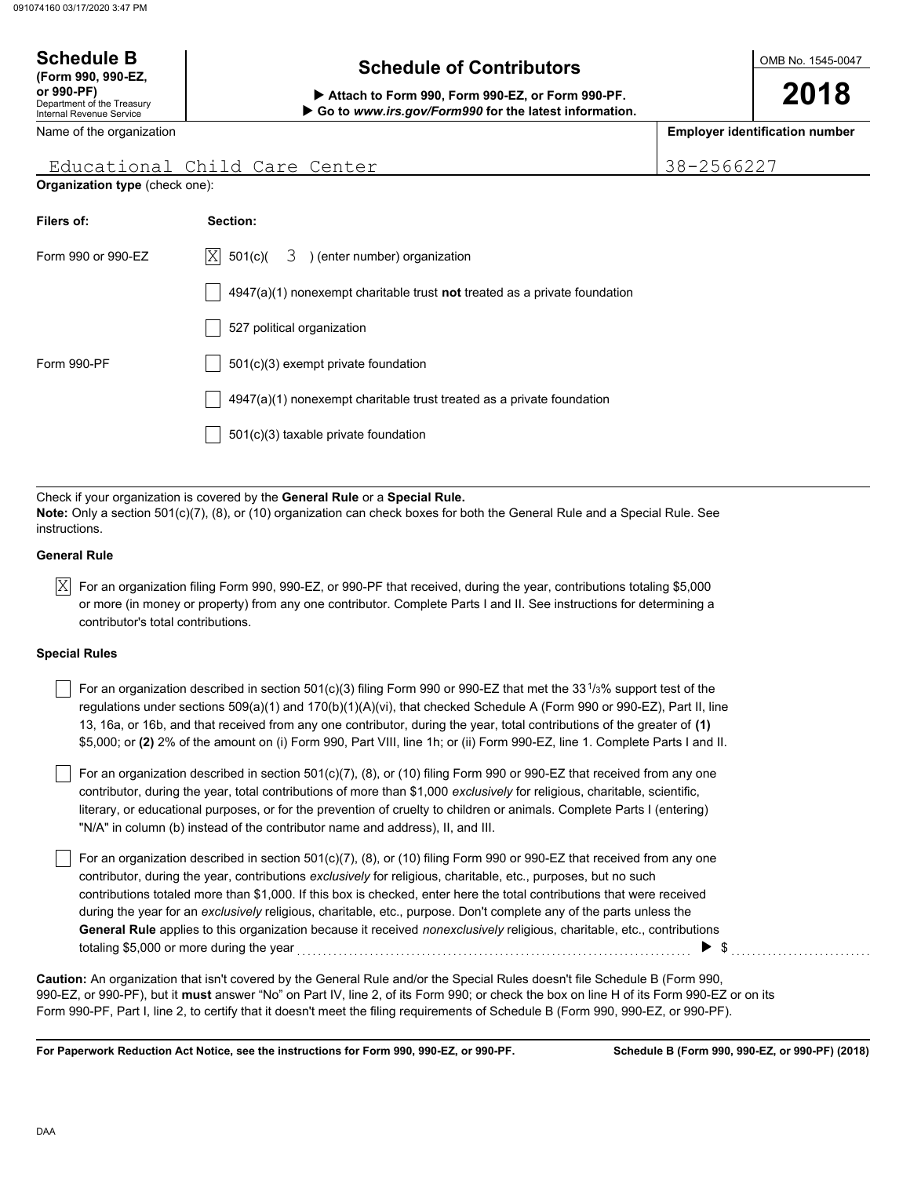**Schedule B**
**(Form 990, 990-EZ, or 990-PF)**
Department of the Treasury
Internal Revenue Service

# Schedule of Contributors

▶ **Attach to Form 990, Form 990-EZ, or Form 990-PF.**
▶ **Go to *www.irs.gov/Form990* for the latest information.**

OMB No. 1545-0047

**2018**

| Name of the organization | **Employer identification number** |
|---|---|
| Educational Child Care Center | 38-2566227 |

**Organization type** (check one):

| **Filers of:** | **Section:** |
|---|---|
| Form 990 or 990-EZ | [X] 501(c)( 3 ) (enter number) organization |
| | [ ] 4947(a)(1) nonexempt charitable trust **not** treated as a private foundation |
| | [ ] 527 political organization |
| Form 990-PF | [ ] 501(c)(3) exempt private foundation |
| | [ ] 4947(a)(1) nonexempt charitable trust treated as a private foundation |
| | [ ] 501(c)(3) taxable private foundation |

Check if your organization is covered by the **General Rule** or a **Special Rule.**
**Note:** Only a section 501(c)(7), (8), or (10) organization can check boxes for both the General Rule and a Special Rule. See instructions.

**General Rule**

[X] For an organization filing Form 990, 990-EZ, or 990-PF that received, during the year, contributions totaling $5,000 or more (in money or property) from any one contributor. Complete Parts I and II. See instructions for determining a contributor's total contributions.

**Special Rules**

[ ] For an organization described in section 501(c)(3) filing Form 990 or 990-EZ that met the 33 1/3% support test of the regulations under sections 509(a)(1) and 170(b)(1)(A)(vi), that checked Schedule A (Form 990 or 990-EZ), Part II, line 13, 16a, or 16b, and that received from any one contributor, during the year, total contributions of the greater of **(1)** $5,000; or **(2)** 2% of the amount on (i) Form 990, Part VIII, line 1h; or (ii) Form 990-EZ, line 1. Complete Parts I and II.

[ ] For an organization described in section 501(c)(7), (8), or (10) filing Form 990 or 990-EZ that received from any one contributor, during the year, total contributions of more than $1,000 *exclusively* for religious, charitable, scientific, literary, or educational purposes, or for the prevention of cruelty to children or animals. Complete Parts I (entering "N/A" in column (b) instead of the contributor name and address), II, and III.

[ ] For an organization described in section 501(c)(7), (8), or (10) filing Form 990 or 990-EZ that received from any one contributor, during the year, contributions *exclusively* for religious, charitable, etc., purposes, but no such contributions totaled more than $1,000. If this box is checked, enter here the total contributions that were received during the year for an *exclusively* religious, charitable, etc., purpose. Don't complete any of the parts unless the **General Rule** applies to this organization because it received *nonexclusively* religious, charitable, etc., contributions totaling $5,000 or more during the year ........ ▶ $ ..........

**Caution:** An organization that isn't covered by the General Rule and/or the Special Rules doesn't file Schedule B (Form 990, 990-EZ, or 990-PF), but it **must** answer "No" on Part IV, line 2, of its Form 990; or check the box on line H of its Form 990-EZ or on its Form 990-PF, Part I, line 2, to certify that it doesn't meet the filing requirements of Schedule B (Form 990, 990-EZ, or 990-PF).

**For Paperwork Reduction Act Notice, see the instructions for Form 990, 990-EZ, or 990-PF.** **Schedule B (Form 990, 990-EZ, or 990-PF) (2018)**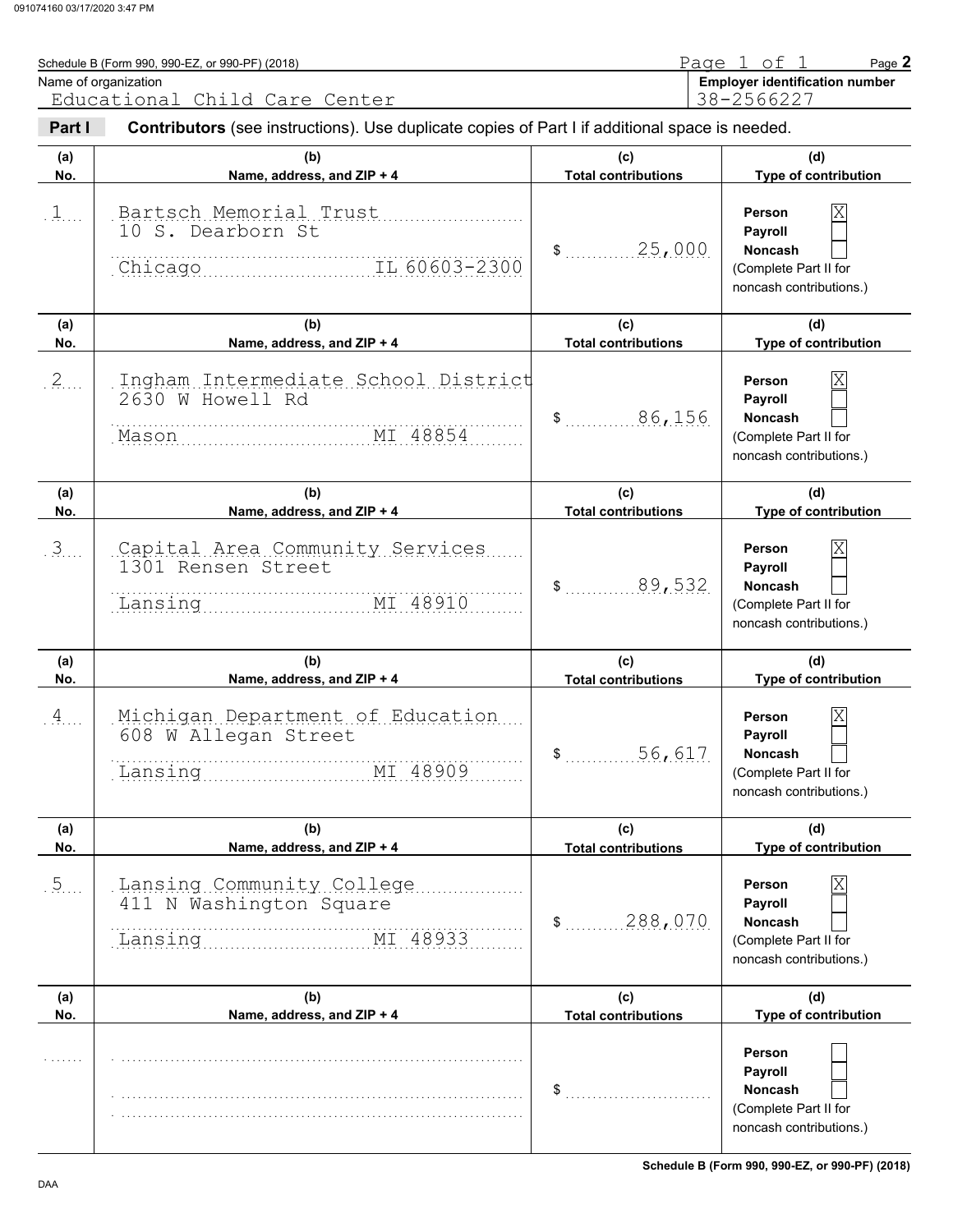Schedule B (Form 990, 990-EZ, or 990-PF) (2018) Page 2

Name of organization: Educational Child Care Center

Employer identification number: 38-2566227

**Part I** **Contributors** (see instructions). Use duplicate copies of Part I if additional space is needed.

| (a) No. | (b) Name, address, and ZIP + 4 | (c) Total contributions | (d) Type of contribution |
|---|---|---|---|
| 1 | Bartsch Memorial Trust<br>10 S. Dearborn St<br>Chicago IL 60603-2300 | $ 25,000 | Person [X]<br>Payroll [ ]<br>Noncash [ ]<br>(Complete Part II for noncash contributions.) |
| 2 | Ingham Intermediate School District<br>2630 W Howell Rd<br>Mason MI 48854 | $ 86,156 | Person [X]<br>Payroll [ ]<br>Noncash [ ]<br>(Complete Part II for noncash contributions.) |
| 3 | Capital Area Community Services<br>1301 Rensen Street<br>Lansing MI 48910 | $ 89,532 | Person [X]<br>Payroll [ ]<br>Noncash [ ]<br>(Complete Part II for noncash contributions.) |
| 4 | Michigan Department of Education<br>608 W Allegan Street<br>Lansing MI 48909 | $ 56,617 | Person [X]<br>Payroll [ ]<br>Noncash [ ]<br>(Complete Part II for noncash contributions.) |
| 5 | Lansing Community College<br>411 N Washington Square<br>Lansing MI 48933 | $ 288,070 | Person [X]<br>Payroll [ ]<br>Noncash [ ]<br>(Complete Part II for noncash contributions.) |
| | | $ | Person [ ]<br>Payroll [ ]<br>Noncash [ ]<br>(Complete Part II for noncash contributions.) |

Schedule B (Form 990, 990-EZ, or 990-PF) (2018)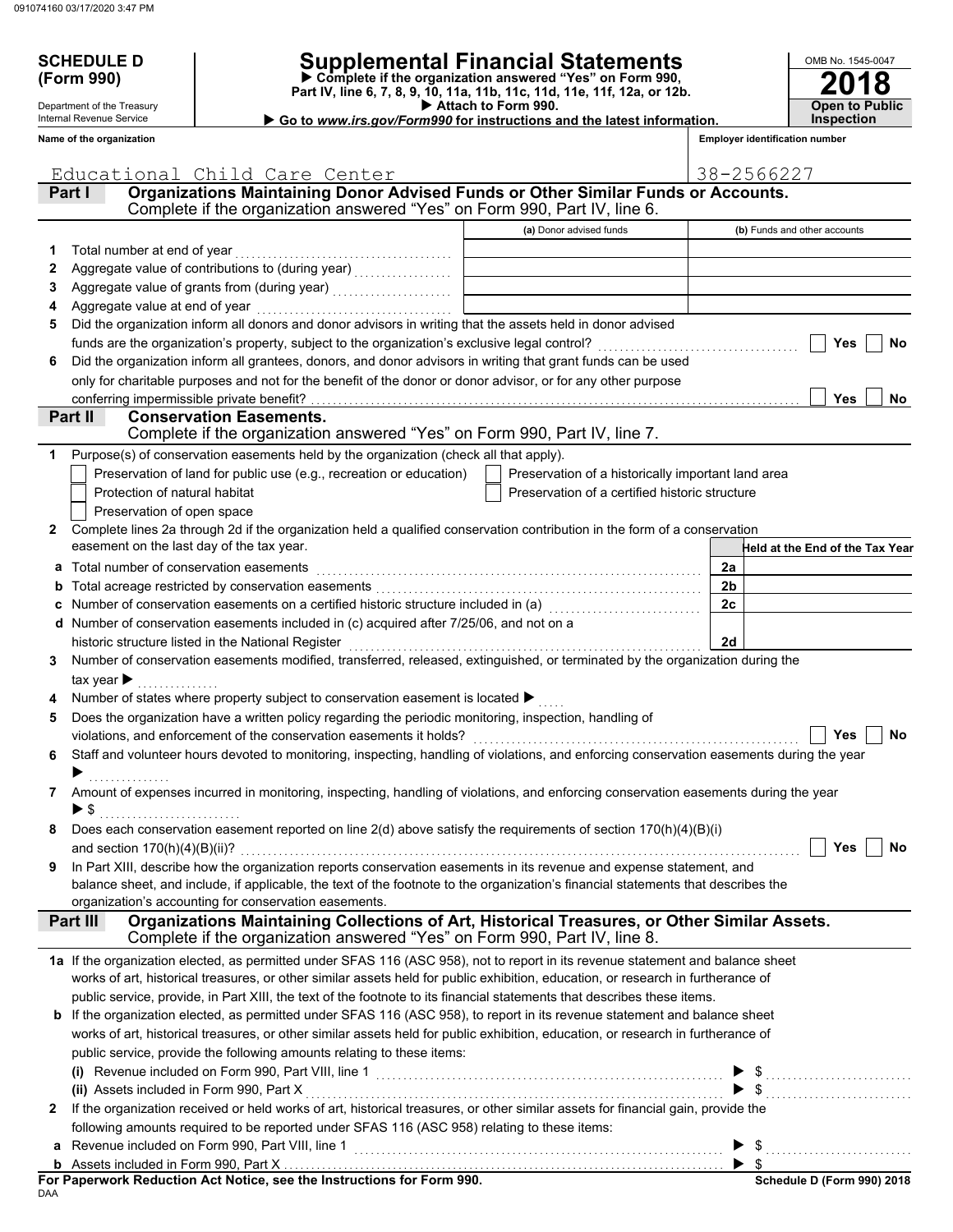**SCHEDULE D (Form 990)**

Department of the Treasury
Internal Revenue Service

# Supplemental Financial Statements

▶ Complete if the organization answered "Yes" on Form 990, Part IV, line 6, 7, 8, 9, 10, 11a, 11b, 11c, 11d, 11e, 11f, 12a, or 12b.
▶ Attach to Form 990.
▶ Go to *www.irs.gov/Form990* for instructions and the latest information.

OMB No. 1545-0047

**2018**

**Open to Public Inspection**

**Name of the organization**: Educational Child Care Center

**Employer identification number**: 38-2566227

## Part I Organizations Maintaining Donor Advised Funds or Other Similar Funds or Accounts.
Complete if the organization answered "Yes" on Form 990, Part IV, line 6.

| | | (a) Donor advised funds | (b) Funds and other accounts |
|---|---|---|---|
| 1 | Total number at end of year | | |
| 2 | Aggregate value of contributions to (during year) | | |
| 3 | Aggregate value of grants from (during year) | | |
| 4 | Aggregate value at end of year | | |

5 Did the organization inform all donors and donor advisors in writing that the assets held in donor advised funds are the organization's property, subject to the organization's exclusive legal control? ☐ Yes ☐ No

6 Did the organization inform all grantees, donors, and donor advisors in writing that grant funds can be used only for charitable purposes and not for the benefit of the donor or donor advisor, or for any other purpose conferring impermissible private benefit? ☐ Yes ☐ No

## Part II Conservation Easements.
Complete if the organization answered "Yes" on Form 990, Part IV, line 7.

1 Purpose(s) of conservation easements held by the organization (check all that apply).

☐ Preservation of land for public use (e.g., recreation or education)
☐ Preservation of a historically important land area
☐ Protection of natural habitat
☐ Preservation of a certified historic structure
☐ Preservation of open space

2 Complete lines 2a through 2d if the organization held a qualified conservation contribution in the form of a conservation easement on the last day of the tax year.

| | | | Held at the End of the Tax Year |
|---|---|---|---|
| a | Total number of conservation easements | 2a | |
| b | Total acreage restricted by conservation easements | 2b | |
| c | Number of conservation easements on a certified historic structure included in (a) | 2c | |
| d | Number of conservation easements included in (c) acquired after 7/25/06, and not on a historic structure listed in the National Register | 2d | |

3 Number of conservation easements modified, transferred, released, extinguished, or terminated by the organization during the tax year ▶

4 Number of states where property subject to conservation easement is located ▶

5 Does the organization have a written policy regarding the periodic monitoring, inspection, handling of violations, and enforcement of the conservation easements it holds? ☐ Yes ☐ No

6 Staff and volunteer hours devoted to monitoring, inspecting, handling of violations, and enforcing conservation easements during the year ▶

7 Amount of expenses incurred in monitoring, inspecting, handling of violations, and enforcing conservation easements during the year ▶ $

8 Does each conservation easement reported on line 2(d) above satisfy the requirements of section 170(h)(4)(B)(i) and section 170(h)(4)(B)(ii)? ☐ Yes ☐ No

9 In Part XIII, describe how the organization reports conservation easements in its revenue and expense statement, and balance sheet, and include, if applicable, the text of the footnote to the organization's financial statements that describes the organization's accounting for conservation easements.

## Part III Organizations Maintaining Collections of Art, Historical Treasures, or Other Similar Assets.
Complete if the organization answered "Yes" on Form 990, Part IV, line 8.

1a If the organization elected, as permitted under SFAS 116 (ASC 958), not to report in its revenue statement and balance sheet works of art, historical treasures, or other similar assets held for public exhibition, education, or research in furtherance of public service, provide, in Part XIII, the text of the footnote to its financial statements that describes these items.

b If the organization elected, as permitted under SFAS 116 (ASC 958), to report in its revenue statement and balance sheet works of art, historical treasures, or other similar assets held for public exhibition, education, or research in furtherance of public service, provide the following amounts relating to these items:

(i) Revenue included on Form 990, Part VIII, line 1 ▶ $

(ii) Assets included in Form 990, Part X ▶ $

2 If the organization received or held works of art, historical treasures, or other similar assets for financial gain, provide the following amounts required to be reported under SFAS 116 (ASC 958) relating to these items:

a Revenue included on Form 990, Part VIII, line 1 ▶ $

b Assets included in Form 990, Part X ▶ $

**For Paperwork Reduction Act Notice, see the Instructions for Form 990.**

**Schedule D (Form 990) 2018**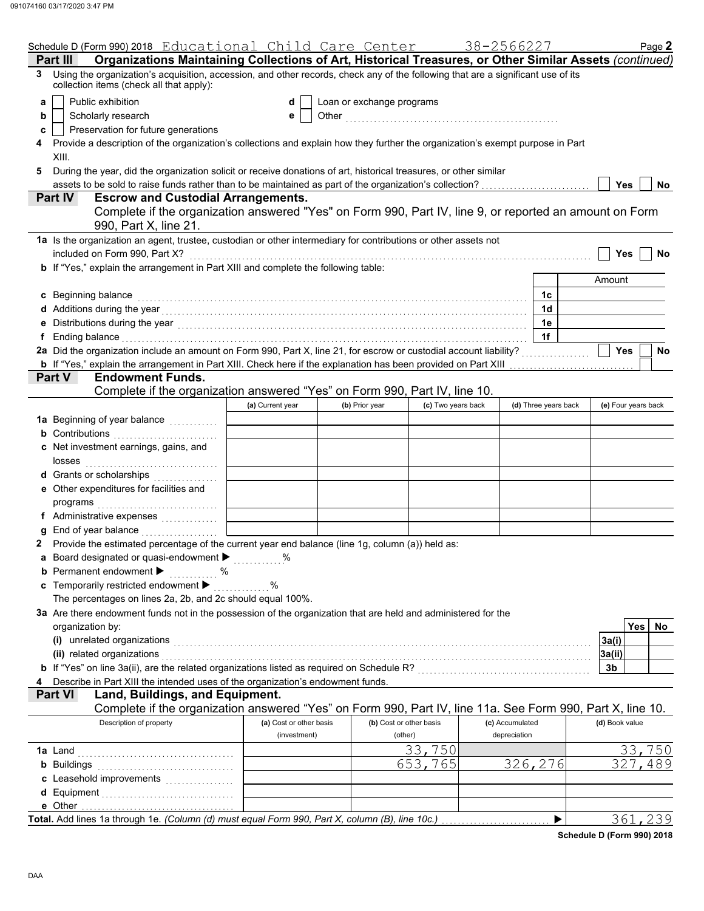Schedule D (Form 990) 2018 Educational Child Care Center 38-2566227 Page **2**

## Part III Organizations Maintaining Collections of Art, Historical Treasures, or Other Similar Assets *(continued)*

**3** Using the organization's acquisition, accession, and other records, check any of the following that are a significant use of its collection items (check all that apply):

- **a** ☐ Public exhibition
- **b** ☐ Scholarly research
- **c** ☐ Preservation for future generations
- **d** ☐ Loan or exchange programs
- **e** ☐ Other

**4** Provide a description of the organization's collections and explain how they further the organization's exempt purpose in Part XIII.

**5** During the year, did the organization solicit or receive donations of art, historical treasures, or other similar assets to be sold to raise funds rather than to be maintained as part of the organization's collection? ☐ Yes ☐ No

## Part IV Escrow and Custodial Arrangements.

Complete if the organization answered "Yes" on Form 990, Part IV, line 9, or reported an amount on Form 990, Part X, line 21.

**1a** Is the organization an agent, trustee, custodian or other intermediary for contributions or other assets not included on Form 990, Part X? ☐ Yes ☐ No

**b** If "Yes," explain the arrangement in Part XIII and complete the following table:

| | | Amount |
|---|---|---|
| **c** Beginning balance | 1c | |
| **d** Additions during the year | 1d | |
| **e** Distributions during the year | 1e | |
| **f** Ending balance | 1f | |

**2a** Did the organization include an amount on Form 990, Part X, line 21, for escrow or custodial account liability? ☐ Yes ☐ No

**b** If "Yes," explain the arrangement in Part XIII. Check here if the explanation has been provided on Part XIII ☐

## Part V Endowment Funds.

Complete if the organization answered "Yes" on Form 990, Part IV, line 10.

| | (a) Current year | (b) Prior year | (c) Two years back | (d) Three years back | (e) Four years back |
|---|---|---|---|---|---|
| **1a** Beginning of year balance | | | | | |
| **b** Contributions | | | | | |
| **c** Net investment earnings, gains, and losses | | | | | |
| **d** Grants or scholarships | | | | | |
| **e** Other expenditures for facilities and programs | | | | | |
| **f** Administrative expenses | | | | | |
| **g** End of year balance | | | | | |

**2** Provide the estimated percentage of the current year end balance (line 1g, column (a)) held as:

- **a** Board designated or quasi-endowment ▶ ______ %
- **b** Permanent endowment ▶ ______ %
- **c** Temporarily restricted endowment ▶ ______ %

The percentages on lines 2a, 2b, and 2c should equal 100%.

**3a** Are there endowment funds not in the possession of the organization that are held and administered for the organization by:

| | | Yes | No |
|---|---|---|---|
| (i) unrelated organizations | 3a(i) | | |
| (ii) related organizations | 3a(ii) | | |
| **b** If "Yes" on line 3a(ii), are the related organizations listed as required on Schedule R? | 3b | | |

**4** Describe in Part XIII the intended uses of the organization's endowment funds.

## Part VI Land, Buildings, and Equipment.

Complete if the organization answered "Yes" on Form 990, Part IV, line 11a. See Form 990, Part X, line 10.

| Description of property | (a) Cost or other basis (investment) | (b) Cost or other basis (other) | (c) Accumulated depreciation | (d) Book value |
|---|---|---|---|---|
| **1a** Land | | 33,750 | | 33,750 |
| **b** Buildings | | 653,765 | 326,276 | 327,489 |
| **c** Leasehold improvements | | | | |
| **d** Equipment | | | | |
| **e** Other | | | | |
| **Total.** Add lines 1a through 1e. *(Column (d) must equal Form 990, Part X, column (B), line 10c.)* ▶ | | | | 361,239 |

**Schedule D (Form 990) 2018**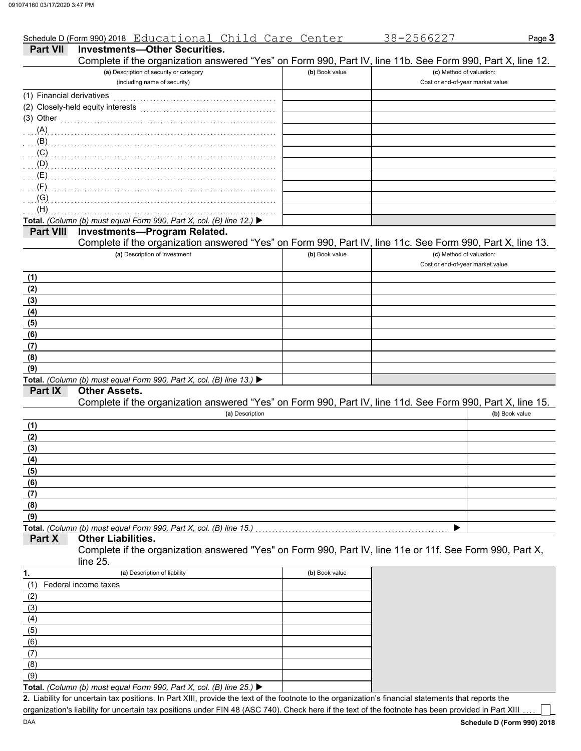Schedule D (Form 990) 2018 Educational Child Care Center 38-2566227 Page **3**

## Part VII Investments—Other Securities.

Complete if the organization answered "Yes" on Form 990, Part IV, line 11b. See Form 990, Part X, line 12.

| (a) Description of security or category (including name of security) | (b) Book value | (c) Method of valuation: Cost or end-of-year market value |
|---|---|---|
| (1) Financial derivatives | | |
| (2) Closely-held equity interests | | |
| (3) Other | | |
| (A) | | |
| (B) | | |
| (C) | | |
| (D) | | |
| (E) | | |
| (F) | | |
| (G) | | |
| (H) | | |
| **Total.** *(Column (b) must equal Form 990, Part X, col. (B) line 12.)* ▶ | | |

## Part VIII Investments—Program Related.

Complete if the organization answered "Yes" on Form 990, Part IV, line 11c. See Form 990, Part X, line 13.

| (a) Description of investment | (b) Book value | (c) Method of valuation: Cost or end-of-year market value |
|---|---|---|
| **(1)** | | |
| **(2)** | | |
| **(3)** | | |
| **(4)** | | |
| **(5)** | | |
| **(6)** | | |
| **(7)** | | |
| **(8)** | | |
| **(9)** | | |
| **Total.** *(Column (b) must equal Form 990, Part X, col. (B) line 13.)* ▶ | | |

## Part IX Other Assets.

Complete if the organization answered "Yes" on Form 990, Part IV, line 11d. See Form 990, Part X, line 15.

| (a) Description | (b) Book value |
|---|---|
| **(1)** | |
| **(2)** | |
| **(3)** | |
| **(4)** | |
| **(5)** | |
| **(6)** | |
| **(7)** | |
| **(8)** | |
| **(9)** | |
| **Total.** *(Column (b) must equal Form 990, Part X, col. (B) line 15.)* ▶ | |

## Part X Other Liabilities.

Complete if the organization answered "Yes" on Form 990, Part IV, line 11e or 11f. See Form 990, Part X, line 25.

| **1.** (a) Description of liability | (b) Book value |
|---|---|
| (1) Federal income taxes | |
| (2) | |
| (3) | |
| (4) | |
| (5) | |
| (6) | |
| (7) | |
| (8) | |
| (9) | |
| **Total.** *(Column (b) must equal Form 990, Part X, col. (B) line 25.)* ▶ | |

**2.** Liability for uncertain tax positions. In Part XIII, provide the text of the footnote to the organization's financial statements that reports the organization's liability for uncertain tax positions under FIN 48 (ASC 740). Check here if the text of the footnote has been provided in Part XIII ☐

Schedule D (Form 990) 2018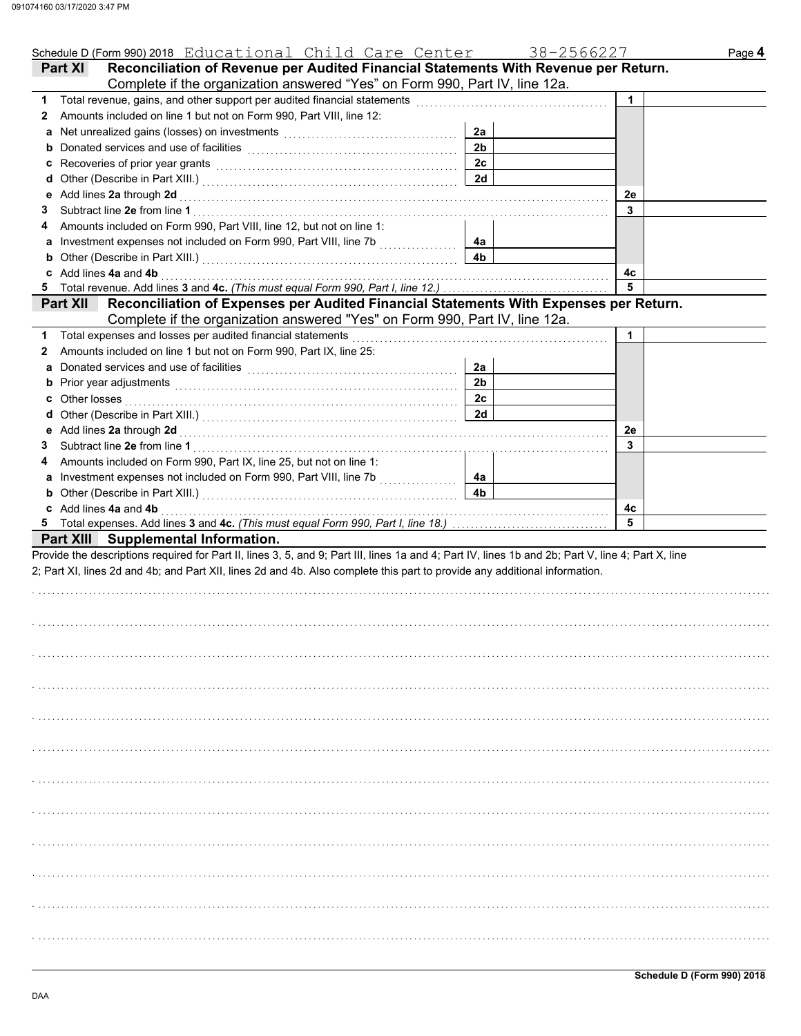Schedule D (Form 990) 2018 Educational Child Care Center 38-2566227 Page **4**

## Part XI Reconciliation of Revenue per Audited Financial Statements With Revenue per Return.

Complete if the organization answered "Yes" on Form 990, Part IV, line 12a.

| | | | | | |
|---|---|---|---|---|---|
| **1** | Total revenue, gains, and other support per audited financial statements | | | 1 | |
| **2** | Amounts included on line 1 but not on Form 990, Part VIII, line 12: | | | | |
| **a** | Net unrealized gains (losses) on investments | 2a | | | |
| **b** | Donated services and use of facilities | 2b | | | |
| **c** | Recoveries of prior year grants | 2c | | | |
| **d** | Other (Describe in Part XIII.) | 2d | | | |
| **e** | Add lines **2a** through **2d** | | | 2e | |
| **3** | Subtract line **2e** from line **1** | | | 3 | |
| **4** | Amounts included on Form 990, Part VIII, line 12, but not on line 1: | | | | |
| **a** | Investment expenses not included on Form 990, Part VIII, line 7b | 4a | | | |
| **b** | Other (Describe in Part XIII.) | 4b | | | |
| **c** | Add lines **4a** and **4b** | | | 4c | |
| **5** | Total revenue. Add lines **3** and **4c.** *(This must equal Form 990, Part I, line 12.)* | | | 5 | |

## Part XII Reconciliation of Expenses per Audited Financial Statements With Expenses per Return.

Complete if the organization answered "Yes" on Form 990, Part IV, line 12a.

| | | | | | |
|---|---|---|---|---|---|
| **1** | Total expenses and losses per audited financial statements | | | 1 | |
| **2** | Amounts included on line 1 but not on Form 990, Part IX, line 25: | | | | |
| **a** | Donated services and use of facilities | 2a | | | |
| **b** | Prior year adjustments | 2b | | | |
| **c** | Other losses | 2c | | | |
| **d** | Other (Describe in Part XIII.) | 2d | | | |
| **e** | Add lines **2a** through **2d** | | | 2e | |
| **3** | Subtract line **2e** from line **1** | | | 3 | |
| **4** | Amounts included on Form 990, Part IX, line 25, but not on line 1: | | | | |
| **a** | Investment expenses not included on Form 990, Part VIII, line 7b | 4a | | | |
| **b** | Other (Describe in Part XIII.) | 4b | | | |
| **c** | Add lines **4a** and **4b** | | | 4c | |
| **5** | Total expenses. Add lines **3** and **4c.** *(This must equal Form 990, Part I, line 18.)* | | | 5 | |

## Part XIII Supplemental Information.

Provide the descriptions required for Part II, lines 3, 5, and 9; Part III, lines 1a and 4; Part IV, lines 1b and 2b; Part V, line 4; Part X, line 2; Part XI, lines 2d and 4b; and Part XII, lines 2d and 4b. Also complete this part to provide any additional information.

**Schedule D (Form 990) 2018**

DAA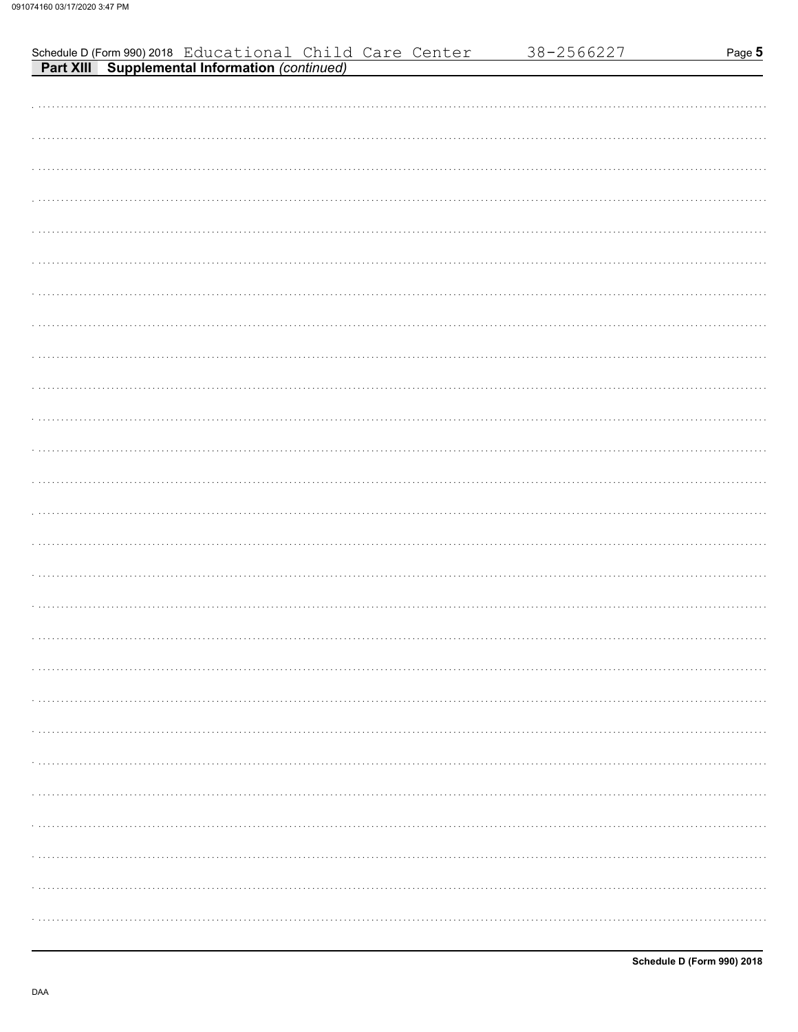Schedule D (Form 990) 2018 Educational Child Care Center 38-2566227

**Part XIII Supplemental Information** *(continued)*

**Schedule D (Form 990) 2018**

DAA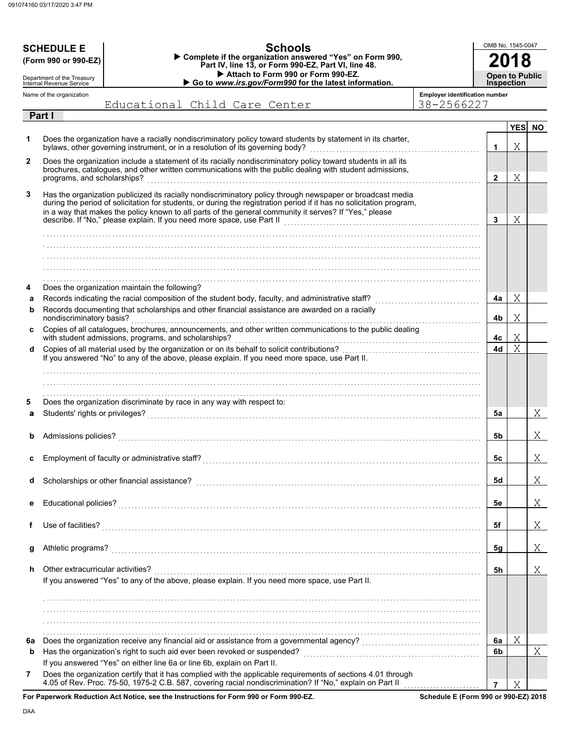**SCHEDULE E** (Form 990 or 990-EZ)

Department of the Treasury
Internal Revenue Service

# Schools

▶ Complete if the organization answered "Yes" on Form 990, Part IV, line 13, or Form 990-EZ, Part VI, line 48.
▶ Attach to Form 990 or Form 990-EZ.
▶ Go to *www.irs.gov/Form990* for the latest information.

OMB No. 1545-0047

**2018**

**Open to Public Inspection**

Name of the organization: Educational Child Care Center

Employer identification number: 38-2566227

## Part I

| | | | YES | NO |
|---|---|---|---|---|
| **1** | Does the organization have a racially nondiscriminatory policy toward students by statement in its charter, bylaws, other governing instrument, or in a resolution of its governing body? | 1 | X | |
| **2** | Does the organization include a statement of its racially nondiscriminatory policy toward students in all its brochures, catalogues, and other written communications with the public dealing with student admissions, programs, and scholarships? | 2 | X | |
| **3** | Has the organization publicized its racially nondiscriminatory policy through newspaper or broadcast media during the period of solicitation for students, or during the registration period if it has no solicitation program, in a way that makes the policy known to all parts of the general community it serves? If "Yes," please describe. If "No," please explain. If you need more space, use Part II | 3 | X | |
| **4** | Does the organization maintain the following? | | | |
| **a** | Records indicating the racial composition of the student body, faculty, and administrative staff? | 4a | X | |
| **b** | Records documenting that scholarships and other financial assistance are awarded on a racially nondiscriminatory basis? | 4b | X | |
| **c** | Copies of all catalogues, brochures, announcements, and other written communications to the public dealing with student admissions, programs, and scholarships? | 4c | X | |
| **d** | Copies of all material used by the organization or on its behalf to solicit contributions? If you answered "No" to any of the above, please explain. If you need more space, use Part II. | 4d | X | |
| **5** | Does the organization discriminate by race in any way with respect to: | | | |
| **a** | Students' rights or privileges? | 5a | | X |
| **b** | Admissions policies? | 5b | | X |
| **c** | Employment of faculty or administrative staff? | 5c | | X |
| **d** | Scholarships or other financial assistance? | 5d | | X |
| **e** | Educational policies? | 5e | | X |
| **f** | Use of facilities? | 5f | | X |
| **g** | Athletic programs? | 5g | | X |
| **h** | Other extracurricular activities? If you answered "Yes" to any of the above, please explain. If you need more space, use Part II. | 5h | | X |
| **6a** | Does the organization receive any financial aid or assistance from a governmental agency? | 6a | X | |
| **b** | Has the organization's right to such aid ever been revoked or suspended? If you answered "Yes" on either line 6a or line 6b, explain on Part II. | 6b | | X |
| **7** | Does the organization certify that it has complied with the applicable requirements of sections 4.01 through 4.05 of Rev. Proc. 75-50, 1975-2 C.B. 587, covering racial nondiscrimination? If "No," explain on Part II | 7 | X | |

**For Paperwork Reduction Act Notice, see the Instructions for Form 990 or Form 990-EZ.**

**Schedule E (Form 990 or 990-EZ) 2018**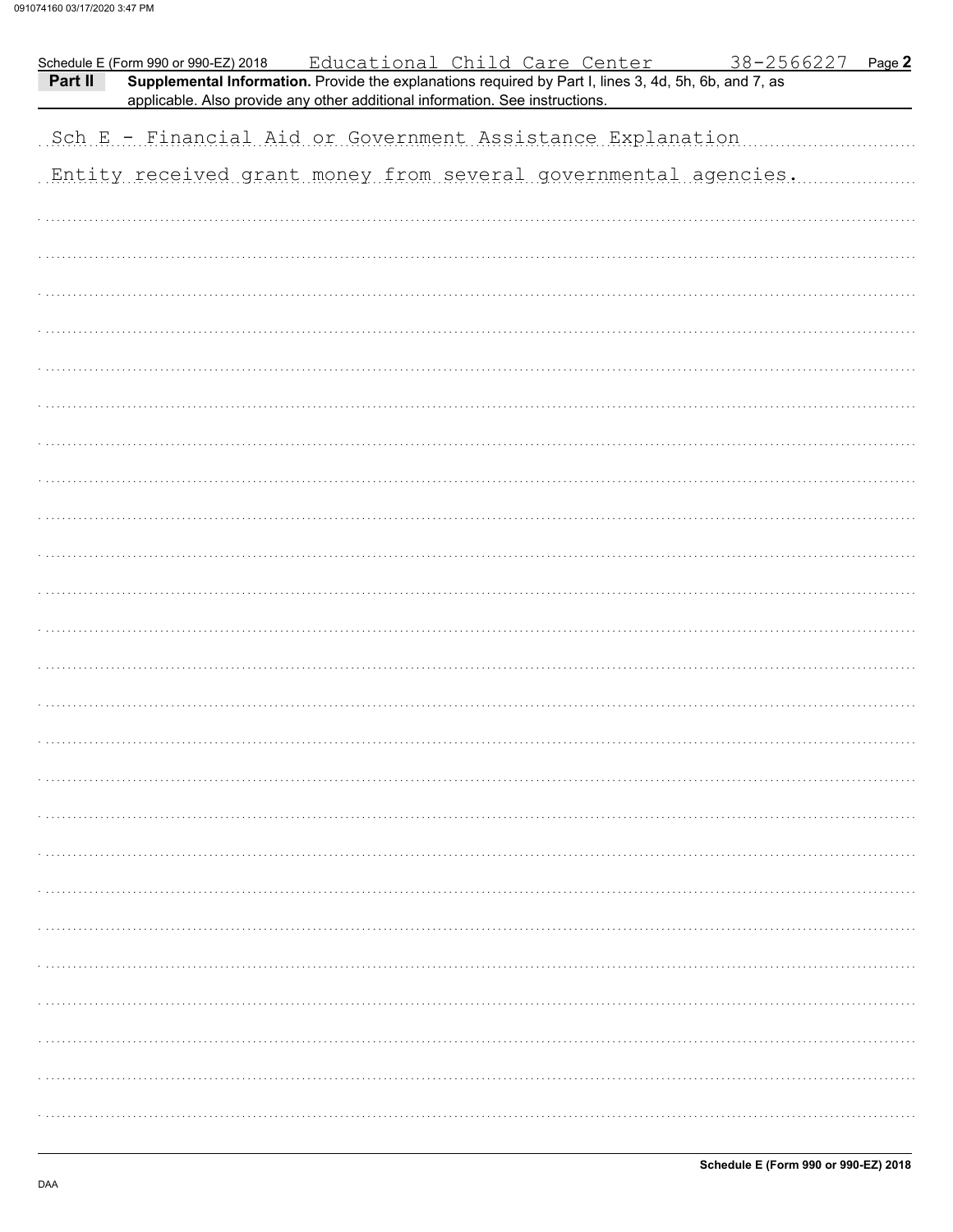Schedule E (Form 990 or 990-EZ) 2018 Educational Child Care Center 38-2566227

**Part II** **Supplemental Information.** Provide the explanations required by Part I, lines 3, 4d, 5h, 6b, and 7, as applicable. Also provide any other additional information. See instructions.

Sch E - Financial Aid or Government Assistance Explanation

Entity received grant money from several governmental agencies.

**Schedule E (Form 990 or 990-EZ) 2018**

DAA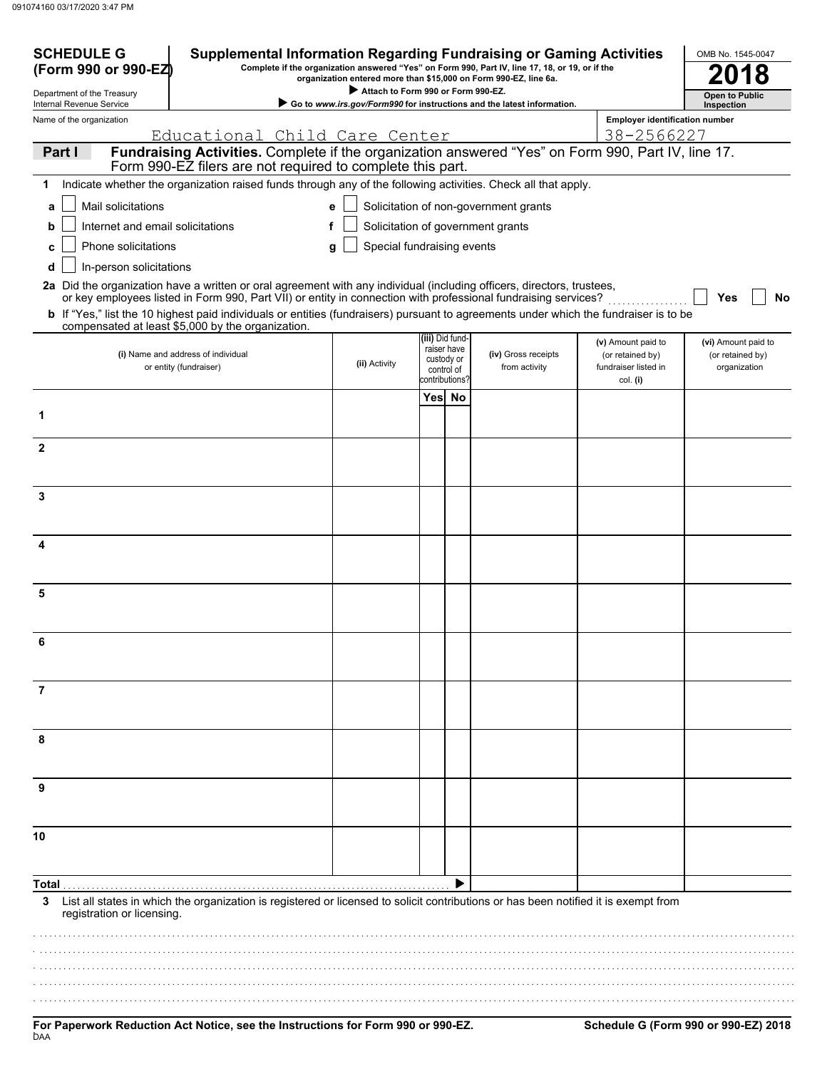# SCHEDULE G (Form 990 or 990-EZ)

Department of the Treasury
Internal Revenue Service

## Supplemental Information Regarding Fundraising or Gaming Activities

**Complete if the organization answered "Yes" on Form 990, Part IV, line 17, 18, or 19, or if the organization entered more than $15,000 on Form 990-EZ, line 6a.**

▶ **Attach to Form 990 or Form 990-EZ.**

▶ **Go to *www.irs.gov/Form990* for instructions and the latest information.**

OMB No. 1545-0047

**2018**

**Open to Public Inspection**

Name of the organization: Educational Child Care Center

Employer identification number: 38-2566227

## Part I — Fundraising Activities. Complete if the organization answered "Yes" on Form 990, Part IV, line 17. Form 990-EZ filers are not required to complete this part.

**1** Indicate whether the organization raised funds through any of the following activities. Check all that apply.

- **a** ☐ Mail solicitations
- **b** ☐ Internet and email solicitations
- **c** ☐ Phone solicitations
- **d** ☐ In-person solicitations
- **e** ☐ Solicitation of non-government grants
- **f** ☐ Solicitation of government grants
- **g** ☐ Special fundraising events

**2a** Did the organization have a written or oral agreement with any individual (including officers, directors, trustees, or key employees listed in Form 990, Part VII) or entity in connection with professional fundraising services? ☐ **Yes** ☐ **No**

**b** If "Yes," list the 10 highest paid individuals or entities (fundraisers) pursuant to agreements under which the fundraiser is to be compensated at least $5,000 by the organization.

| | (i) Name and address of individual or entity (fundraiser) | (ii) Activity | (iii) Did fundraiser have custody or control of contributions? Yes | No | (iv) Gross receipts from activity | (v) Amount paid to (or retained by) fundraiser listed in col. (i) | (vi) Amount paid to (or retained by) organization |
|---|---|---|---|---|---|---|---|
| 1 | | | | | | | |
| 2 | | | | | | | |
| 3 | | | | | | | |
| 4 | | | | | | | |
| 5 | | | | | | | |
| 6 | | | | | | | |
| 7 | | | | | | | |
| 8 | | | | | | | |
| 9 | | | | | | | |
| 10 | | | | | | | |
| **Total** ▶ | | | | | | | |

**3** List all states in which the organization is registered or licensed to solicit contributions or has been notified it is exempt from registration or licensing.

**For Paperwork Reduction Act Notice, see the Instructions for Form 990 or 990-EZ.**

DAA

**Schedule G (Form 990 or 990-EZ) 2018**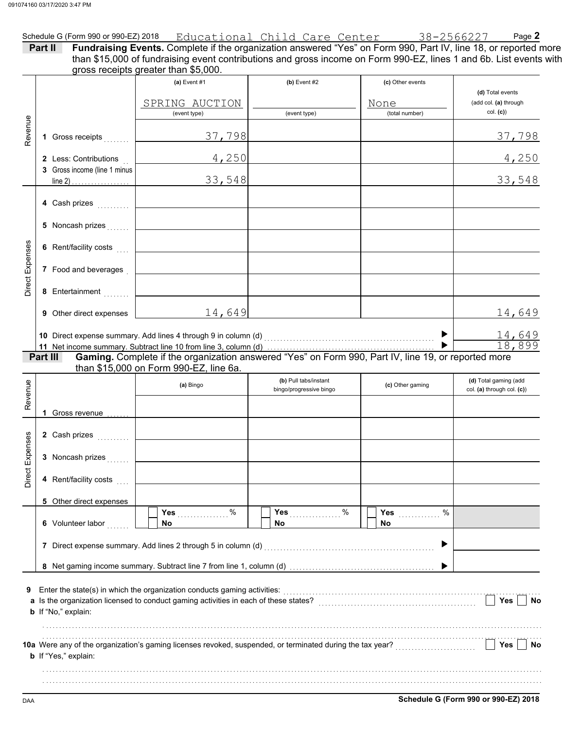Schedule G (Form 990 or 990-EZ) 2018 Educational Child Care Center 38-2566227

**Part II Fundraising Events.** Complete if the organization answered "Yes" on Form 990, Part IV, line 18, or reported more than $15,000 of fundraising event contributions and gross income on Form 990-EZ, lines 1 and 6b. List events with gross receipts greater than $5,000.

| | | (a) Event #1 | (b) Event #2 | (c) Other events | (d) Total events (add col. (a) through col. (c)) |
|---|---|---|---|---|---|
| | | SPRING AUCTION (event type) | (event type) | None (total number) | |
| Revenue | 1 Gross receipts | 37,798 | | | 37,798 |
| | 2 Less: Contributions | 4,250 | | | 4,250 |
| | 3 Gross income (line 1 minus line 2) | 33,548 | | | 33,548 |
| Direct Expenses | 4 Cash prizes | | | | |
| | 5 Noncash prizes | | | | |
| | 6 Rent/facility costs | | | | |
| | 7 Food and beverages | | | | |
| | 8 Entertainment | | | | |
| | 9 Other direct expenses | 14,649 | | | 14,649 |

10 Direct expense summary. Add lines 4 through 9 in column (d) ▶ 14,649

11 Net income summary. Subtract line 10 from line 3, column (d) ▶ 18,899

**Part III Gaming.** Complete if the organization answered "Yes" on Form 990, Part IV, line 19, or reported more than $15,000 on Form 990-EZ, line 6a.

| | | (a) Bingo | (b) Pull tabs/instant bingo/progressive bingo | (c) Other gaming | (d) Total gaming (add col. (a) through col. (c)) |
|---|---|---|---|---|---|
| Revenue | 1 Gross revenue | | | | |
| Direct Expenses | 2 Cash prizes | | | | |
| | 3 Noncash prizes | | | | |
| | 4 Rent/facility costs | | | | |
| | 5 Other direct expenses | | | | |
| | 6 Volunteer labor | Yes ____ % / No | Yes ____ % / No | Yes ____ % / No | |

7 Direct expense summary. Add lines 2 through 5 in column (d) ▶

8 Net gaming income summary. Subtract line 7 from line 1, column (d) ▶

9 Enter the state(s) in which the organization conducts gaming activities:

a Is the organization licensed to conduct gaming activities in each of these states? Yes No

b If "No," explain:

10a Were any of the organization's gaming licenses revoked, suspended, or terminated during the tax year? Yes No

b If "Yes," explain:

Schedule G (Form 990 or 990-EZ) 2018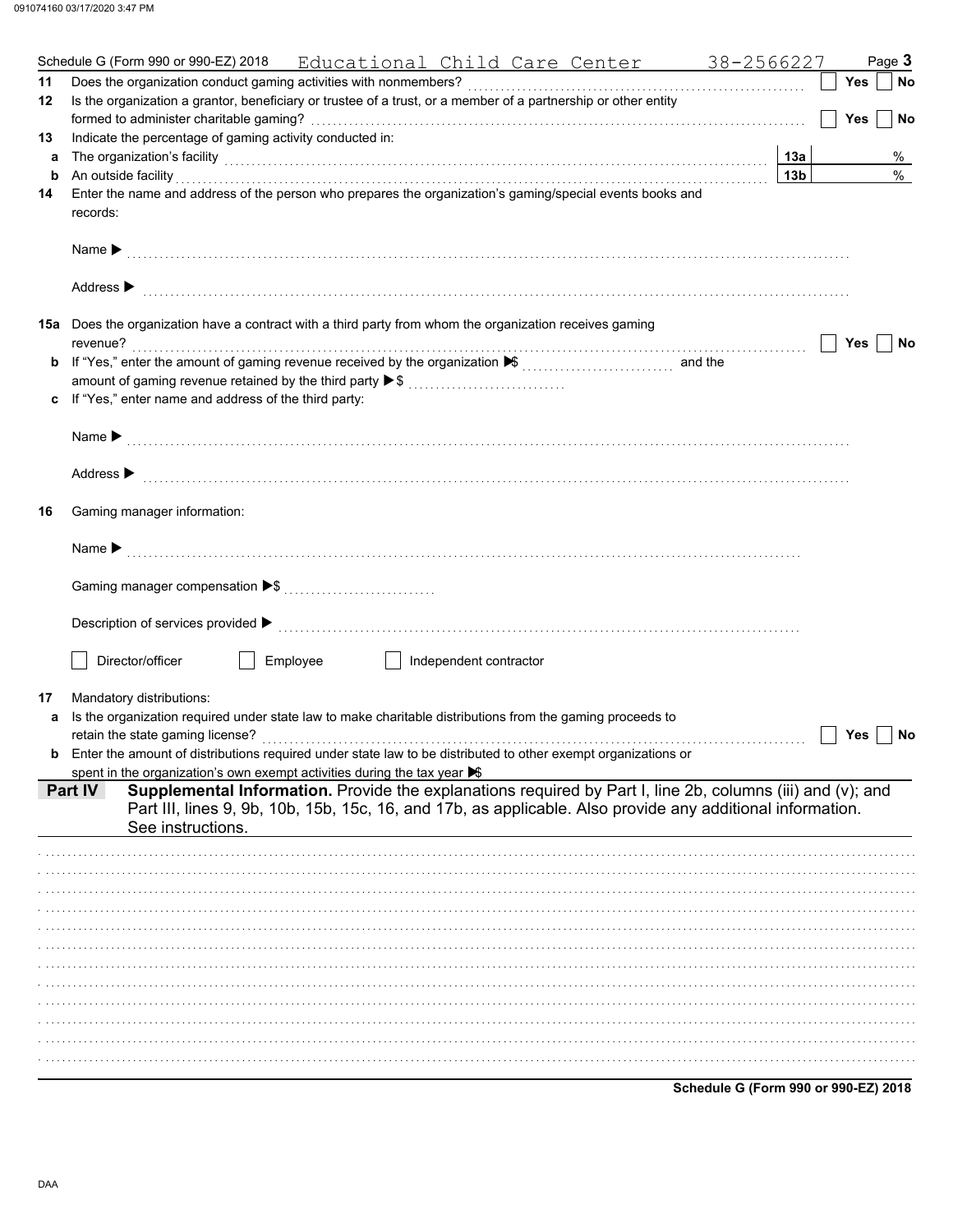Schedule G (Form 990 or 990-EZ) 2018 Educational Child Care Center 38-2566227 Page **3**

**11** Does the organization conduct gaming activities with nonmembers? ☐ Yes ☐ No

**12** Is the organization a grantor, beneficiary or trustee of a trust, or a member of a partnership or other entity formed to administer charitable gaming? ☐ Yes ☐ No

**13** Indicate the percentage of gaming activity conducted in:

**a** The organization's facility **13a** %

**b** An outside facility **13b** %

**14** Enter the name and address of the person who prepares the organization's gaming/special events books and records:

Name ▶

Address ▶

**15a** Does the organization have a contract with a third party from whom the organization receives gaming revenue? ☐ Yes ☐ No

**b** If "Yes," enter the amount of gaming revenue received by the organization ▶$ and the amount of gaming revenue retained by the third party ▶$

**c** If "Yes," enter name and address of the third party:

Name ▶

Address ▶

**16** Gaming manager information:

Name ▶

Gaming manager compensation ▶$

Description of services provided ▶

☐ Director/officer ☐ Employee ☐ Independent contractor

**17** Mandatory distributions:

**a** Is the organization required under state law to make charitable distributions from the gaming proceeds to retain the state gaming license? ☐ Yes ☐ No

**b** Enter the amount of distributions required under state law to be distributed to other exempt organizations or spent in the organization's own exempt activities during the tax year ▶$

**Part IV** **Supplemental Information.** Provide the explanations required by Part I, line 2b, columns (iii) and (v); and Part III, lines 9, 9b, 10b, 15b, 15c, 16, and 17b, as applicable. Also provide any additional information. See instructions.

**Schedule G (Form 990 or 990-EZ) 2018**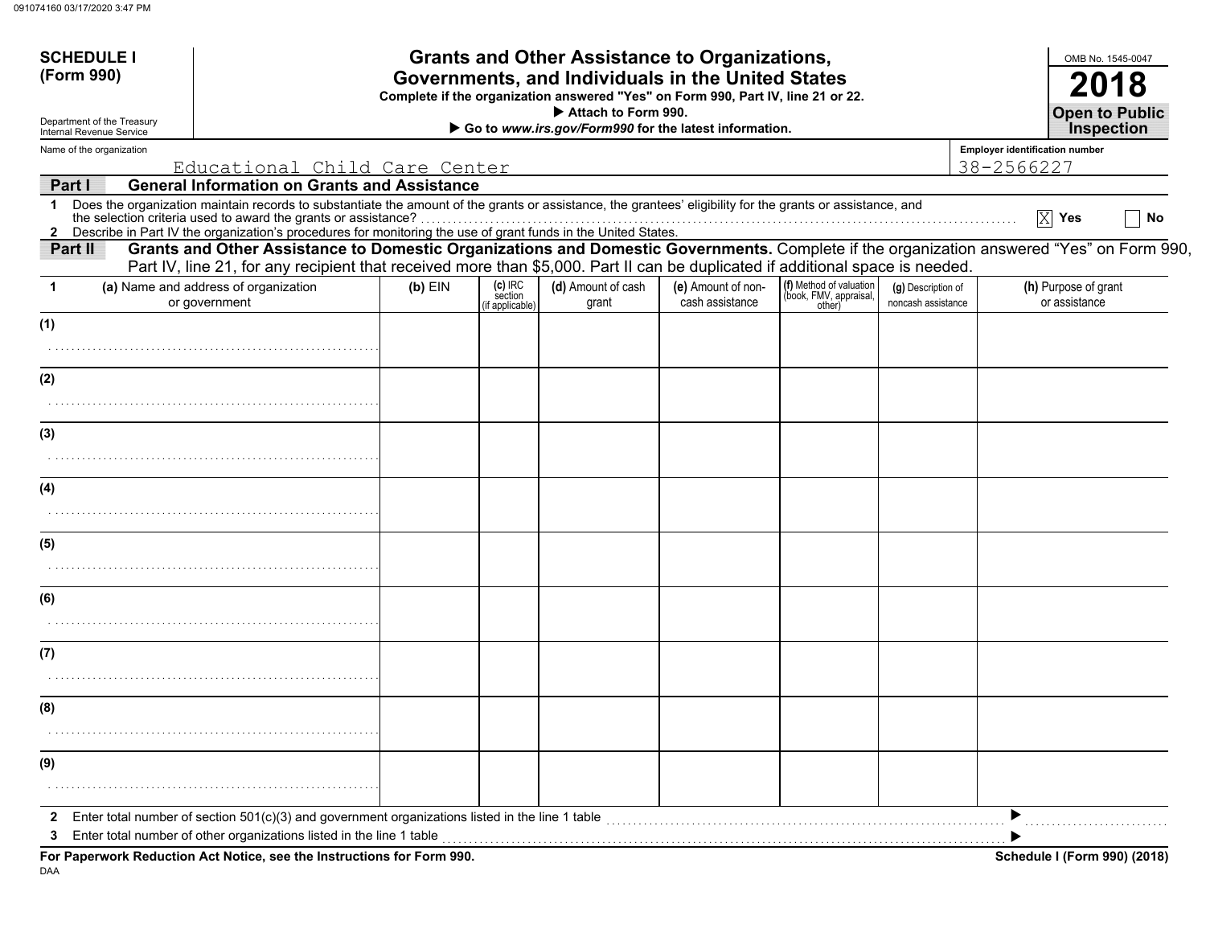**SCHEDULE I (Form 990)**

Department of the Treasury
Internal Revenue Service

# Grants and Other Assistance to Organizations, Governments, and Individuals in the United States

**Complete if the organization answered "Yes" on Form 990, Part IV, line 21 or 22.**
**▶ Attach to Form 990.**
**▶ Go to *www.irs.gov/Form990* for the latest information.**

OMB No. 1545-0047

**2018**

**Open to Public Inspection**

Name of the organization: Educational Child Care Center

Employer identification number: 38-2566227

**Part I — General Information on Grants and Assistance**

1 Does the organization maintain records to substantiate the amount of the grants or assistance, the grantees' eligibility for the grants or assistance, and the selection criteria used to award the grants or assistance? ☒ Yes ☐ No

2 Describe in Part IV the organization's procedures for monitoring the use of grant funds in the United States.

**Part II — Grants and Other Assistance to Domestic Organizations and Domestic Governments.** Complete if the organization answered "Yes" on Form 990, Part IV, line 21, for any recipient that received more than $5,000. Part II can be duplicated if additional space is needed.

| 1 | (a) Name and address of organization or government | (b) EIN | (c) IRC section (if applicable) | (d) Amount of cash grant | (e) Amount of non-cash assistance | (f) Method of valuation (book, FMV, appraisal, other) | (g) Description of noncash assistance | (h) Purpose of grant or assistance |
|---|---|---|---|---|---|---|---|---|
| (1) | | | | | | | | |
| (2) | | | | | | | | |
| (3) | | | | | | | | |
| (4) | | | | | | | | |
| (5) | | | | | | | | |
| (6) | | | | | | | | |
| (7) | | | | | | | | |
| (8) | | | | | | | | |
| (9) | | | | | | | | |

2 Enter total number of section 501(c)(3) and government organizations listed in the line 1 table ▶

3 Enter total number of other organizations listed in the line 1 table ▶

**For Paperwork Reduction Act Notice, see the Instructions for Form 990.**

**Schedule I (Form 990) (2018)**

DAA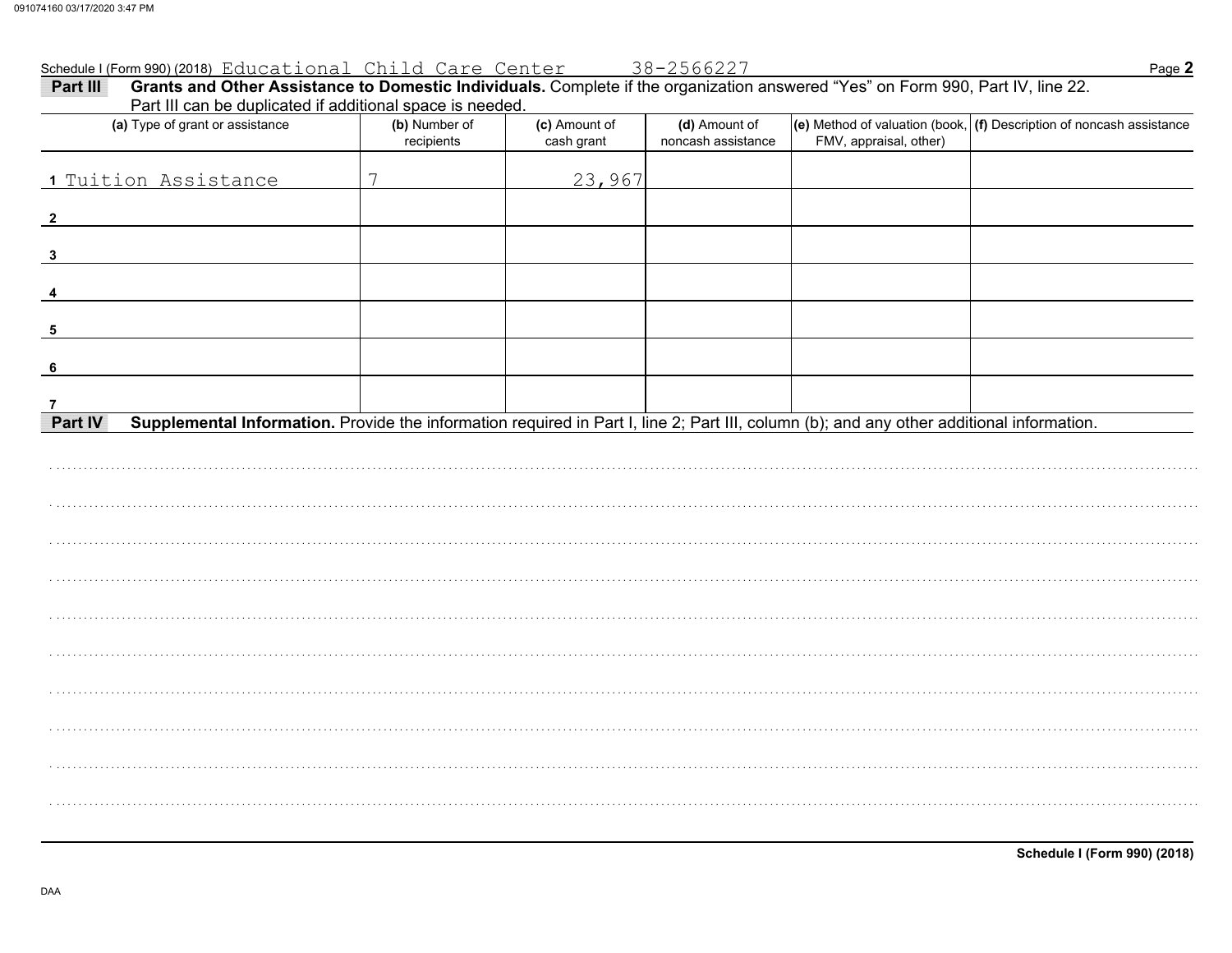Schedule I (Form 990) (2018) Educational Child Care Center 38-2566227

## Part III Grants and Other Assistance to Domestic Individuals.

Complete if the organization answered "Yes" on Form 990, Part IV, line 22. Part III can be duplicated if additional space is needed.

| (a) Type of grant or assistance | (b) Number of recipients | (c) Amount of cash grant | (d) Amount of noncash assistance | (e) Method of valuation (book, FMV, appraisal, other) | (f) Description of noncash assistance |
|---|---|---|---|---|---|
| 1 Tuition Assistance | 7 | 23,967 | | | |
| 2 | | | | | |
| 3 | | | | | |
| 4 | | | | | |
| 5 | | | | | |
| 6 | | | | | |
| 7 | | | | | |

## Part IV Supplemental Information.

Provide the information required in Part I, line 2; Part III, column (b); and any other additional information.

Schedule I (Form 990) (2018)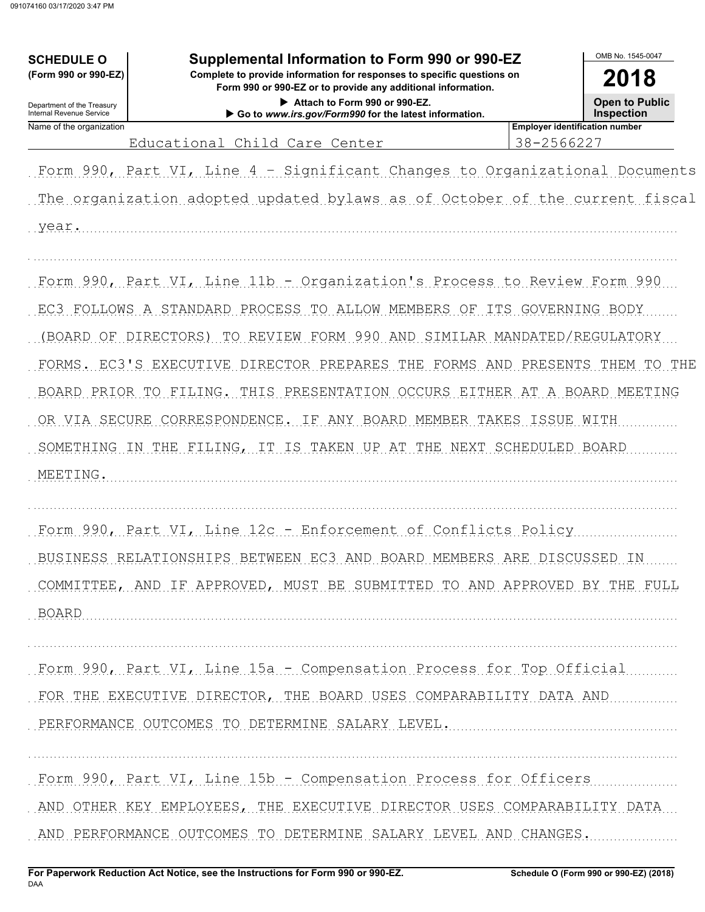**SCHEDULE O**
**(Form 990 or 990-EZ)**

Department of the Treasury
Internal Revenue Service

# Supplemental Information to Form 990 or 990-EZ

**Complete to provide information for responses to specific questions on Form 990 or 990-EZ or to provide any additional information.**

▶ Attach to Form 990 or 990-EZ.

▶ Go to *www.irs.gov/Form990* for the latest information.

OMB No. 1545-0047

**2018**

**Open to Public Inspection**

| Name of the organization | Employer identification number |
|---|---|
| Educational Child Care Center | 38-2566227 |

Form 990, Part VI, Line 4 - Significant Changes to Organizational Documents

The organization adopted updated bylaws as of October of the current fiscal year.

Form 990, Part VI, Line 11b - Organization's Process to Review Form 990

EC3 FOLLOWS A STANDARD PROCESS TO ALLOW MEMBERS OF ITS GOVERNING BODY (BOARD OF DIRECTORS) TO REVIEW FORM 990 AND SIMILAR MANDATED/REGULATORY FORMS. EC3'S EXECUTIVE DIRECTOR PREPARES THE FORMS AND PRESENTS THEM TO THE BOARD PRIOR TO FILING. THIS PRESENTATION OCCURS EITHER AT A BOARD MEETING OR VIA SECURE CORRESPONDENCE. IF ANY BOARD MEMBER TAKES ISSUE WITH SOMETHING IN THE FILING, IT IS TAKEN UP AT THE NEXT SCHEDULED BOARD MEETING.

Form 990, Part VI, Line 12c - Enforcement of Conflicts Policy

BUSINESS RELATIONSHIPS BETWEEN EC3 AND BOARD MEMBERS ARE DISCUSSED IN COMMITTEE, AND IF APPROVED, MUST BE SUBMITTED TO AND APPROVED BY THE FULL BOARD

Form 990, Part VI, Line 15a - Compensation Process for Top Official

FOR THE EXECUTIVE DIRECTOR, THE BOARD USES COMPARABILITY DATA AND PERFORMANCE OUTCOMES TO DETERMINE SALARY LEVEL.

Form 990, Part VI, Line 15b - Compensation Process for Officers

AND OTHER KEY EMPLOYEES, THE EXECUTIVE DIRECTOR USES COMPARABILITY DATA AND PERFORMANCE OUTCOMES TO DETERMINE SALARY LEVEL AND CHANGES.

**For Paperwork Reduction Act Notice, see the Instructions for Form 990 or 990-EZ.**
DAA

**Schedule O (Form 990 or 990-EZ) (2018)**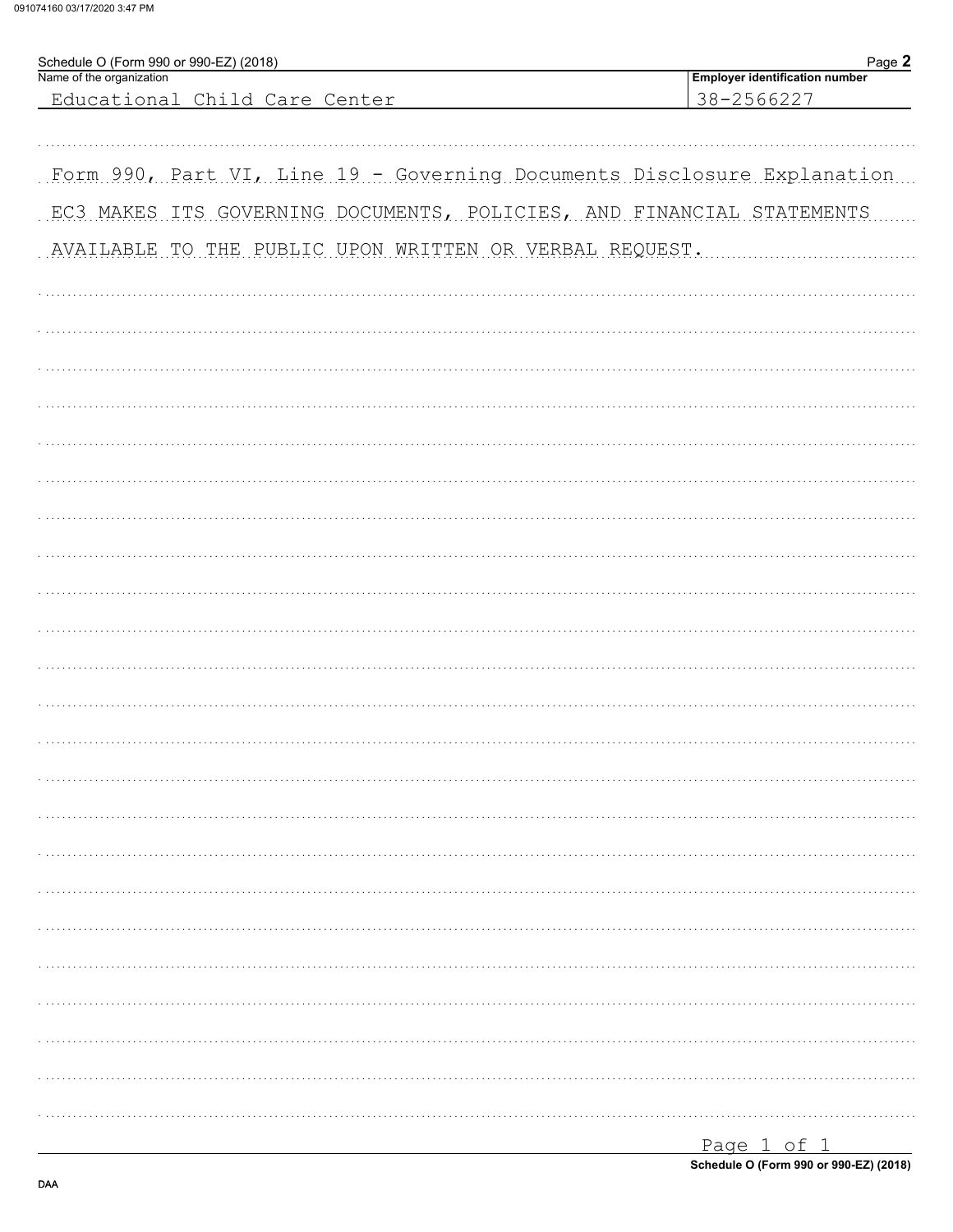Schedule O (Form 990 or 990-EZ) (2018)

| Name of the organization | Employer identification number |
| --- | --- |
| Educational Child Care Center | 38-2566227 |

Form 990, Part VI, Line 19 - Governing Documents Disclosure Explanation

EC3 MAKES ITS GOVERNING DOCUMENTS, POLICIES, AND FINANCIAL STATEMENTS AVAILABLE TO THE PUBLIC UPON WRITTEN OR VERBAL REQUEST.

Schedule O (Form 990 or 990-EZ) (2018)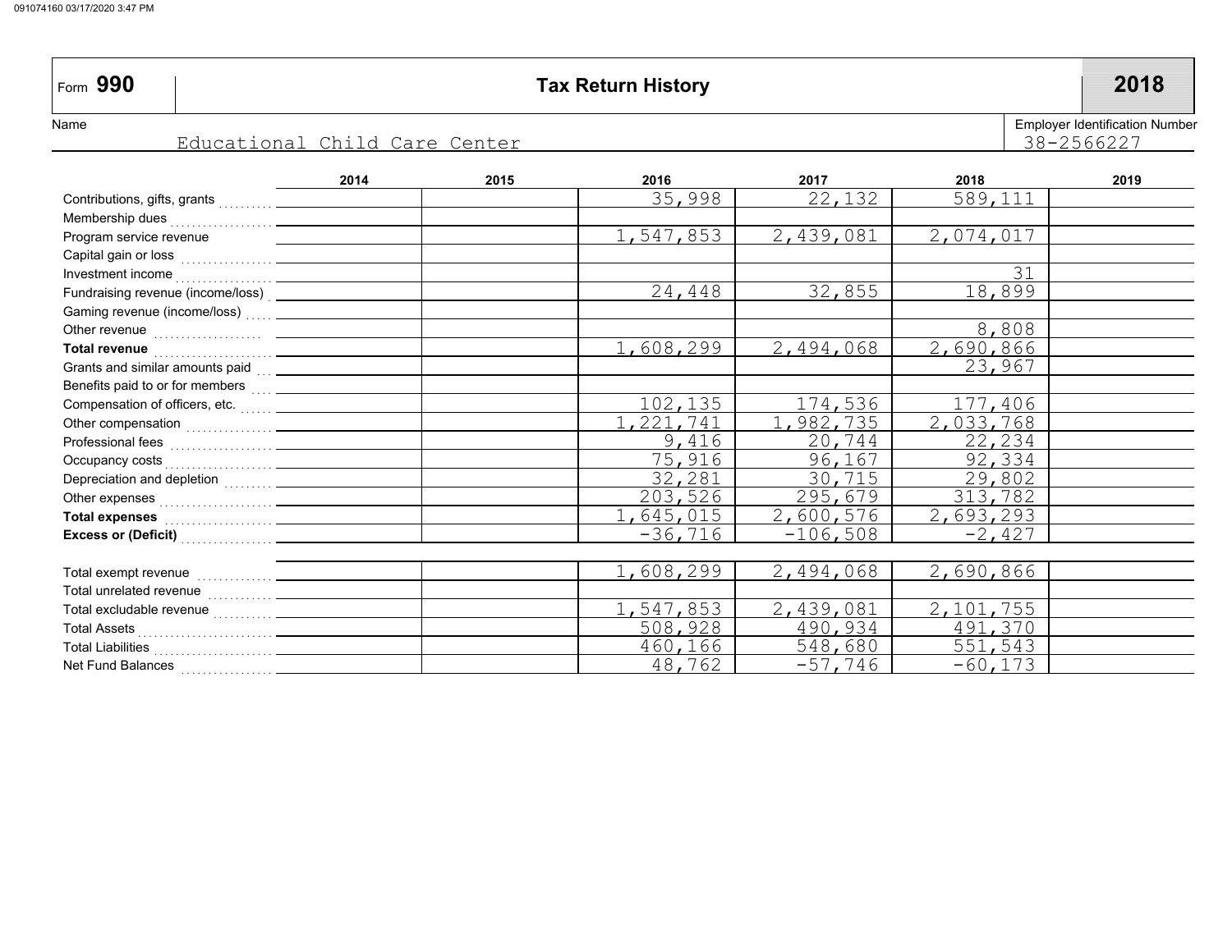Form **990**

# Tax Return History

**2018**

Name: Educational Child Care Center

Employer Identification Number: 38-2566227

| | 2014 | 2015 | 2016 | 2017 | 2018 | 2019 |
|---|---|---|---|---|---|---|
| Contributions, gifts, grants | | | 35,998 | 22,132 | 589,111 | |
| Membership dues | | | | | | |
| Program service revenue | | | 1,547,853 | 2,439,081 | 2,074,017 | |
| Capital gain or loss | | | | | | |
| Investment income | | | | | 31 | |
| Fundraising revenue (income/loss) | | | 24,448 | 32,855 | 18,899 | |
| Gaming revenue (income/loss) | | | | | | |
| Other revenue | | | | | 8,808 | |
| **Total revenue** | | | 1,608,299 | 2,494,068 | 2,690,866 | |
| Grants and similar amounts paid | | | | | 23,967 | |
| Benefits paid to or for members | | | | | | |
| Compensation of officers, etc. | | | 102,135 | 174,536 | 177,406 | |
| Other compensation | | | 1,221,741 | 1,982,735 | 2,033,768 | |
| Professional fees | | | 9,416 | 20,744 | 22,234 | |
| Occupancy costs | | | 75,916 | 96,167 | 92,334 | |
| Depreciation and depletion | | | 32,281 | 30,715 | 29,802 | |
| Other expenses | | | 203,526 | 295,679 | 313,782 | |
| **Total expenses** | | | 1,645,015 | 2,600,576 | 2,693,293 | |
| **Excess or (Deficit)** | | | -36,716 | -106,508 | -2,427 | |
| | | | | | | |
| Total exempt revenue | | | 1,608,299 | 2,494,068 | 2,690,866 | |
| Total unrelated revenue | | | | | | |
| Total excludable revenue | | | 1,547,853 | 2,439,081 | 2,101,755 | |
| Total Assets | | | 508,928 | 490,934 | 491,370 | |
| Total Liabilities | | | 460,166 | 548,680 | 551,543 | |
| Net Fund Balances | | | 48,762 | -57,746 | -60,173 | |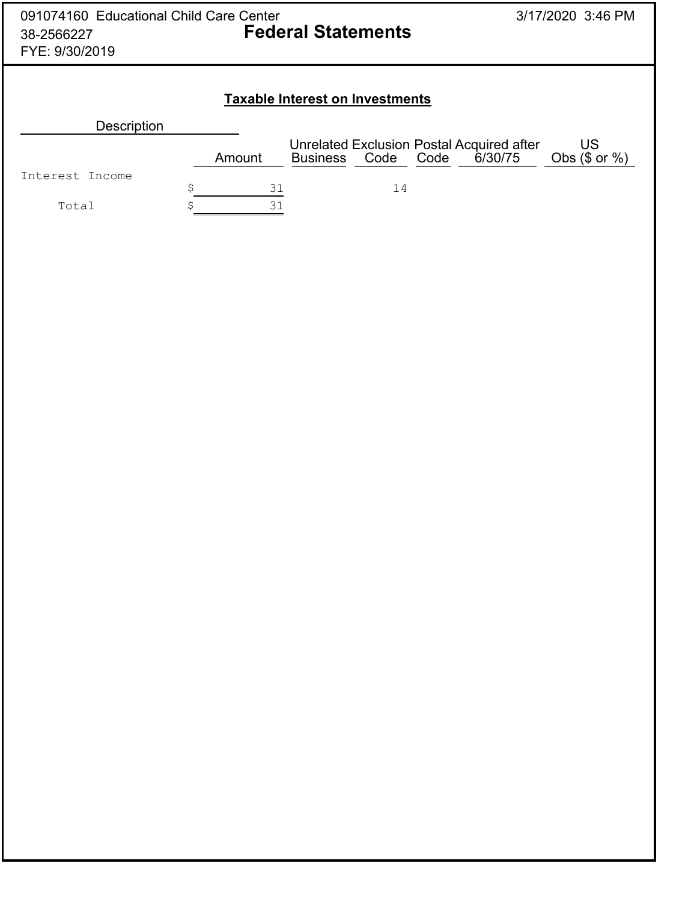091074160 Educational Child Care Center
38-2566227
FYE: 9/30/2019

# Federal Statements

3/17/2020 3:46 PM

## Taxable Interest on Investments

| Description | Amount | Unrelated Business | Exclusion Code | Postal Code | Acquired after 6/30/75 | US Obs ($ or %) |
|---|---|---|---|---|---|---|
| Interest Income | $ 31 | | 14 | | | |
| Total | $ 31 | | | | | |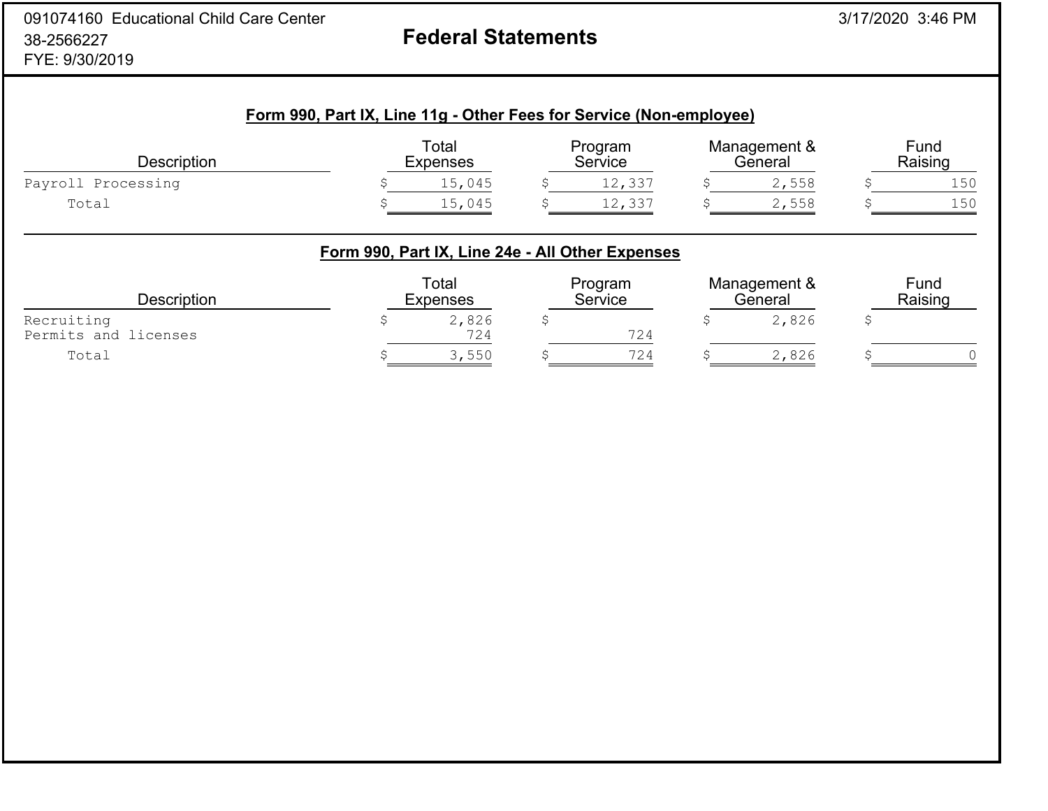091074160 Educational Child Care Center
38-2566227
FYE: 9/30/2019

# Federal Statements

3/17/2020 3:46 PM

## Form 990, Part IX, Line 11g - Other Fees for Service (Non-employee)

| Description | Total Expenses | Program Service | Management & General | Fund Raising |
|---|---|---|---|---|
| Payroll Processing | $ 15,045 | $ 12,337 | $ 2,558 | $ 150 |
| Total | $ 15,045 | $ 12,337 | $ 2,558 | $ 150 |

## Form 990, Part IX, Line 24e - All Other Expenses

| Description | Total Expenses | Program Service | Management & General | Fund Raising |
|---|---|---|---|---|
| Recruiting | $ 2,826 | $ | $ 2,826 | $ |
| Permits and licenses | 724 | 724 | | |
| Total | $ 3,550 | $ 724 | $ 2,826 | $ 0 |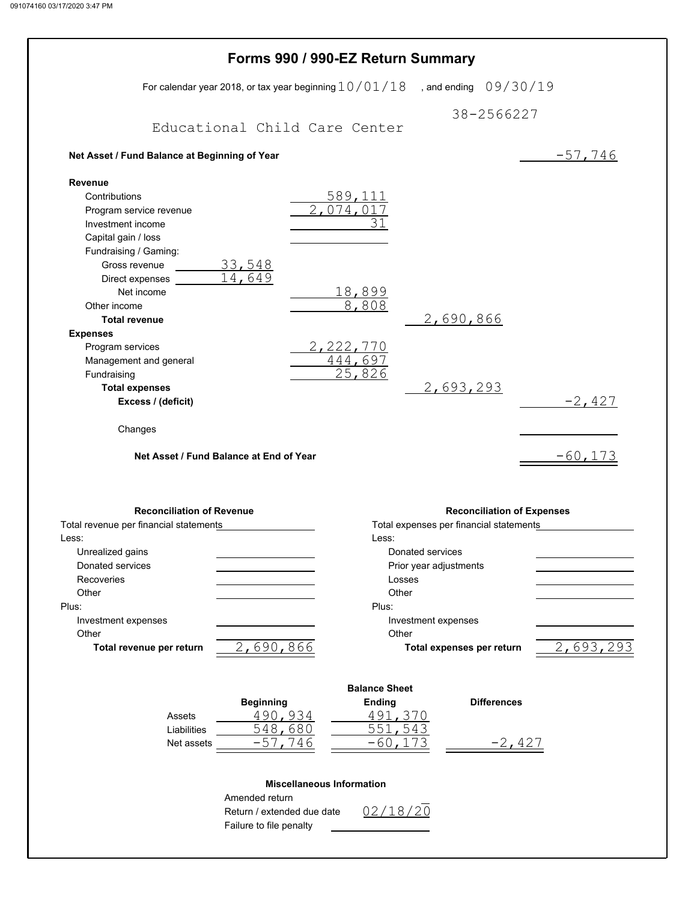# Forms 990 / 990-EZ Return Summary

For calendar year 2018, or tax year beginning 10/01/18 , and ending 09/30/19

Educational Child Care Center

38-2566227

| | | | | |
|---|---|---|---|---|
| **Net Asset / Fund Balance at Beginning of Year** | | | | -57,746 |
| **Revenue** | | | | |
| Contributions | | 589,111 | | |
| Program service revenue | | 2,074,017 | | |
| Investment income | | 31 | | |
| Capital gain / loss | | | | |
| Fundraising / Gaming: | | | | |
| Gross revenue | 33,548 | | | |
| Direct expenses | 14,649 | | | |
| Net income | | 18,899 | | |
| Other income | | 8,808 | | |
| **Total revenue** | | | 2,690,866 | |
| **Expenses** | | | | |
| Program services | | 2,222,770 | | |
| Management and general | | 444,697 | | |
| Fundraising | | 25,826 | | |
| **Total expenses** | | | 2,693,293 | |
| **Excess / (deficit)** | | | | -2,427 |
| Changes | | | | |
| **Net Asset / Fund Balance at End of Year** | | | | -60,173 |

| **Reconciliation of Revenue** | | **Reconciliation of Expenses** | |
|---|---|---|---|
| Total revenue per financial statements | | Total expenses per financial statements | |
| Less: | | Less: | |
| Unrealized gains | | Donated services | |
| Donated services | | Prior year adjustments | |
| Recoveries | | Losses | |
| Other | | Other | |
| Plus: | | Plus: | |
| Investment expenses | | Investment expenses | |
| Other | | Other | |
| **Total revenue per return** | 2,690,866 | **Total expenses per return** | 2,693,293 |

**Balance Sheet**

| | Beginning | Ending | Differences |
|---|---|---|---|
| Assets | 490,934 | 491,370 | |
| Liabilities | 548,680 | 551,543 | |
| Net assets | -57,746 | -60,173 | -2,427 |

**Miscellaneous Information**

| | |
|---|---|
| Amended return | |
| Return / extended due date | 02/18/20 |
| Failure to file penalty | |